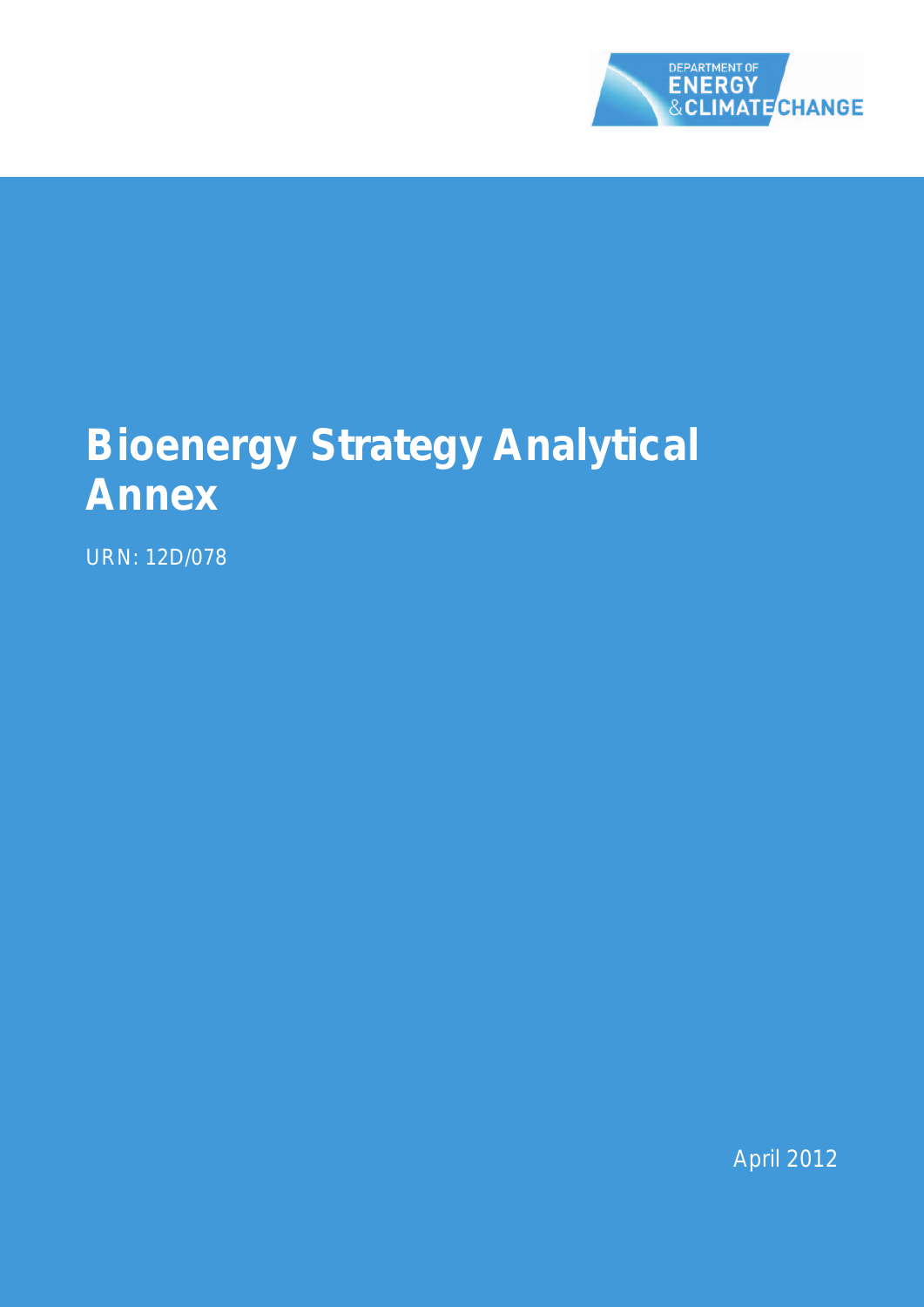DEPARTMENT OF ENERGY & CLIMATE CHANGE

# Bioenergy Strategy Analytical Annex

URN: 12D/078

April 2012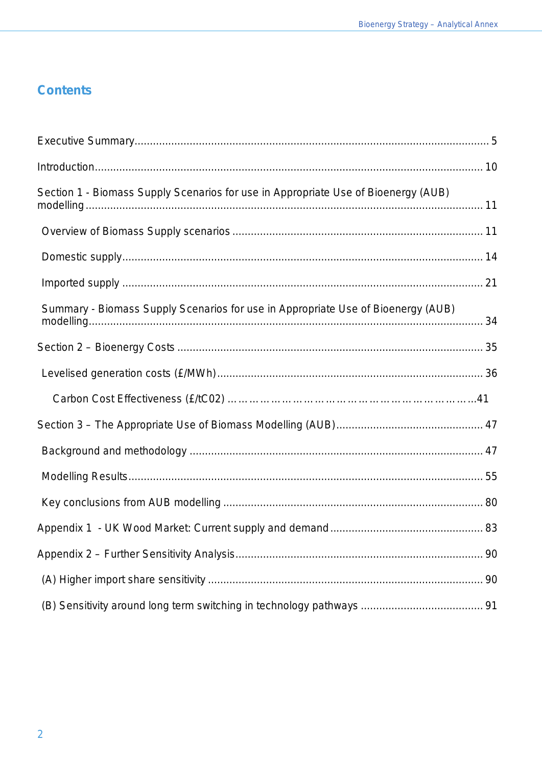## Contents

Executive Summary ........................................................................................................ 5

Introduction ....................................................................................................................... 10

Section 1 - Biomass Supply Scenarios for use in Appropriate Use of Bioenergy (AUB) modelling ........................................................................................................................... 11

- Overview of Biomass Supply scenarios ....................................................................... 11
- Domestic supply ............................................................................................................ 14
- Imported supply ............................................................................................................ 21
- Summary - Biomass Supply Scenarios for use in Appropriate Use of Bioenergy (AUB) modelling ............................................................................................................................ 34

Section 2 – Bioenergy Costs .......................................................................................... 35

- Levelised generation costs (£/MWh) ............................................................................ 36
  - Carbon Cost Effectiveness (£/tC02) ………………………………………………………41

Section 3 – The Appropriate Use of Biomass Modelling (AUB) ..................................... 47

- Background and methodology ..................................................................................... 47
- Modelling Results .......................................................................................................... 55
- Key conclusions from AUB modelling .......................................................................... 80

Appendix 1 - UK Wood Market: Current supply and demand ....................................... 83

Appendix 2 – Further Sensitivity Analysis ....................................................................... 90

- (A) Higher import share sensitivity ............................................................................... 90
- (B) Sensitivity around long term switching in technology pathways ............................ 91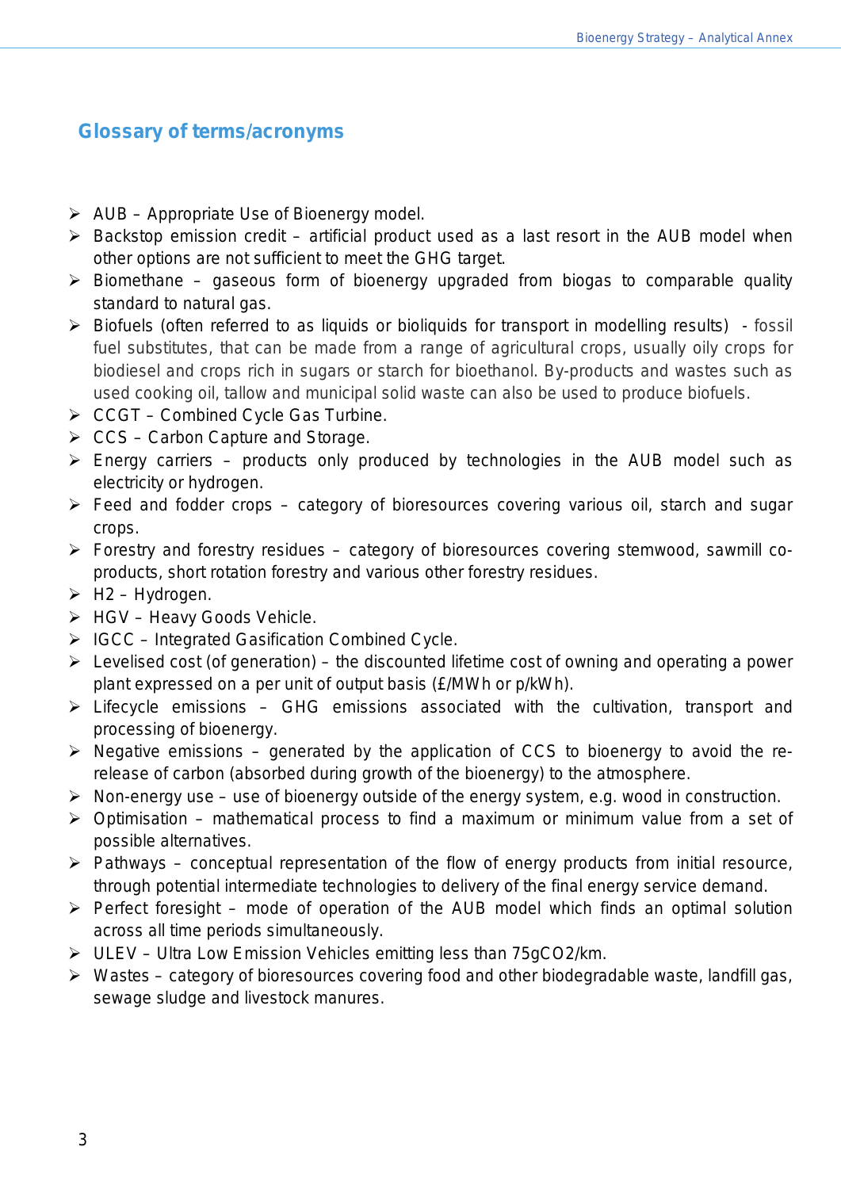## Glossary of terms/acronyms

- AUB – Appropriate Use of Bioenergy model.
- Backstop emission credit – artificial product used as a last resort in the AUB model when other options are not sufficient to meet the GHG target.
- Biomethane – gaseous form of bioenergy upgraded from biogas to comparable quality standard to natural gas.
- Biofuels (often referred to as liquids or bioliquids for transport in modelling results) - fossil fuel substitutes, that can be made from a range of agricultural crops, usually oily crops for biodiesel and crops rich in sugars or starch for bioethanol. By-products and wastes such as used cooking oil, tallow and municipal solid waste can also be used to produce biofuels.
- CCGT – Combined Cycle Gas Turbine.
- CCS – Carbon Capture and Storage.
- Energy carriers – products only produced by technologies in the AUB model such as electricity or hydrogen.
- Feed and fodder crops – category of bioresources covering various oil, starch and sugar crops.
- Forestry and forestry residues – category of bioresources covering stemwood, sawmill co-products, short rotation forestry and various other forestry residues.
- H2 – Hydrogen.
- HGV – Heavy Goods Vehicle.
- IGCC – Integrated Gasification Combined Cycle.
- Levelised cost (of generation) – the discounted lifetime cost of owning and operating a power plant expressed on a per unit of output basis (£/MWh or p/kWh).
- Lifecycle emissions – GHG emissions associated with the cultivation, transport and processing of bioenergy.
- Negative emissions – generated by the application of CCS to bioenergy to avoid the re-release of carbon (absorbed during growth of the bioenergy) to the atmosphere.
- Non-energy use – use of bioenergy outside of the energy system, e.g. wood in construction.
- Optimisation – mathematical process to find a maximum or minimum value from a set of possible alternatives.
- Pathways – conceptual representation of the flow of energy products from initial resource, through potential intermediate technologies to delivery of the final energy service demand.
- Perfect foresight – mode of operation of the AUB model which finds an optimal solution across all time periods simultaneously.
- ULEV – Ultra Low Emission Vehicles emitting less than 75g$CO_2$/km.
- Wastes – category of bioresources covering food and other biodegradable waste, landfill gas, sewage sludge and livestock manures.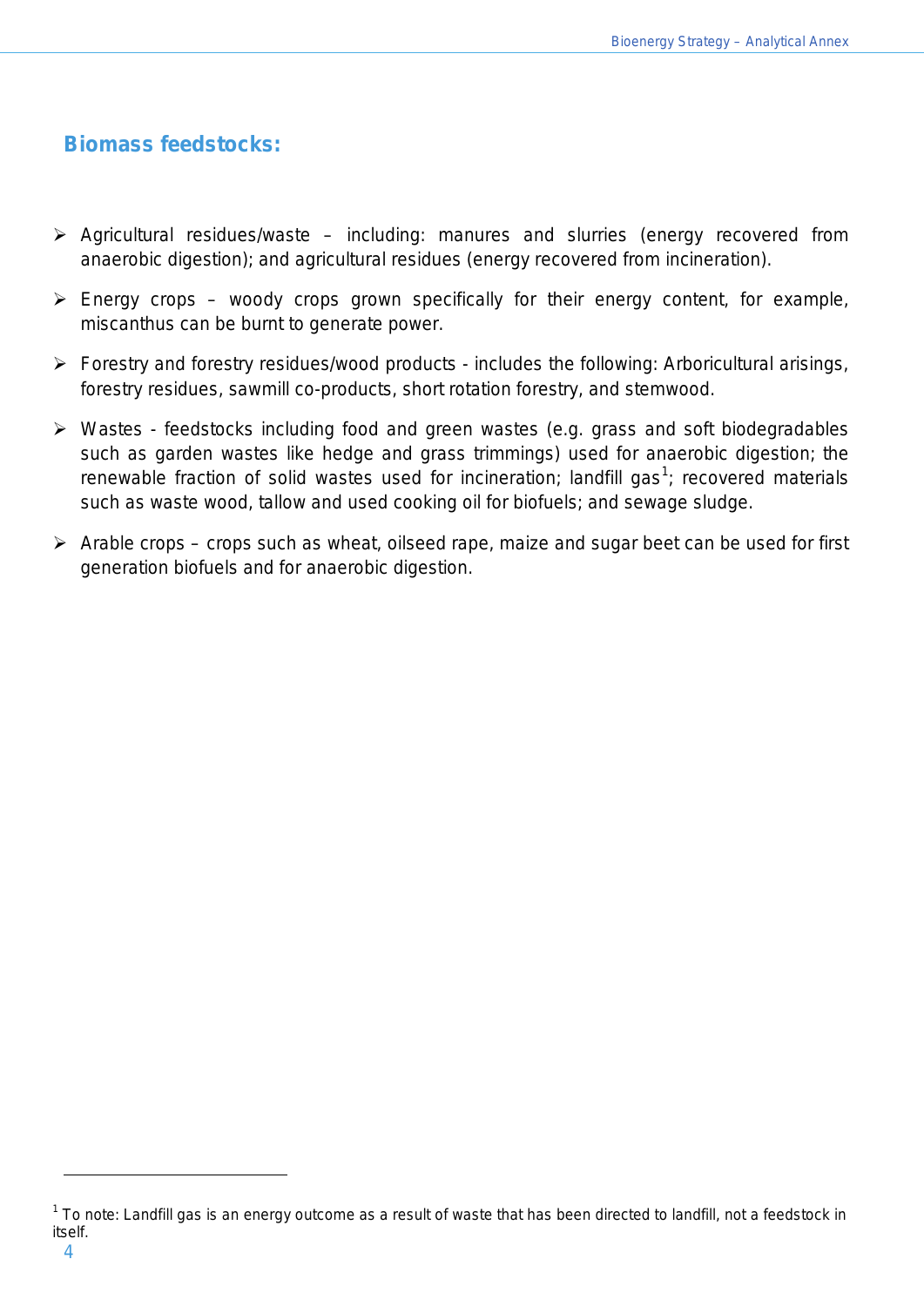## Biomass feedstocks:

- Agricultural residues/waste – including: manures and slurries (energy recovered from anaerobic digestion); and agricultural residues (energy recovered from incineration).
- Energy crops – woody crops grown specifically for their energy content, for example, miscanthus can be burnt to generate power.
- Forestry and forestry residues/wood products - includes the following: Arboricultural arisings, forestry residues, sawmill co-products, short rotation forestry, and stemwood.
- Wastes - feedstocks including food and green wastes (e.g. grass and soft biodegradables such as garden wastes like hedge and grass trimmings) used for anaerobic digestion; the renewable fraction of solid wastes used for incineration; landfill gas[1]; recovered materials such as waste wood, tallow and used cooking oil for biofuels; and sewage sludge.
- Arable crops – crops such as wheat, oilseed rape, maize and sugar beet can be used for first generation biofuels and for anaerobic digestion.

---

[1] To note: Landfill gas is an energy outcome as a result of waste that has been directed to landfill, not a feedstock in itself.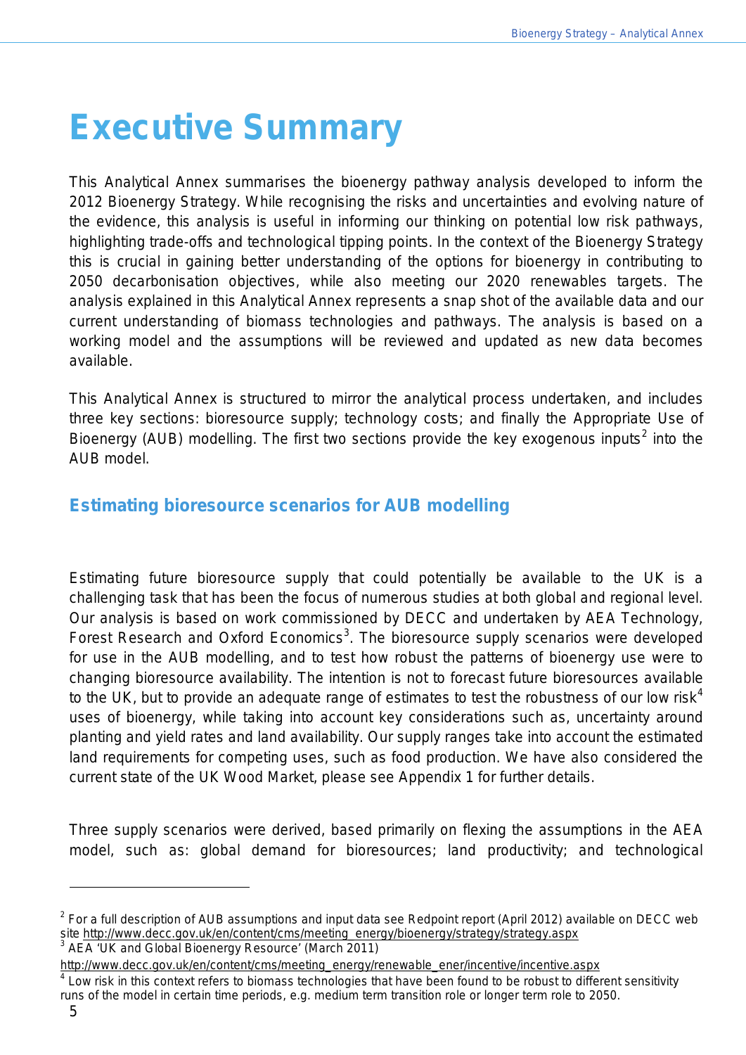# Executive Summary

This Analytical Annex summarises the bioenergy pathway analysis developed to inform the 2012 Bioenergy Strategy. While recognising the risks and uncertainties and evolving nature of the evidence, this analysis is useful in informing our thinking on potential low risk pathways, highlighting trade-offs and technological tipping points. In the context of the Bioenergy Strategy this is crucial in gaining better understanding of the options for bioenergy in contributing to 2050 decarbonisation objectives, while also meeting our 2020 renewables targets. The analysis explained in this Analytical Annex represents a snap shot of the available data and our current understanding of biomass technologies and pathways. The analysis is based on a working model and the assumptions will be reviewed and updated as new data becomes available.

This Analytical Annex is structured to mirror the analytical process undertaken, and includes three key sections: bioresource supply; technology costs; and finally the Appropriate Use of Bioenergy (AUB) modelling. The first two sections provide the key exogenous inputs[2] into the AUB model.

## Estimating bioresource scenarios for AUB modelling

Estimating future bioresource supply that could potentially be available to the UK is a challenging task that has been the focus of numerous studies at both global and regional level. Our analysis is based on work commissioned by DECC and undertaken by AEA Technology, Forest Research and Oxford Economics[3]. The bioresource supply scenarios were developed for use in the AUB modelling, and to test how robust the patterns of bioenergy use were to changing bioresource availability. The intention is not to forecast future bioresources available to the UK, but to provide an adequate range of estimates to test the robustness of our low risk[4] uses of bioenergy, while taking into account key considerations such as, uncertainty around planting and yield rates and land availability. Our supply ranges take into account the estimated land requirements for competing uses, such as food production. We have also considered the current state of the UK Wood Market, please see Appendix 1 for further details.

Three supply scenarios were derived, based primarily on flexing the assumptions in the AEA model, such as: global demand for bioresources; land productivity; and technological

---

[2] For a full description of AUB assumptions and input data see Redpoint report (April 2012) available on DECC web site http://www.decc.gov.uk/en/content/cms/meeting_energy/bioenergy/strategy/strategy.aspx

[3] AEA 'UK and Global Bioenergy Resource' (March 2011) http://www.decc.gov.uk/en/content/cms/meeting_energy/renewable_ener/incentive/incentive.aspx

[4] Low risk in this context refers to biomass technologies that have been found to be robust to different sensitivity runs of the model in certain time periods, e.g. medium term transition role or longer term role to 2050.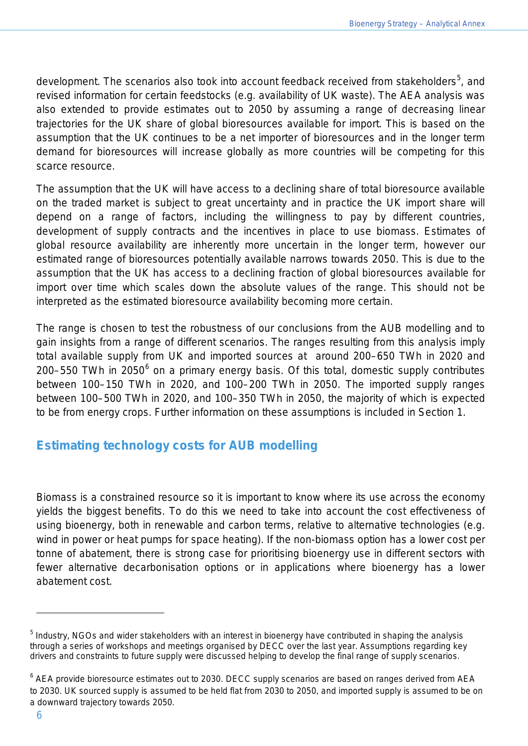development. The scenarios also took into account feedback received from stakeholders[5], and revised information for certain feedstocks (e.g. availability of UK waste). The AEA analysis was also extended to provide estimates out to 2050 by assuming a range of decreasing linear trajectories for the UK share of global bioresources available for import. This is based on the assumption that the UK continues to be a net importer of bioresources and in the longer term demand for bioresources will increase globally as more countries will be competing for this scarce resource.

The assumption that the UK will have access to a declining share of total bioresource available on the traded market is subject to great uncertainty and in practice the UK import share will depend on a range of factors, including the willingness to pay by different countries, development of supply contracts and the incentives in place to use biomass. Estimates of global resource availability are inherently more uncertain in the longer term, however our estimated range of bioresources potentially available narrows towards 2050. This is due to the assumption that the UK has access to a declining fraction of global bioresources available for import over time which scales down the absolute values of the range. This should not be interpreted as the estimated bioresource availability becoming more certain.

The range is chosen to test the robustness of our conclusions from the AUB modelling and to gain insights from a range of different scenarios. The ranges resulting from this analysis imply total available supply from UK and imported sources at around 200–650 TWh in 2020 and 200–550 TWh in 2050[6] on a primary energy basis. Of this total, domestic supply contributes between 100–150 TWh in 2020, and 100–200 TWh in 2050. The imported supply ranges between 100–500 TWh in 2020, and 100–350 TWh in 2050, the majority of which is expected to be from energy crops. Further information on these assumptions is included in Section 1.

## Estimating technology costs for AUB modelling

Biomass is a constrained resource so it is important to know where its use across the economy yields the biggest benefits. To do this we need to take into account the cost effectiveness of using bioenergy, both in renewable and carbon terms, relative to alternative technologies (e.g. wind in power or heat pumps for space heating). If the non-biomass option has a lower cost per tonne of abatement, there is strong case for prioritising bioenergy use in different sectors with fewer alternative decarbonisation options or in applications where bioenergy has a lower abatement cost.

---

[5] Industry, NGOs and wider stakeholders with an interest in bioenergy have contributed in shaping the analysis through a series of workshops and meetings organised by DECC over the last year. Assumptions regarding key drivers and constraints to future supply were discussed helping to develop the final range of supply scenarios.

[6] AEA provide bioresource estimates out to 2030. DECC supply scenarios are based on ranges derived from AEA to 2030. UK sourced supply is assumed to be held flat from 2030 to 2050, and imported supply is assumed to be on a downward trajectory towards 2050.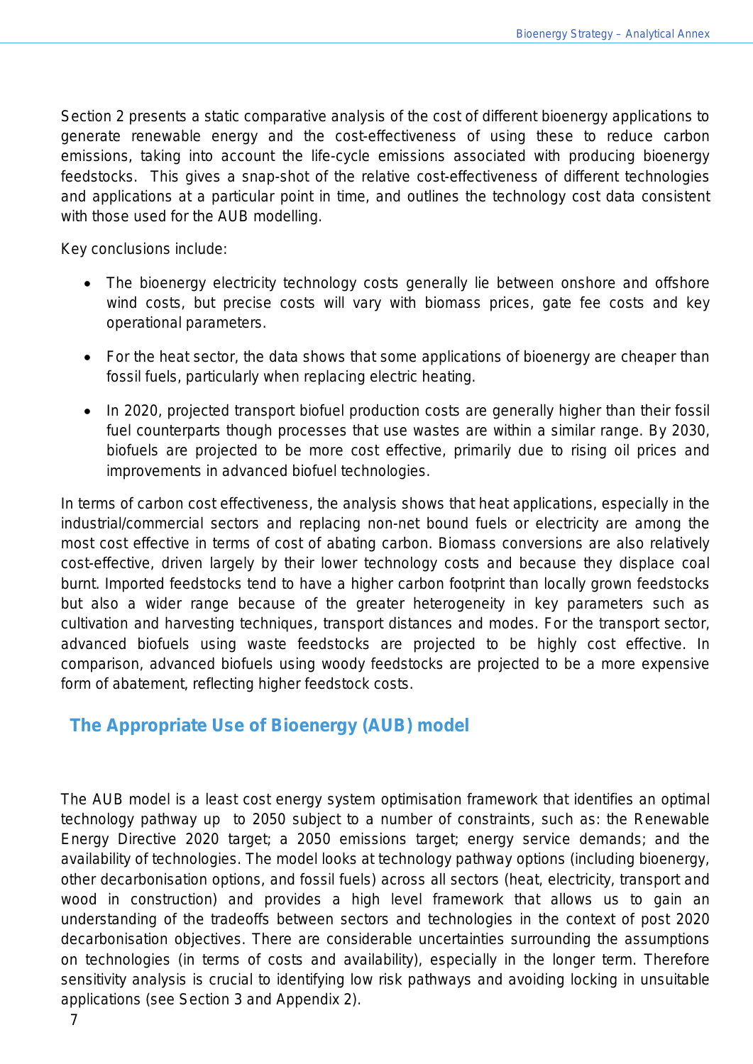Section 2 presents a static comparative analysis of the cost of different bioenergy applications to generate renewable energy and the cost-effectiveness of using these to reduce carbon emissions, taking into account the life-cycle emissions associated with producing bioenergy feedstocks. This gives a snap-shot of the relative cost-effectiveness of different technologies and applications at a particular point in time, and outlines the technology cost data consistent with those used for the AUB modelling.

Key conclusions include:

- The bioenergy electricity technology costs generally lie between onshore and offshore wind costs, but precise costs will vary with biomass prices, gate fee costs and key operational parameters.
- For the heat sector, the data shows that some applications of bioenergy are cheaper than fossil fuels, particularly when replacing electric heating.
- In 2020, projected transport biofuel production costs are generally higher than their fossil fuel counterparts though processes that use wastes are within a similar range. By 2030, biofuels are projected to be more cost effective, primarily due to rising oil prices and improvements in advanced biofuel technologies.

In terms of carbon cost effectiveness, the analysis shows that heat applications, especially in the industrial/commercial sectors and replacing non-net bound fuels or electricity are among the most cost effective in terms of cost of abating carbon. Biomass conversions are also relatively cost-effective, driven largely by their lower technology costs and because they displace coal burnt. Imported feedstocks tend to have a higher carbon footprint than locally grown feedstocks but also a wider range because of the greater heterogeneity in key parameters such as cultivation and harvesting techniques, transport distances and modes. For the transport sector, advanced biofuels using waste feedstocks are projected to be highly cost effective. In comparison, advanced biofuels using woody feedstocks are projected to be a more expensive form of abatement, reflecting higher feedstock costs.

## The Appropriate Use of Bioenergy (AUB) model

The AUB model is a least cost energy system optimisation framework that identifies an optimal technology pathway up to 2050 subject to a number of constraints, such as: the Renewable Energy Directive 2020 target; a 2050 emissions target; energy service demands; and the availability of technologies. The model looks at technology pathway options (including bioenergy, other decarbonisation options, and fossil fuels) across all sectors (heat, electricity, transport and wood in construction) and provides a high level framework that allows us to gain an understanding of the tradeoffs between sectors and technologies in the context of post 2020 decarbonisation objectives. There are considerable uncertainties surrounding the assumptions on technologies (in terms of costs and availability), especially in the longer term. Therefore sensitivity analysis is crucial to identifying low risk pathways and avoiding locking in unsuitable applications (see Section 3 and Appendix 2).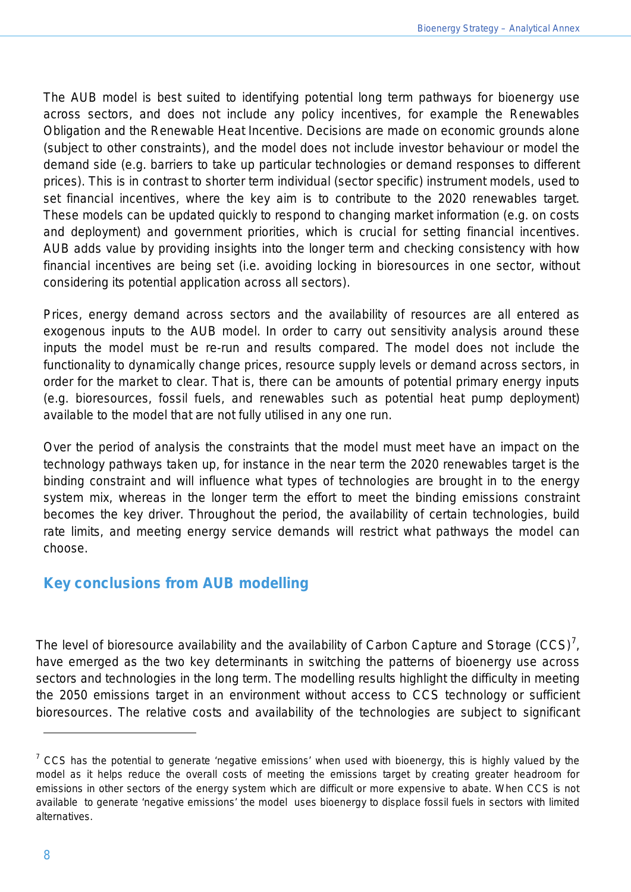The AUB model is best suited to identifying potential long term pathways for bioenergy use across sectors, and does not include any policy incentives, for example the Renewables Obligation and the Renewable Heat Incentive. Decisions are made on economic grounds alone (subject to other constraints), and the model does not include investor behaviour or model the demand side (e.g. barriers to take up particular technologies or demand responses to different prices). This is in contrast to shorter term individual (sector specific) instrument models, used to set financial incentives, where the key aim is to contribute to the 2020 renewables target. These models can be updated quickly to respond to changing market information (e.g. on costs and deployment) and government priorities, which is crucial for setting financial incentives. AUB adds value by providing insights into the longer term and checking consistency with how financial incentives are being set (i.e. avoiding locking in bioresources in one sector, without considering its potential application across all sectors).

Prices, energy demand across sectors and the availability of resources are all entered as exogenous inputs to the AUB model. In order to carry out sensitivity analysis around these inputs the model must be re-run and results compared. The model does not include the functionality to dynamically change prices, resource supply levels or demand across sectors, in order for the market to clear. That is, there can be amounts of potential primary energy inputs (e.g. bioresources, fossil fuels, and renewables such as potential heat pump deployment) available to the model that are not fully utilised in any one run.

Over the period of analysis the constraints that the model must meet have an impact on the technology pathways taken up, for instance in the near term the 2020 renewables target is the binding constraint and will influence what types of technologies are brought in to the energy system mix, whereas in the longer term the effort to meet the binding emissions constraint becomes the key driver. Throughout the period, the availability of certain technologies, build rate limits, and meeting energy service demands will restrict what pathways the model can choose.

## Key conclusions from AUB modelling

The level of bioresource availability and the availability of Carbon Capture and Storage (CCS)[7], have emerged as the two key determinants in switching the patterns of bioenergy use across sectors and technologies in the long term. The modelling results highlight the difficulty in meeting the 2050 emissions target in an environment without access to CCS technology or sufficient bioresources. The relative costs and availability of the technologies are subject to significant

[7] CCS has the potential to generate 'negative emissions' when used with bioenergy, this is highly valued by the model as it helps reduce the overall costs of meeting the emissions target by creating greater headroom for emissions in other sectors of the energy system which are difficult or more expensive to abate. When CCS is not available to generate 'negative emissions' the model uses bioenergy to displace fossil fuels in sectors with limited alternatives.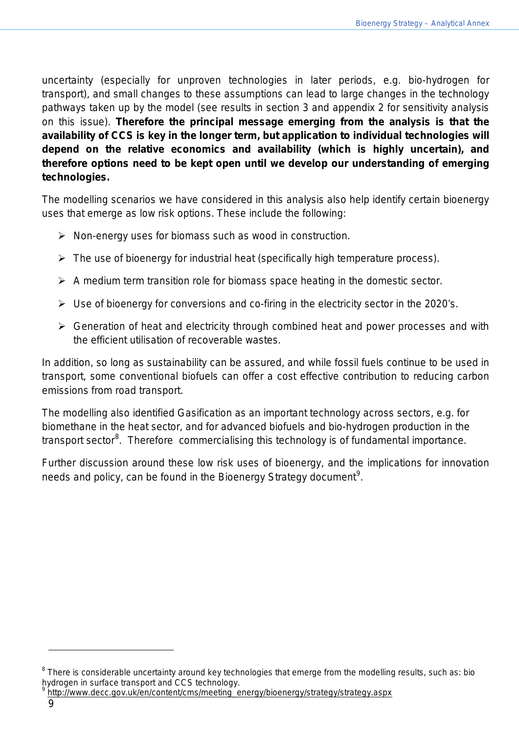uncertainty (especially for unproven technologies in later periods, e.g. bio-hydrogen for transport), and small changes to these assumptions can lead to large changes in the technology pathways taken up by the model (see results in section 3 and appendix 2 for sensitivity analysis on this issue). **Therefore the principal message emerging from the analysis is that the availability of CCS is key in the longer term, but application to individual technologies will depend on the relative economics and availability (which is highly uncertain), and therefore options need to be kept open until we develop our understanding of emerging technologies.**

The modelling scenarios we have considered in this analysis also help identify certain bioenergy uses that emerge as low risk options. These include the following:

- Non-energy uses for biomass such as wood in construction.
- The use of bioenergy for industrial heat (specifically high temperature process).
- A medium term transition role for biomass space heating in the domestic sector.
- Use of bioenergy for conversions and co-firing in the electricity sector in the 2020's.
- Generation of heat and electricity through combined heat and power processes and with the efficient utilisation of recoverable wastes.

In addition, so long as sustainability can be assured, and while fossil fuels continue to be used in transport, some conventional biofuels can offer a cost effective contribution to reducing carbon emissions from road transport.

The modelling also identified Gasification as an important technology across sectors, e.g. for biomethane in the heat sector, and for advanced biofuels and bio-hydrogen production in the transport sector[8]. Therefore commercialising this technology is of fundamental importance.

Further discussion around these low risk uses of bioenergy, and the implications for innovation needs and policy, can be found in the Bioenergy Strategy document[9].

---

[8] There is considerable uncertainty around key technologies that emerge from the modelling results, such as: bio hydrogen in surface transport and CCS technology.

[9] http://www.decc.gov.uk/en/content/cms/meeting_energy/bioenergy/strategy/strategy.aspx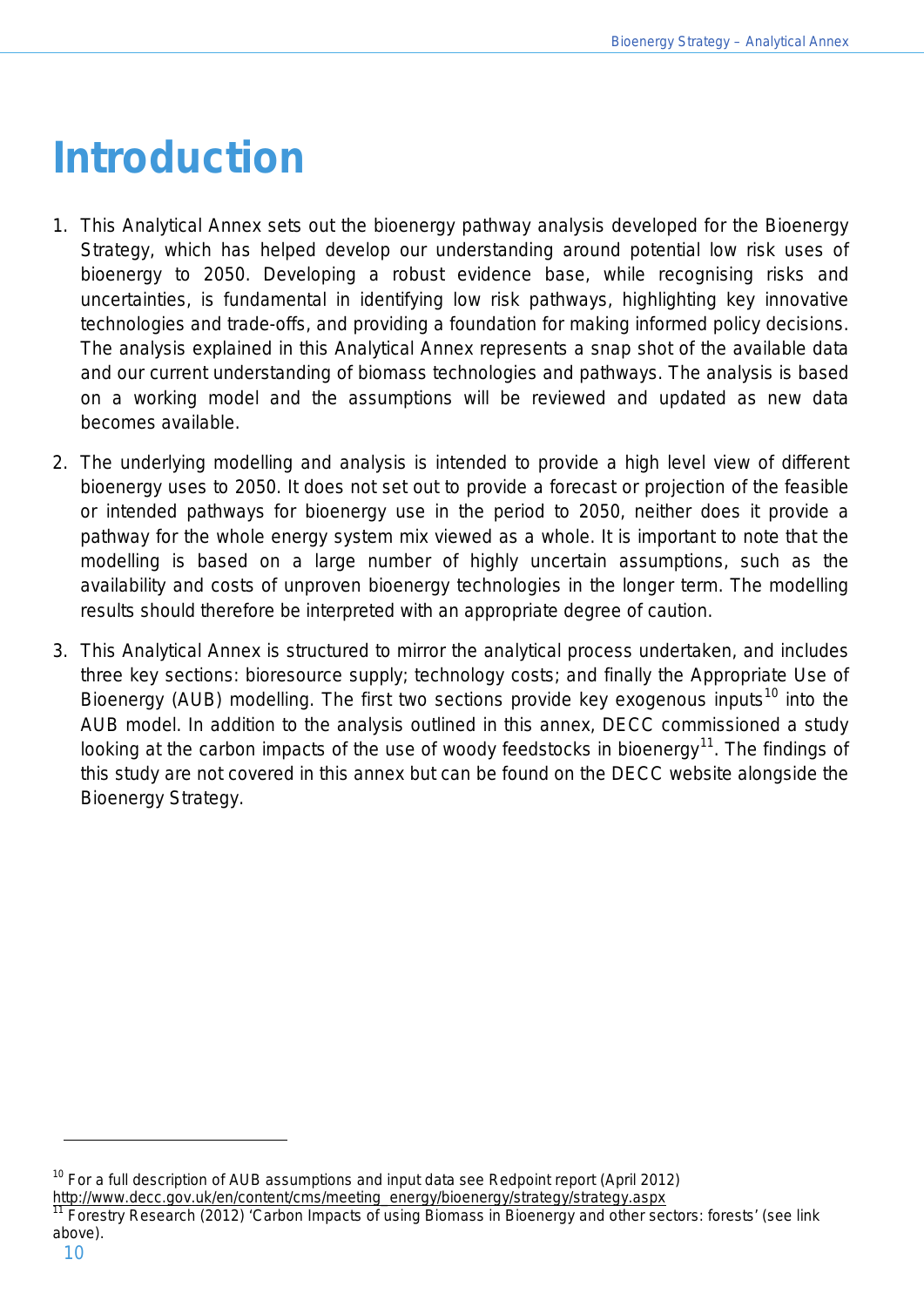# Introduction

1. This Analytical Annex sets out the bioenergy pathway analysis developed for the Bioenergy Strategy, which has helped develop our understanding around potential low risk uses of bioenergy to 2050. Developing a robust evidence base, while recognising risks and uncertainties, is fundamental in identifying low risk pathways, highlighting key innovative technologies and trade-offs, and providing a foundation for making informed policy decisions. The analysis explained in this Analytical Annex represents a snap shot of the available data and our current understanding of biomass technologies and pathways. The analysis is based on a working model and the assumptions will be reviewed and updated as new data becomes available.

2. The underlying modelling and analysis is intended to provide a high level view of different bioenergy uses to 2050. It does not set out to provide a forecast or projection of the feasible or intended pathways for bioenergy use in the period to 2050, neither does it provide a pathway for the whole energy system mix viewed as a whole. It is important to note that the modelling is based on a large number of highly uncertain assumptions, such as the availability and costs of unproven bioenergy technologies in the longer term. The modelling results should therefore be interpreted with an appropriate degree of caution.

3. This Analytical Annex is structured to mirror the analytical process undertaken, and includes three key sections: bioresource supply; technology costs; and finally the Appropriate Use of Bioenergy (AUB) modelling. The first two sections provide key exogenous inputs[10] into the AUB model. In addition to the analysis outlined in this annex, DECC commissioned a study looking at the carbon impacts of the use of woody feedstocks in bioenergy[11]. The findings of this study are not covered in this annex but can be found on the DECC website alongside the Bioenergy Strategy.

---

[10] For a full description of AUB assumptions and input data see Redpoint report (April 2012) http://www.decc.gov.uk/en/content/cms/meeting_energy/bioenergy/strategy/strategy.aspx

[11] Forestry Research (2012) 'Carbon Impacts of using Biomass in Bioenergy and other sectors: forests' (see link above).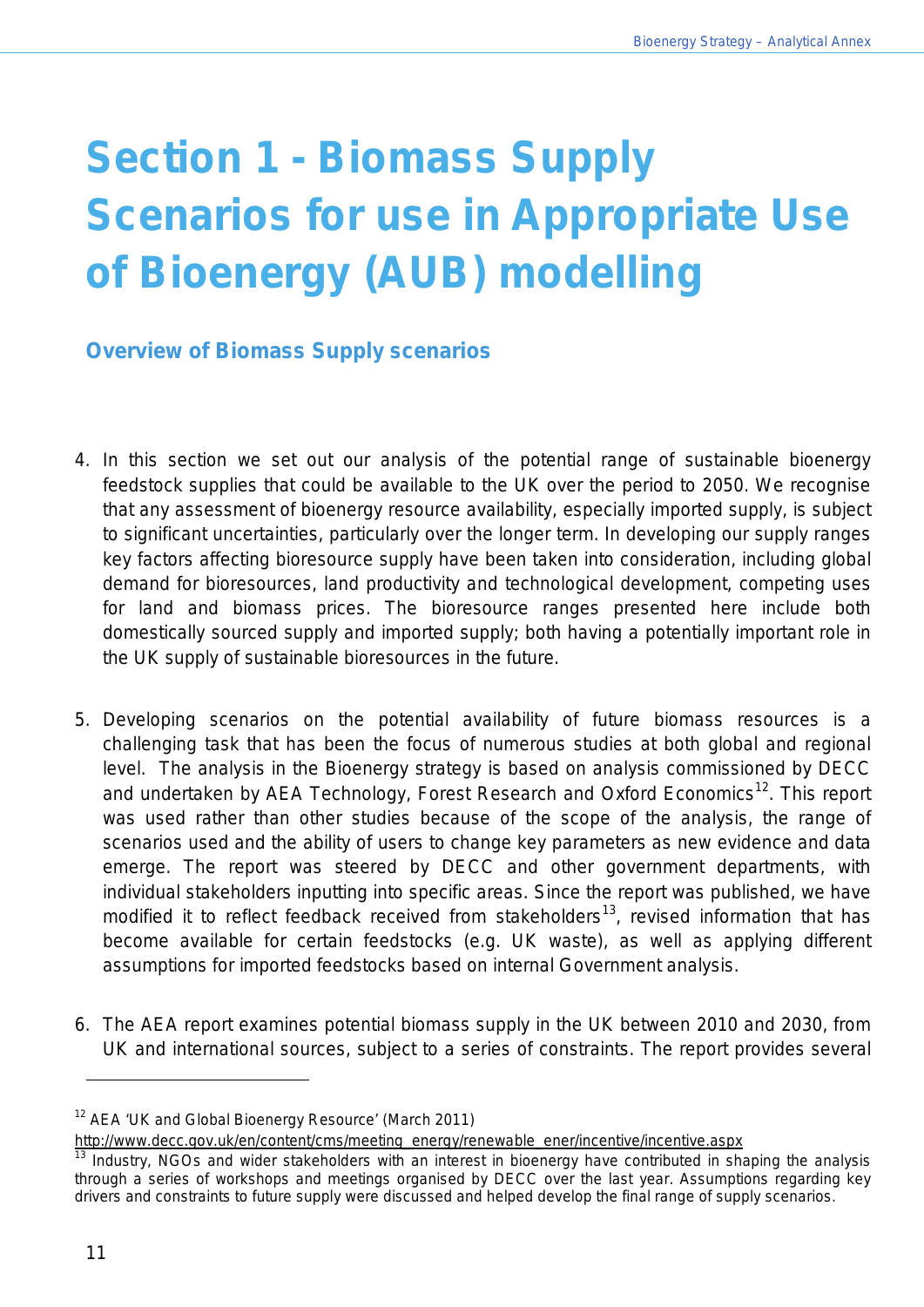# Section 1 - Biomass Supply Scenarios for use in Appropriate Use of Bioenergy (AUB) modelling

## Overview of Biomass Supply scenarios

4. In this section we set out our analysis of the potential range of sustainable bioenergy feedstock supplies that could be available to the UK over the period to 2050. We recognise that any assessment of bioenergy resource availability, especially imported supply, is subject to significant uncertainties, particularly over the longer term. In developing our supply ranges key factors affecting bioresource supply have been taken into consideration, including global demand for bioresources, land productivity and technological development, competing uses for land and biomass prices. The bioresource ranges presented here include both domestically sourced supply and imported supply; both having a potentially important role in the UK supply of sustainable bioresources in the future.

5. Developing scenarios on the potential availability of future biomass resources is a challenging task that has been the focus of numerous studies at both global and regional level. The analysis in the Bioenergy strategy is based on analysis commissioned by DECC and undertaken by AEA Technology, Forest Research and Oxford Economics[12]. This report was used rather than other studies because of the scope of the analysis, the range of scenarios used and the ability of users to change key parameters as new evidence and data emerge. The report was steered by DECC and other government departments, with individual stakeholders inputting into specific areas. Since the report was published, we have modified it to reflect feedback received from stakeholders[13], revised information that has become available for certain feedstocks (e.g. UK waste), as well as applying different assumptions for imported feedstocks based on internal Government analysis.

6. The AEA report examines potential biomass supply in the UK between 2010 and 2030, from UK and international sources, subject to a series of constraints. The report provides several

---

[12] AEA 'UK and Global Bioenergy Resource' (March 2011) http://www.decc.gov.uk/en/content/cms/meeting_energy/renewable_ener/incentive/incentive.aspx

[13] Industry, NGOs and wider stakeholders with an interest in bioenergy have contributed in shaping the analysis through a series of workshops and meetings organised by DECC over the last year. Assumptions regarding key drivers and constraints to future supply were discussed and helped develop the final range of supply scenarios.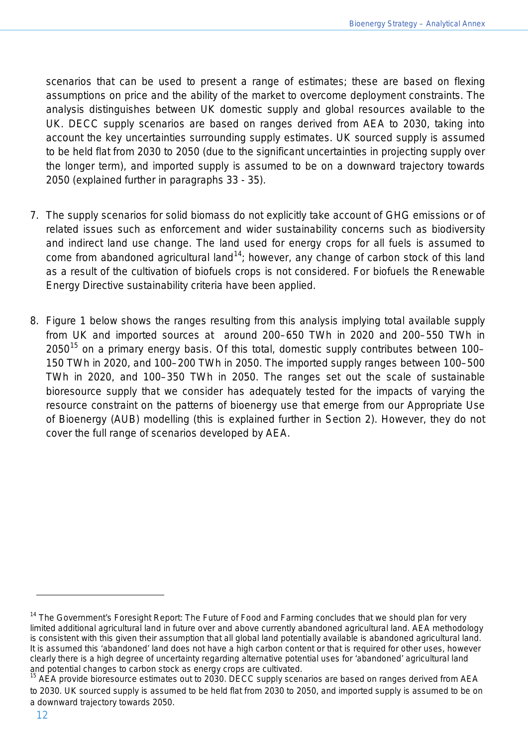scenarios that can be used to present a range of estimates; these are based on flexing assumptions on price and the ability of the market to overcome deployment constraints. The analysis distinguishes between UK domestic supply and global resources available to the UK. DECC supply scenarios are based on ranges derived from AEA to 2030, taking into account the key uncertainties surrounding supply estimates. UK sourced supply is assumed to be held flat from 2030 to 2050 (due to the significant uncertainties in projecting supply over the longer term), and imported supply is assumed to be on a downward trajectory towards 2050 (explained further in paragraphs 33 - 35).

7. The supply scenarios for solid biomass do not explicitly take account of GHG emissions or of related issues such as enforcement and wider sustainability concerns such as biodiversity and indirect land use change. The land used for energy crops for all fuels is assumed to come from abandoned agricultural land[14]; however, any change of carbon stock of this land as a result of the cultivation of biofuels crops is not considered. For biofuels the Renewable Energy Directive sustainability criteria have been applied.

8. Figure 1 below shows the ranges resulting from this analysis implying total available supply from UK and imported sources at around 200–650 TWh in 2020 and 200–550 TWh in 2050[15] on a primary energy basis. Of this total, domestic supply contributes between 100–150 TWh in 2020, and 100–200 TWh in 2050. The imported supply ranges between 100–500 TWh in 2020, and 100–350 TWh in 2050. The ranges set out the scale of sustainable bioresource supply that we consider has adequately tested for the impacts of varying the resource constraint on the patterns of bioenergy use that emerge from our Appropriate Use of Bioenergy (AUB) modelling (this is explained further in Section 2). However, they do not cover the full range of scenarios developed by AEA.

---

[14] The Government's Foresight Report: The Future of Food and Farming concludes that we should plan for very limited additional agricultural land in future over and above currently abandoned agricultural land. AEA methodology is consistent with this given their assumption that all global land potentially available is abandoned agricultural land. It is assumed this 'abandoned' land does not have a high carbon content or that is required for other uses, however clearly there is a high degree of uncertainty regarding alternative potential uses for 'abandoned' agricultural land and potential changes to carbon stock as energy crops are cultivated.

[15] AEA provide bioresource estimates out to 2030. DECC supply scenarios are based on ranges derived from AEA to 2030. UK sourced supply is assumed to be held flat from 2030 to 2050, and imported supply is assumed to be on a downward trajectory towards 2050.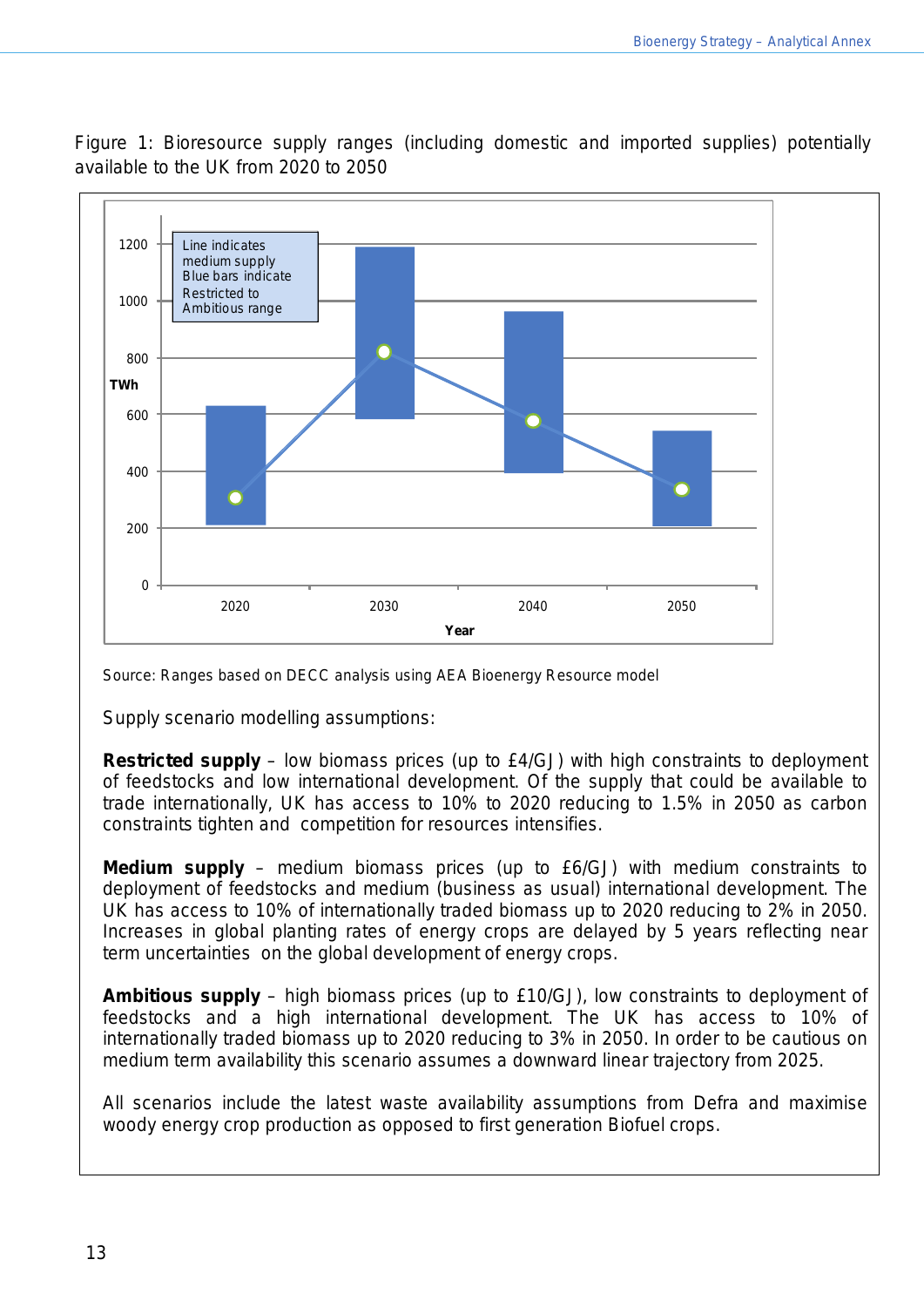Figure 1: Bioresource supply ranges (including domestic and imported supplies) potentially available to the UK from 2020 to 2050

Line indicates medium supply
Blue bars indicate Restricted to Ambitious range

TWh

Year

Source: Ranges based on DECC analysis using AEA Bioenergy Resource model

Supply scenario modelling assumptions:

**Restricted supply** – low biomass prices (up to £4/GJ) with high constraints to deployment of feedstocks and low international development. Of the supply that could be available to trade internationally, UK has access to 10% to 2020 reducing to 1.5% in 2050 as carbon constraints tighten and competition for resources intensifies.

**Medium supply** – medium biomass prices (up to £6/GJ) with medium constraints to deployment of feedstocks and medium (business as usual) international development. The UK has access to 10% of internationally traded biomass up to 2020 reducing to 2% in 2050. Increases in global planting rates of energy crops are delayed by 5 years reflecting near term uncertainties on the global development of energy crops.

**Ambitious supply** – high biomass prices (up to £10/GJ), low constraints to deployment of feedstocks and a high international development. The UK has access to 10% of internationally traded biomass up to 2020 reducing to 3% in 2050. In order to be cautious on medium term availability this scenario assumes a downward linear trajectory from 2025.

All scenarios include the latest waste availability assumptions from Defra and maximise woody energy crop production as opposed to first generation Biofuel crops.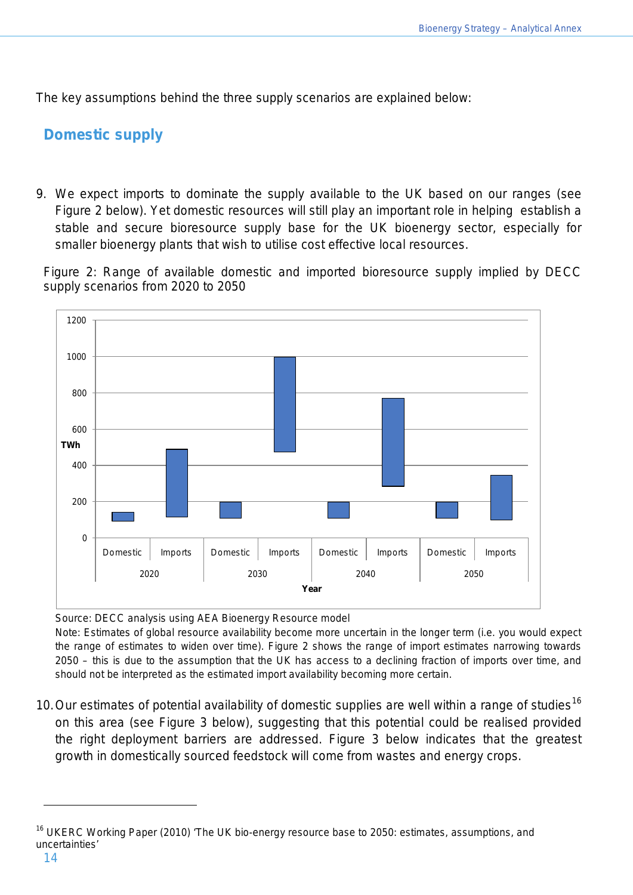The key assumptions behind the three supply scenarios are explained below:

## Domestic supply

9. We expect imports to dominate the supply available to the UK based on our ranges (see Figure 2 below). Yet domestic resources will still play an important role in helping establish a stable and secure bioresource supply base for the UK bioenergy sector, especially for smaller bioenergy plants that wish to utilise cost effective local resources.

Figure 2: Range of available domestic and imported bioresource supply implied by DECC supply scenarios from 2020 to 2050

Source: DECC analysis using AEA Bioenergy Resource model

Note: Estimates of global resource availability become more uncertain in the longer term (i.e. you would expect the range of estimates to widen over time). Figure 2 shows the range of import estimates narrowing towards 2050 – this is due to the assumption that the UK has access to a declining fraction of imports over time, and should not be interpreted as the estimated import availability becoming more certain.

10. Our estimates of potential availability of domestic supplies are well within a range of studies[16] on this area (see Figure 3 below), suggesting that this potential could be realised provided the right deployment barriers are addressed. Figure 3 below indicates that the greatest growth in domestically sourced feedstock will come from wastes and energy crops.

[16] UKERC Working Paper (2010) 'The UK bio-energy resource base to 2050: estimates, assumptions, and uncertainties'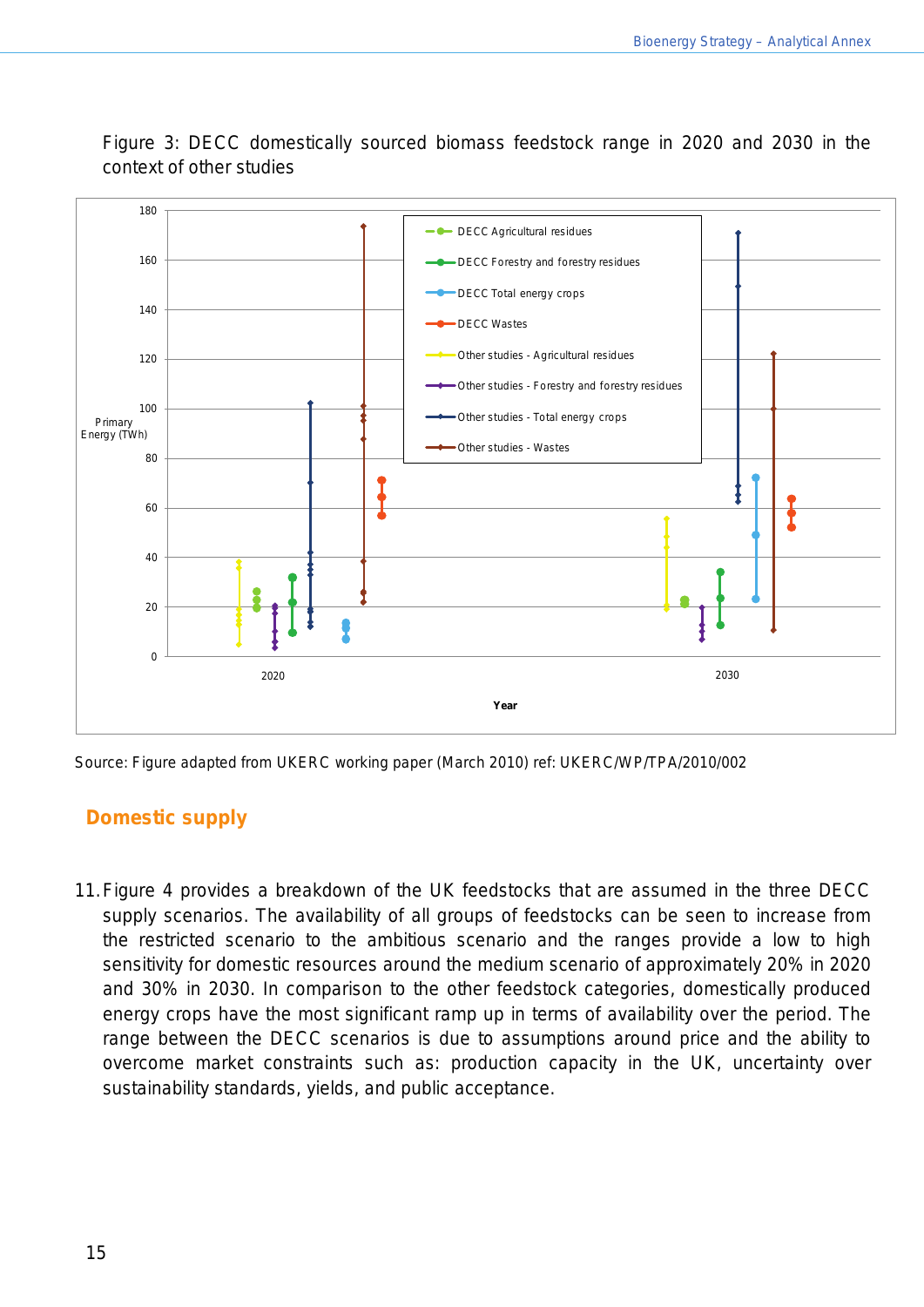Figure 3: DECC domestically sourced biomass feedstock range in 2020 and 2030 in the context of other studies

Source: Figure adapted from UKERC working paper (March 2010) ref: UKERC/WP/TPA/2010/002

## Domestic supply

11. Figure 4 provides a breakdown of the UK feedstocks that are assumed in the three DECC supply scenarios. The availability of all groups of feedstocks can be seen to increase from the restricted scenario to the ambitious scenario and the ranges provide a low to high sensitivity for domestic resources around the medium scenario of approximately 20% in 2020 and 30% in 2030. In comparison to the other feedstock categories, domestically produced energy crops have the most significant ramp up in terms of availability over the period. The range between the DECC scenarios is due to assumptions around price and the ability to overcome market constraints such as: production capacity in the UK, uncertainty over sustainability standards, yields, and public acceptance.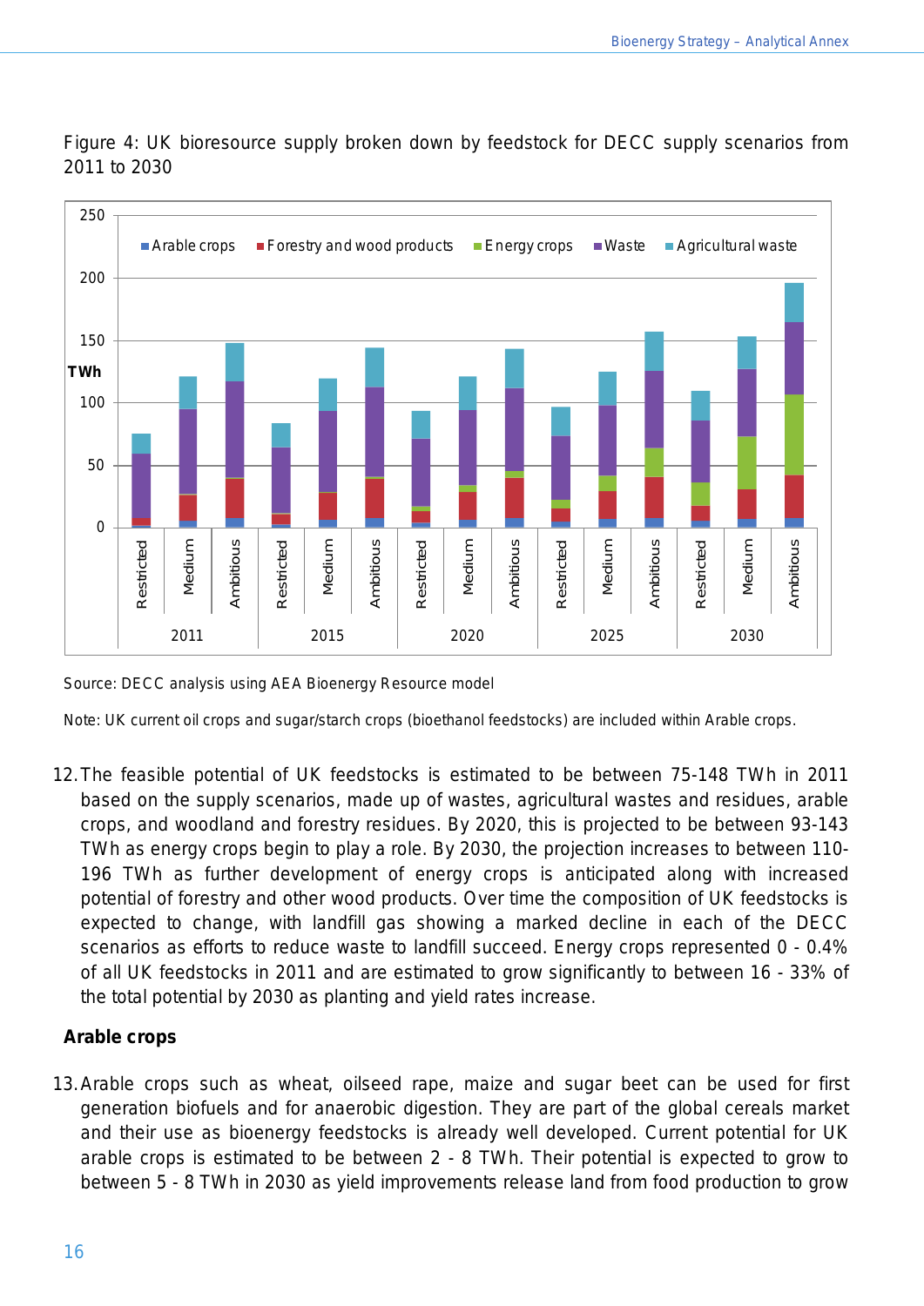Figure 4: UK bioresource supply broken down by feedstock for DECC supply scenarios from 2011 to 2030

Source: DECC analysis using AEA Bioenergy Resource model

Note: UK current oil crops and sugar/starch crops (bioethanol feedstocks) are included within Arable crops.

12. The feasible potential of UK feedstocks is estimated to be between 75-148 TWh in 2011 based on the supply scenarios, made up of wastes, agricultural wastes and residues, arable crops, and woodland and forestry residues. By 2020, this is projected to be between 93-143 TWh as energy crops begin to play a role. By 2030, the projection increases to between 110-196 TWh as further development of energy crops is anticipated along with increased potential of forestry and other wood products. Over time the composition of UK feedstocks is expected to change, with landfill gas showing a marked decline in each of the DECC scenarios as efforts to reduce waste to landfill succeed. Energy crops represented 0 - 0.4% of all UK feedstocks in 2011 and are estimated to grow significantly to between 16 - 33% of the total potential by 2030 as planting and yield rates increase.

### Arable crops

13. Arable crops such as wheat, oilseed rape, maize and sugar beet can be used for first generation biofuels and for anaerobic digestion. They are part of the global cereals market and their use as bioenergy feedstocks is already well developed. Current potential for UK arable crops is estimated to be between 2 - 8 TWh. Their potential is expected to grow to between 5 - 8 TWh in 2030 as yield improvements release land from food production to grow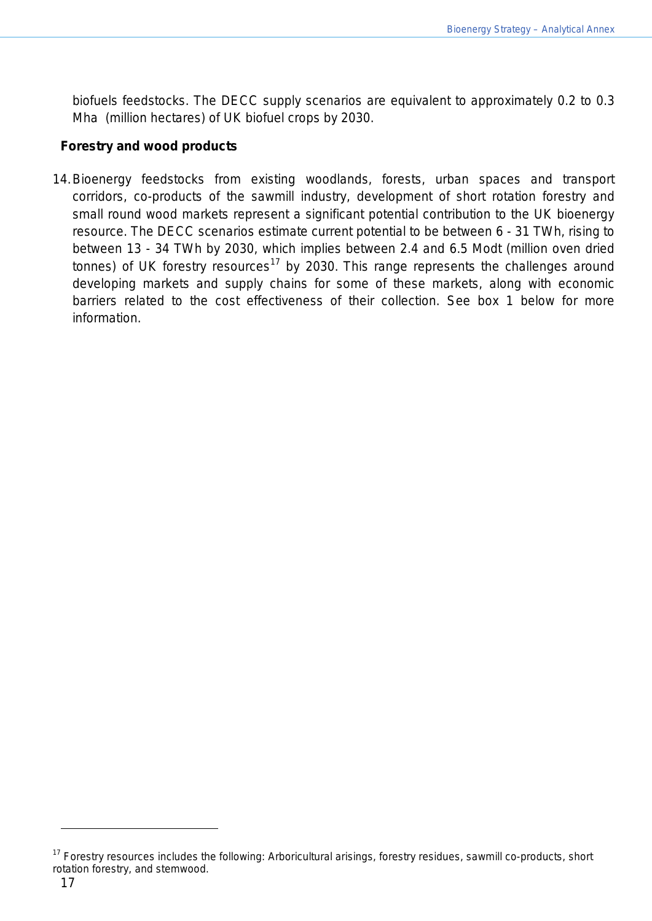biofuels feedstocks. The DECC supply scenarios are equivalent to approximately 0.2 to 0.3 Mha (million hectares) of UK biofuel crops by 2030.

**Forestry and wood products**

14. Bioenergy feedstocks from existing woodlands, forests, urban spaces and transport corridors, co-products of the sawmill industry, development of short rotation forestry and small round wood markets represent a significant potential contribution to the UK bioenergy resource. The DECC scenarios estimate current potential to be between 6 - 31 TWh, rising to between 13 - 34 TWh by 2030, which implies between 2.4 and 6.5 Modt (million oven dried tonnes) of UK forestry resources[17] by 2030. This range represents the challenges around developing markets and supply chains for some of these markets, along with economic barriers related to the cost effectiveness of their collection. See box 1 below for more information.

[17] Forestry resources includes the following: Arboricultural arisings, forestry residues, sawmill co-products, short rotation forestry, and stemwood.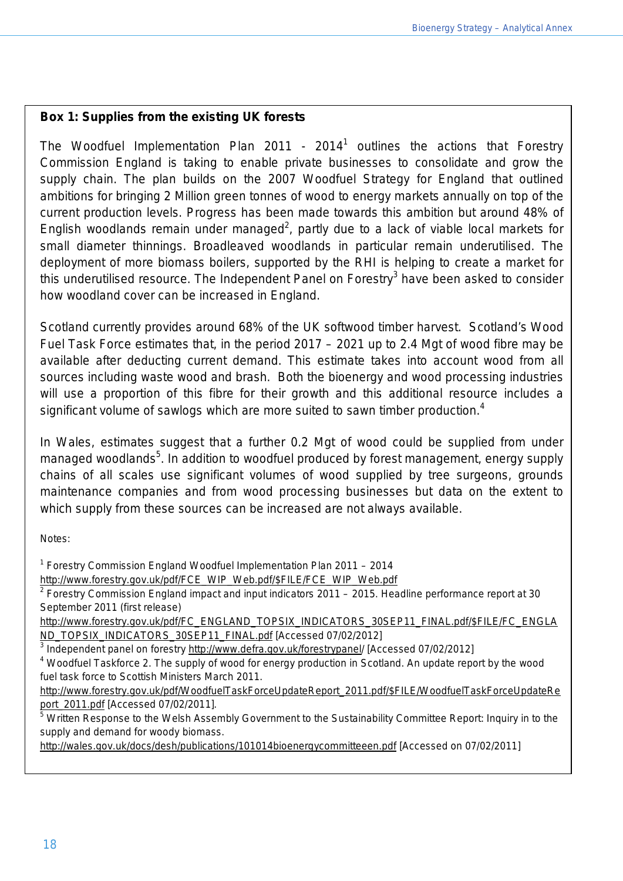**Box 1: Supplies from the existing UK forests**

The Woodfuel Implementation Plan 2011 - 2014[1] outlines the actions that Forestry Commission England is taking to enable private businesses to consolidate and grow the supply chain. The plan builds on the 2007 Woodfuel Strategy for England that outlined ambitions for bringing 2 Million green tonnes of wood to energy markets annually on top of the current production levels. Progress has been made towards this ambition but around 48% of English woodlands remain under managed[2], partly due to a lack of viable local markets for small diameter thinnings. Broadleaved woodlands in particular remain underutilised. The deployment of more biomass boilers, supported by the RHI is helping to create a market for this underutilised resource. The Independent Panel on Forestry[3] have been asked to consider how woodland cover can be increased in England.

Scotland currently provides around 68% of the UK softwood timber harvest. Scotland's Wood Fuel Task Force estimates that, in the period 2017 – 2021 up to 2.4 Mgt of wood fibre may be available after deducting current demand. This estimate takes into account wood from all sources including waste wood and brash. Both the bioenergy and wood processing industries will use a proportion of this fibre for their growth and this additional resource includes a significant volume of sawlogs which are more suited to sawn timber production.[4]

In Wales, estimates suggest that a further 0.2 Mgt of wood could be supplied from under managed woodlands[5]. In addition to woodfuel produced by forest management, energy supply chains of all scales use significant volumes of wood supplied by tree surgeons, grounds maintenance companies and from wood processing businesses but data on the extent to which supply from these sources can be increased are not always available.

Notes:

[1] Forestry Commission England Woodfuel Implementation Plan 2011 – 2014 http://www.forestry.gov.uk/pdf/FCE_WIP_Web.pdf/$FILE/FCE_WIP_Web.pdf

[2] Forestry Commission England impact and input indicators 2011 – 2015. Headline performance report at 30 September 2011 (first release) http://www.forestry.gov.uk/pdf/FC_ENGLAND_TOPSIX_INDICATORS_30SEP11_FINAL.pdf/$FILE/FC_ENGLAND_TOPSIX_INDICATORS_30SEP11_FINAL.pdf [Accessed 07/02/2012]

[3] Independent panel on forestry http://www.defra.gov.uk/forestrypanel/ [Accessed 07/02/2012]

[4] Woodfuel Taskforce 2. The supply of wood for energy production in Scotland. An update report by the wood fuel task force to Scottish Ministers March 2011. http://www.forestry.gov.uk/pdf/WoodfuelTaskForceUpdateReport_2011.pdf/$FILE/WoodfuelTaskForceUpdateReport_2011.pdf [Accessed 07/02/2011].

[5] Written Response to the Welsh Assembly Government to the Sustainability Committee Report: Inquiry in to the supply and demand for woody biomass. http://wales.gov.uk/docs/desh/publications/101014bioenergycommitteeen.pdf [Accessed on 07/02/2011]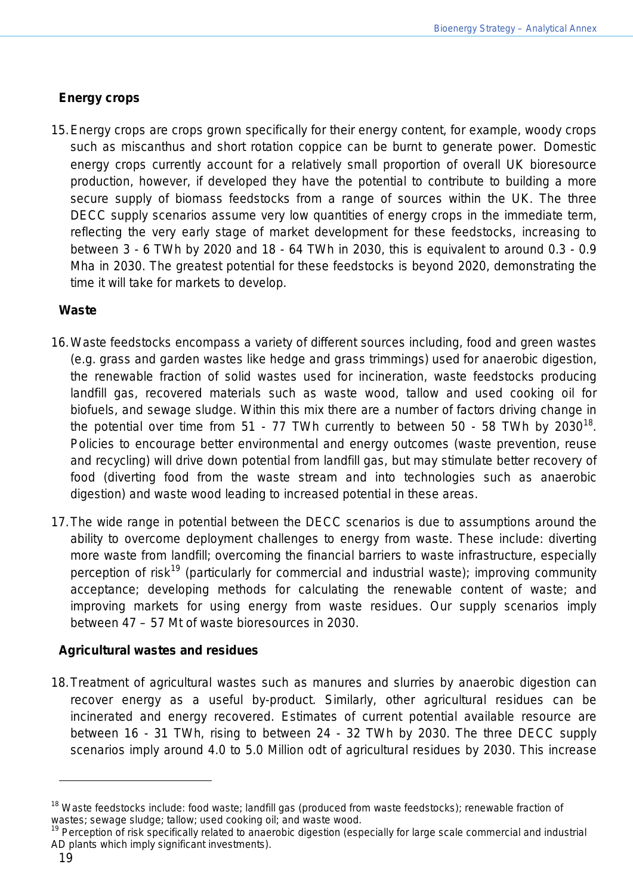### Energy crops

15. Energy crops are crops grown specifically for their energy content, for example, woody crops such as miscanthus and short rotation coppice can be burnt to generate power. Domestic energy crops currently account for a relatively small proportion of overall UK bioresource production, however, if developed they have the potential to contribute to building a more secure supply of biomass feedstocks from a range of sources within the UK. The three DECC supply scenarios assume very low quantities of energy crops in the immediate term, reflecting the very early stage of market development for these feedstocks, increasing to between 3 - 6 TWh by 2020 and 18 - 64 TWh in 2030, this is equivalent to around 0.3 - 0.9 Mha in 2030. The greatest potential for these feedstocks is beyond 2020, demonstrating the time it will take for markets to develop.

### Waste

16. Waste feedstocks encompass a variety of different sources including, food and green wastes (e.g. grass and garden wastes like hedge and grass trimmings) used for anaerobic digestion, the renewable fraction of solid wastes used for incineration, waste feedstocks producing landfill gas, recovered materials such as waste wood, tallow and used cooking oil for biofuels, and sewage sludge. Within this mix there are a number of factors driving change in the potential over time from 51 - 77 TWh currently to between 50 - 58 TWh by 2030[18]. Policies to encourage better environmental and energy outcomes (waste prevention, reuse and recycling) will drive down potential from landfill gas, but may stimulate better recovery of food (diverting food from the waste stream and into technologies such as anaerobic digestion) and waste wood leading to increased potential in these areas.

17. The wide range in potential between the DECC scenarios is due to assumptions around the ability to overcome deployment challenges to energy from waste. These include: diverting more waste from landfill; overcoming the financial barriers to waste infrastructure, especially perception of risk[19] (particularly for commercial and industrial waste); improving community acceptance; developing methods for calculating the renewable content of waste; and improving markets for using energy from waste residues. Our supply scenarios imply between 47 – 57 Mt of waste bioresources in 2030.

### Agricultural wastes and residues

18. Treatment of agricultural wastes such as manures and slurries by anaerobic digestion can recover energy as a useful by-product. Similarly, other agricultural residues can be incinerated and energy recovered. Estimates of current potential available resource are between 16 - 31 TWh, rising to between 24 - 32 TWh by 2030. The three DECC supply scenarios imply around 4.0 to 5.0 Million odt of agricultural residues by 2030. This increase

---

[18] Waste feedstocks include: food waste; landfill gas (produced from waste feedstocks); renewable fraction of wastes; sewage sludge; tallow; used cooking oil; and waste wood.

[19] Perception of risk specifically related to anaerobic digestion (especially for large scale commercial and industrial AD plants which imply significant investments).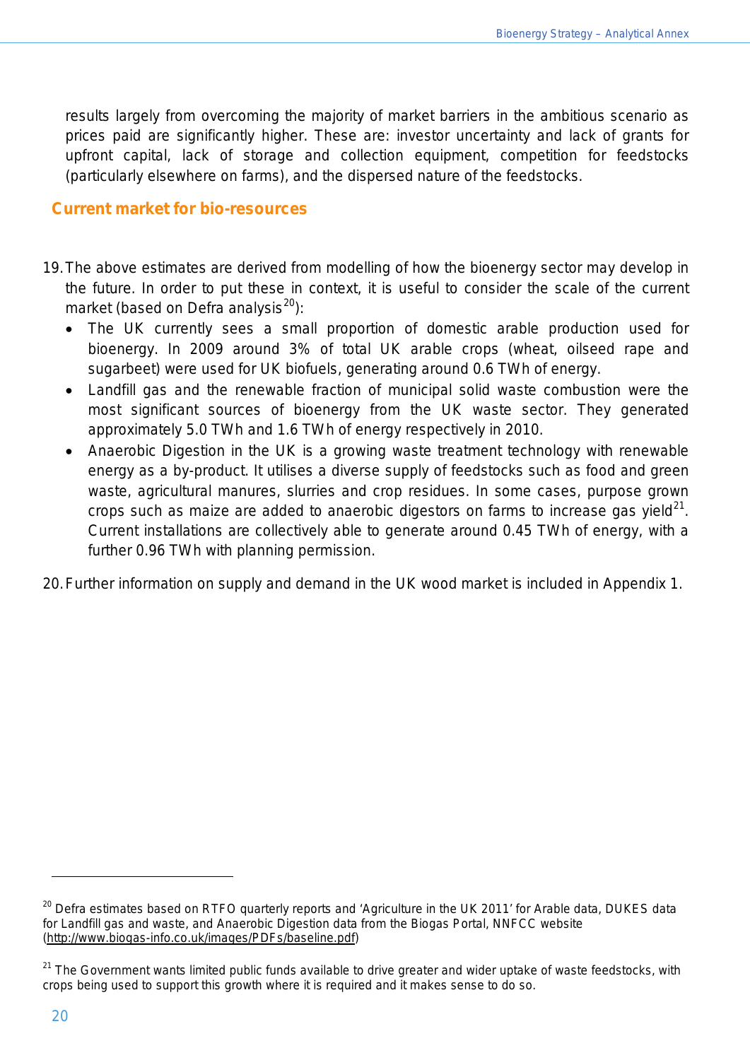results largely from overcoming the majority of market barriers in the ambitious scenario as prices paid are significantly higher. These are: investor uncertainty and lack of grants for upfront capital, lack of storage and collection equipment, competition for feedstocks (particularly elsewhere on farms), and the dispersed nature of the feedstocks.

## Current market for bio-resources

19. The above estimates are derived from modelling of how the bioenergy sector may develop in the future. In order to put these in context, it is useful to consider the scale of the current market (based on Defra analysis[20]):
    - The UK currently sees a small proportion of domestic arable production used for bioenergy. In 2009 around 3% of total UK arable crops (wheat, oilseed rape and sugarbeet) were used for UK biofuels, generating around 0.6 TWh of energy.
    - Landfill gas and the renewable fraction of municipal solid waste combustion were the most significant sources of bioenergy from the UK waste sector. They generated approximately 5.0 TWh and 1.6 TWh of energy respectively in 2010.
    - Anaerobic Digestion in the UK is a growing waste treatment technology with renewable energy as a by-product. It utilises a diverse supply of feedstocks such as food and green waste, agricultural manures, slurries and crop residues. In some cases, purpose grown crops such as maize are added to anaerobic digestors on farms to increase gas yield[21]. Current installations are collectively able to generate around 0.45 TWh of energy, with a further 0.96 TWh with planning permission.

20. Further information on supply and demand in the UK wood market is included in Appendix 1.

---

[20] Defra estimates based on RTFO quarterly reports and 'Agriculture in the UK 2011' for Arable data, DUKES data for Landfill gas and waste, and Anaerobic Digestion data from the Biogas Portal, NNFCC website (http://www.biogas-info.co.uk/images/PDFs/baseline.pdf)

[21] The Government wants limited public funds available to drive greater and wider uptake of waste feedstocks, with crops being used to support this growth where it is required and it makes sense to do so.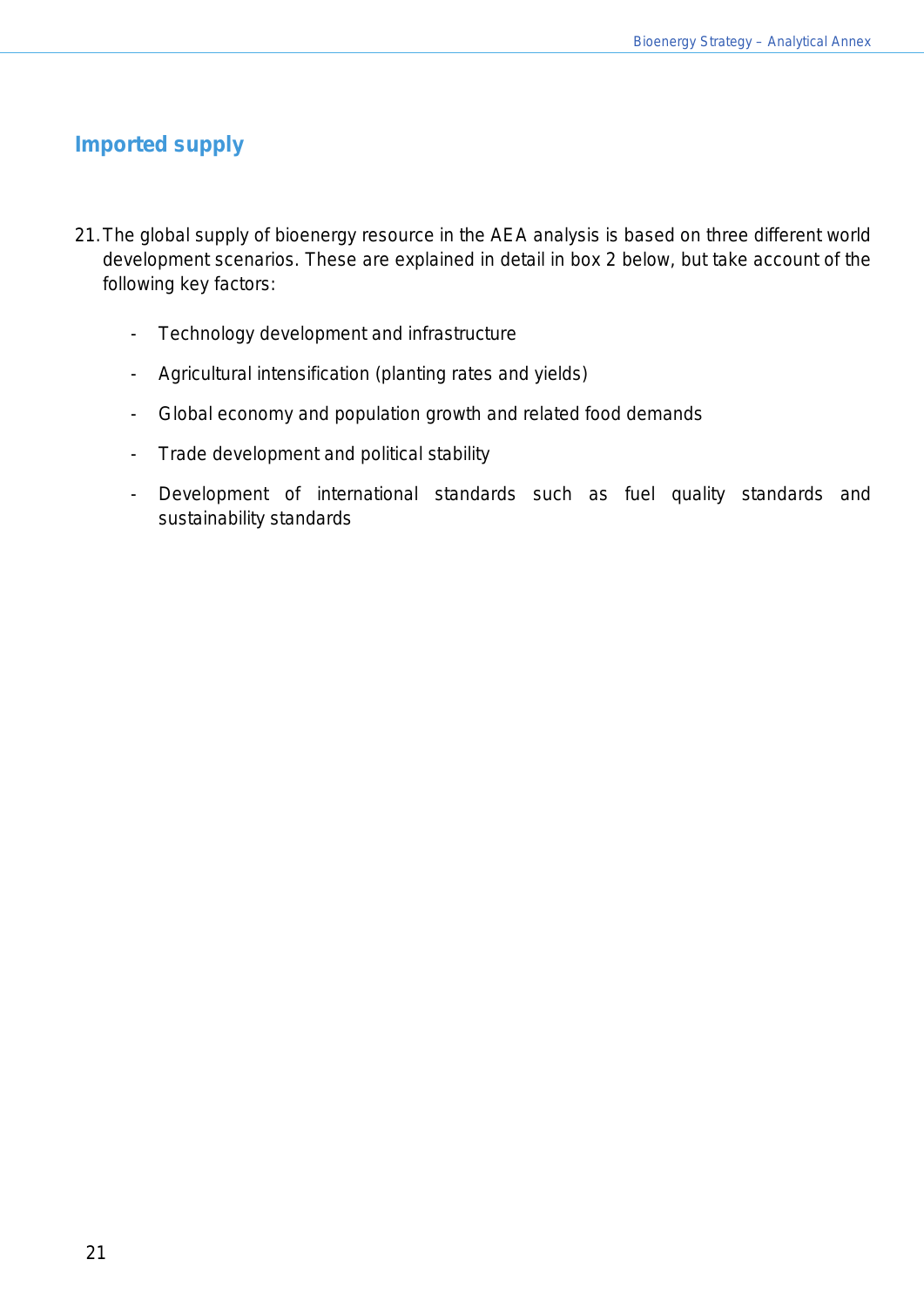## Imported supply

21. The global supply of bioenergy resource in the AEA analysis is based on three different world development scenarios. These are explained in detail in box 2 below, but take account of the following key factors:

    - Technology development and infrastructure
    - Agricultural intensification (planting rates and yields)
    - Global economy and population growth and related food demands
    - Trade development and political stability
    - Development of international standards such as fuel quality standards and sustainability standards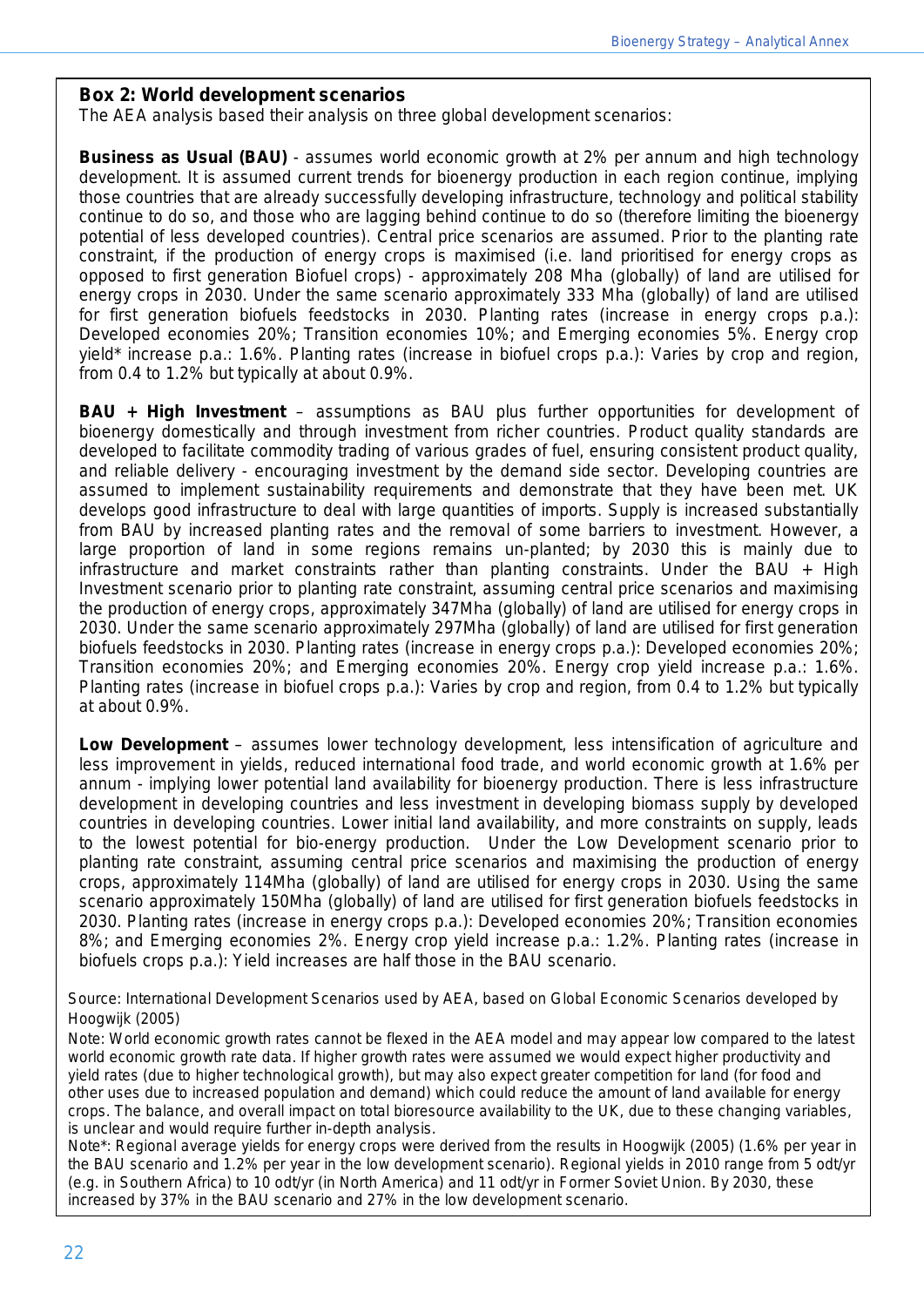**Box 2: World development scenarios**

The AEA analysis based their analysis on three global development scenarios:

**Business as Usual (BAU)** - assumes world economic growth at 2% per annum and high technology development. It is assumed current trends for bioenergy production in each region continue, implying those countries that are already successfully developing infrastructure, technology and political stability continue to do so, and those who are lagging behind continue to do so (therefore limiting the bioenergy potential of less developed countries). Central price scenarios are assumed. Prior to the planting rate constraint, if the production of energy crops is maximised (i.e. land prioritised for energy crops as opposed to first generation Biofuel crops) - approximately 208 Mha (globally) of land are utilised for energy crops in 2030. Under the same scenario approximately 333 Mha (globally) of land are utilised for first generation biofuels feedstocks in 2030. Planting rates (increase in energy crops p.a.): Developed economies 20%; Transition economies 10%; and Emerging economies 5%. Energy crop yield* increase p.a.: 1.6%. Planting rates (increase in biofuel crops p.a.): Varies by crop and region, from 0.4 to 1.2% but typically at about 0.9%.

**BAU + High Investment** – assumptions as BAU plus further opportunities for development of bioenergy domestically and through investment from richer countries. Product quality standards are developed to facilitate commodity trading of various grades of fuel, ensuring consistent product quality, and reliable delivery - encouraging investment by the demand side sector. Developing countries are assumed to implement sustainability requirements and demonstrate that they have been met. UK develops good infrastructure to deal with large quantities of imports. Supply is increased substantially from BAU by increased planting rates and the removal of some barriers to investment. However, a large proportion of land in some regions remains un-planted; by 2030 this is mainly due to infrastructure and market constraints rather than planting constraints. Under the BAU + High Investment scenario prior to planting rate constraint, assuming central price scenarios and maximising the production of energy crops, approximately 347Mha (globally) of land are utilised for energy crops in 2030. Under the same scenario approximately 297Mha (globally) of land are utilised for first generation biofuels feedstocks in 2030. Planting rates (increase in energy crops p.a.): Developed economies 20%; Transition economies 20%; and Emerging economies 20%. Energy crop yield increase p.a.: 1.6%. Planting rates (increase in biofuel crops p.a.): Varies by crop and region, from 0.4 to 1.2% but typically at about 0.9%.

**Low Development** – assumes lower technology development, less intensification of agriculture and less improvement in yields, reduced international food trade, and world economic growth at 1.6% per annum - implying lower potential land availability for bioenergy production. There is less infrastructure development in developing countries and less investment in developing biomass supply by developed countries in developing countries. Lower initial land availability, and more constraints on supply, leads to the lowest potential for bio-energy production. Under the Low Development scenario prior to planting rate constraint, assuming central price scenarios and maximising the production of energy crops, approximately 114Mha (globally) of land are utilised for energy crops in 2030. Using the same scenario approximately 150Mha (globally) of land are utilised for first generation biofuels feedstocks in 2030. Planting rates (increase in energy crops p.a.): Developed economies 20%; Transition economies 8%; and Emerging economies 2%. Energy crop yield increase p.a.: 1.2%. Planting rates (increase in biofuels crops p.a.): Yield increases are half those in the BAU scenario.

Source: International Development Scenarios used by AEA, based on Global Economic Scenarios developed by Hoogwijk (2005)

Note: World economic growth rates cannot be flexed in the AEA model and may appear low compared to the latest world economic growth rate data. If higher growth rates were assumed we would expect higher productivity and yield rates (due to higher technological growth), but may also expect greater competition for land (for food and other uses due to increased population and demand) which could reduce the amount of land available for energy crops. The balance, and overall impact on total bioresource availability to the UK, due to these changing variables, is unclear and would require further in-depth analysis.

Note*: Regional average yields for energy crops were derived from the results in Hoogwijk (2005) (1.6% per year in the BAU scenario and 1.2% per year in the low development scenario). Regional yields in 2010 range from 5 odt/yr (e.g. in Southern Africa) to 10 odt/yr (in North America) and 11 odt/yr in Former Soviet Union. By 2030, these increased by 37% in the BAU scenario and 27% in the low development scenario.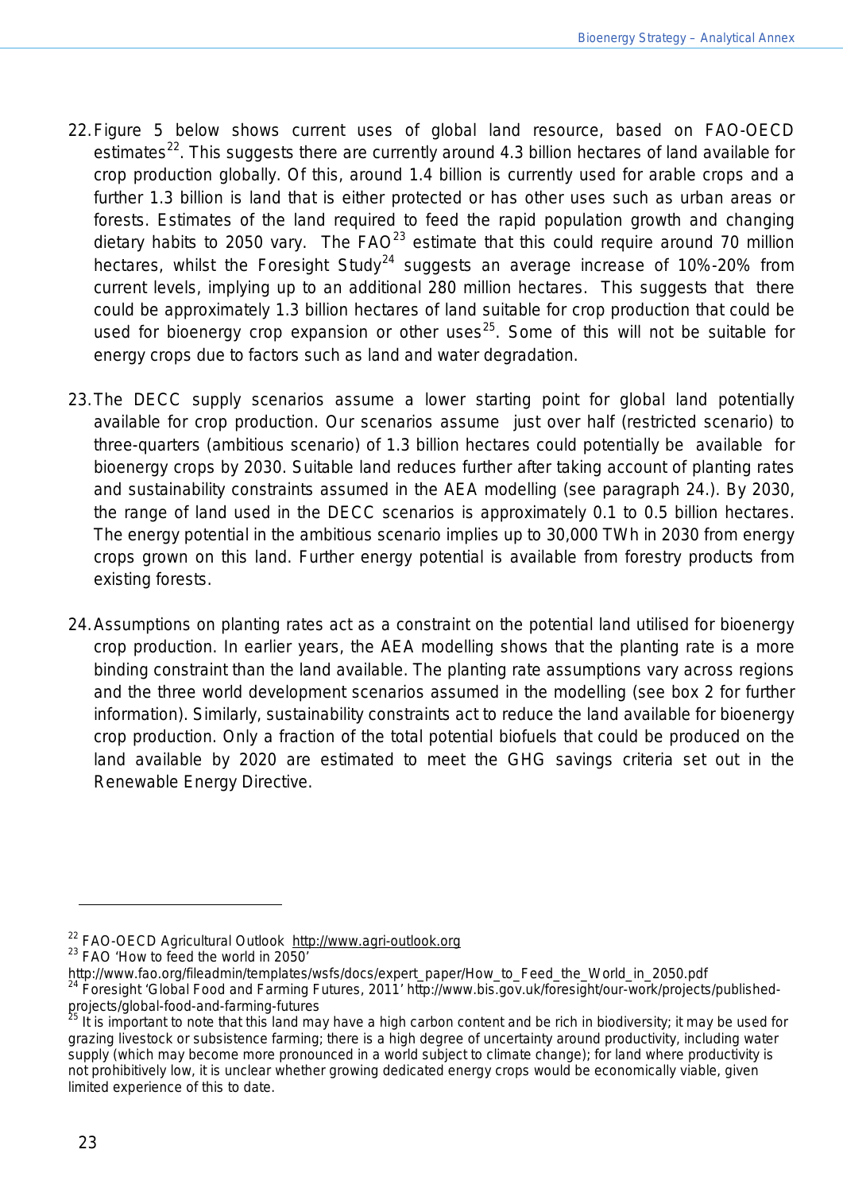22. Figure 5 below shows current uses of global land resource, based on FAO-OECD estimates[22]. This suggests there are currently around 4.3 billion hectares of land available for crop production globally. Of this, around 1.4 billion is currently used for arable crops and a further 1.3 billion is land that is either protected or has other uses such as urban areas or forests. Estimates of the land required to feed the rapid population growth and changing dietary habits to 2050 vary. The FAO[23] estimate that this could require around 70 million hectares, whilst the Foresight Study[24] suggests an average increase of 10%-20% from current levels, implying up to an additional 280 million hectares. This suggests that there could be approximately 1.3 billion hectares of land suitable for crop production that could be used for bioenergy crop expansion or other uses[25]. Some of this will not be suitable for energy crops due to factors such as land and water degradation.

23. The DECC supply scenarios assume a lower starting point for global land potentially available for crop production. Our scenarios assume just over half (restricted scenario) to three-quarters (ambitious scenario) of 1.3 billion hectares could potentially be available for bioenergy crops by 2030. Suitable land reduces further after taking account of planting rates and sustainability constraints assumed in the AEA modelling (see paragraph 24.). By 2030, the range of land used in the DECC scenarios is approximately 0.1 to 0.5 billion hectares. The energy potential in the ambitious scenario implies up to 30,000 TWh in 2030 from energy crops grown on this land. Further energy potential is available from forestry products from existing forests.

24. Assumptions on planting rates act as a constraint on the potential land utilised for bioenergy crop production. In earlier years, the AEA modelling shows that the planting rate is a more binding constraint than the land available. The planting rate assumptions vary across regions and the three world development scenarios assumed in the modelling (see box 2 for further information). Similarly, sustainability constraints act to reduce the land available for bioenergy crop production. Only a fraction of the total potential biofuels that could be produced on the land available by 2020 are estimated to meet the GHG savings criteria set out in the Renewable Energy Directive.

---

[22] FAO-OECD Agricultural Outlook http://www.agri-outlook.org

[23] FAO 'How to feed the world in 2050' http://www.fao.org/fileadmin/templates/wsfs/docs/expert_paper/How_to_Feed_the_World_in_2050.pdf

[24] Foresight 'Global Food and Farming Futures, 2011' http://www.bis.gov.uk/foresight/our-work/projects/published-projects/global-food-and-farming-futures

[25] It is important to note that this land may have a high carbon content and be rich in biodiversity; it may be used for grazing livestock or subsistence farming; there is a high degree of uncertainty around productivity, including water supply (which may become more pronounced in a world subject to climate change); for land where productivity is not prohibitively low, it is unclear whether growing dedicated energy crops would be economically viable, given limited experience of this to date.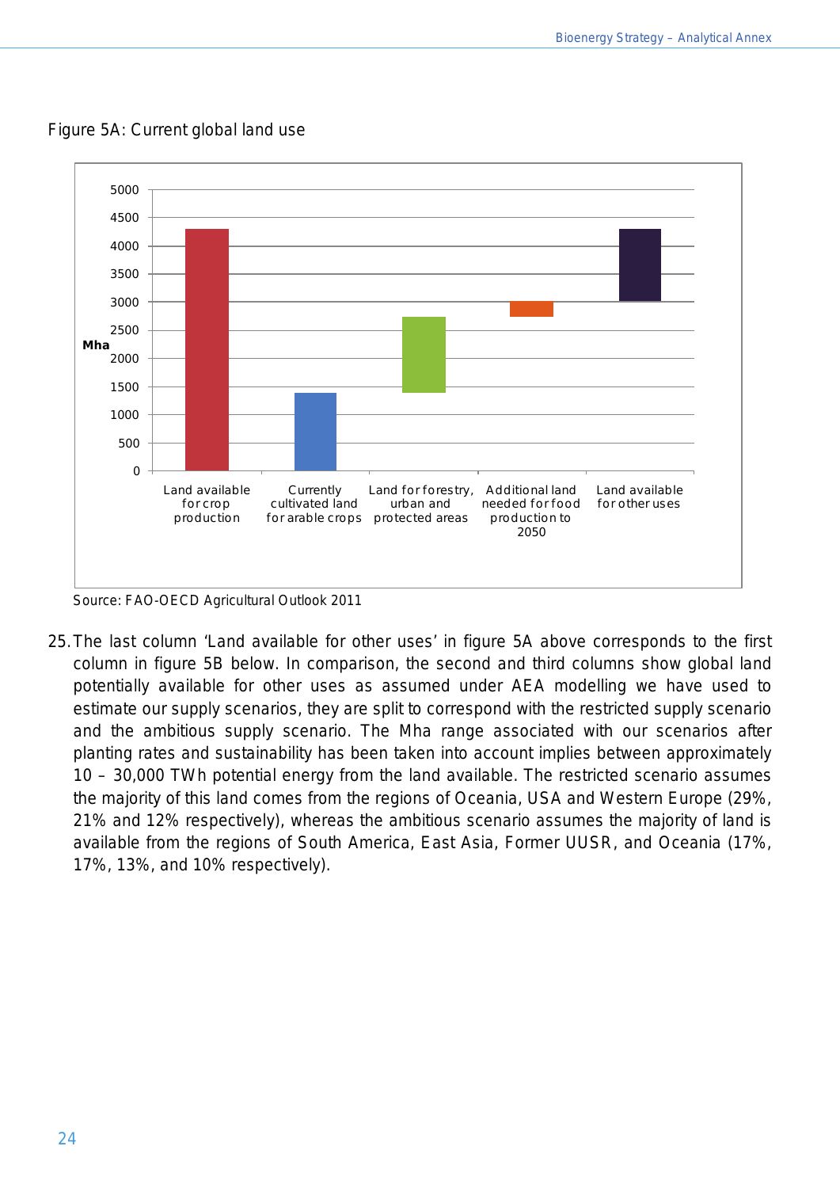Figure 5A: Current global land use

Source: FAO-OECD Agricultural Outlook 2011

25. The last column 'Land available for other uses' in figure 5A above corresponds to the first column in figure 5B below. In comparison, the second and third columns show global land potentially available for other uses as assumed under AEA modelling we have used to estimate our supply scenarios, they are split to correspond with the restricted supply scenario and the ambitious supply scenario. The Mha range associated with our scenarios after planting rates and sustainability has been taken into account implies between approximately 10 – 30,000 TWh potential energy from the land available. The restricted scenario assumes the majority of this land comes from the regions of Oceania, USA and Western Europe (29%, 21% and 12% respectively), whereas the ambitious scenario assumes the majority of land is available from the regions of South America, East Asia, Former UUSR, and Oceania (17%, 17%, 13%, and 10% respectively).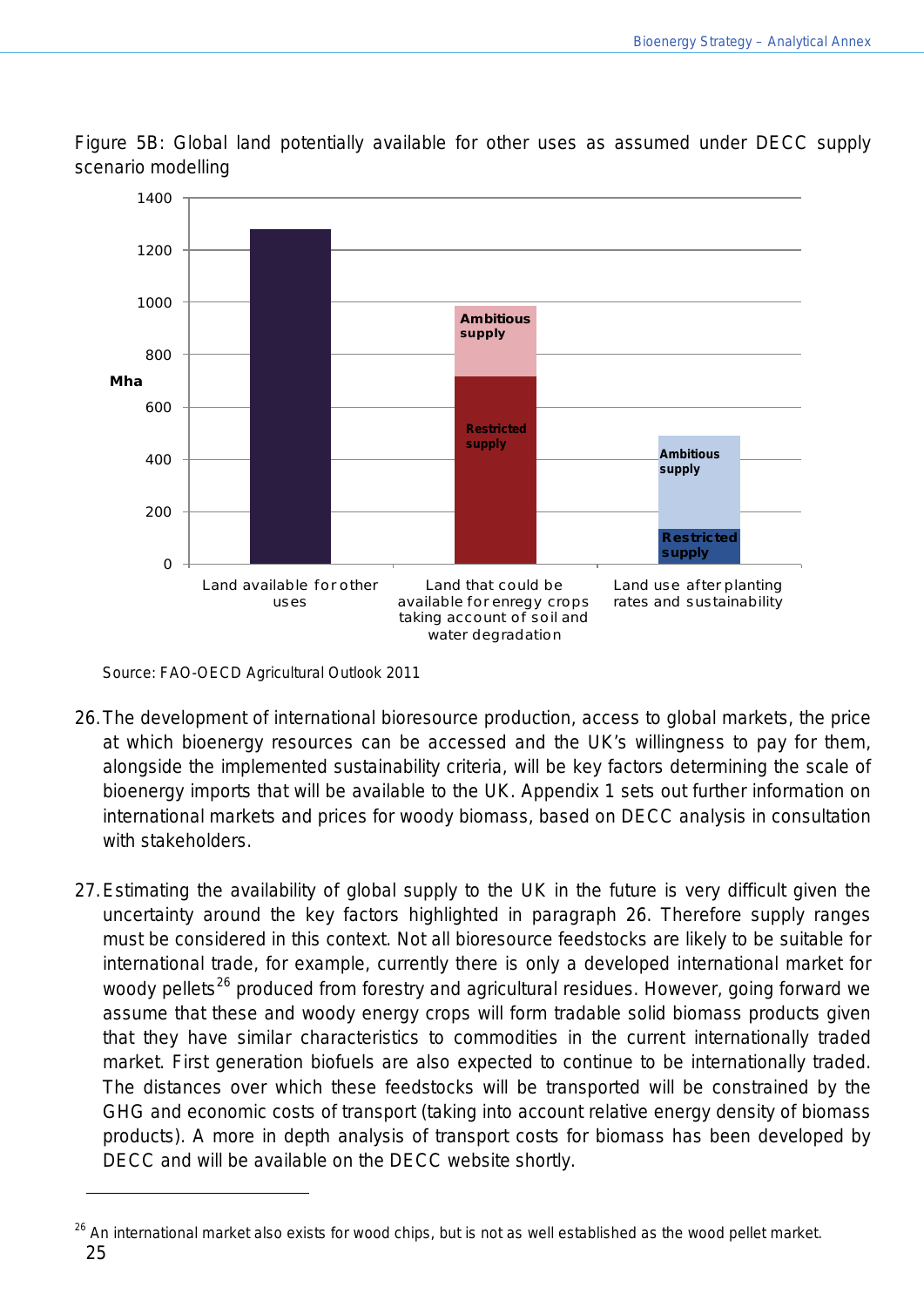Figure 5B: Global land potentially available for other uses as assumed under DECC supply scenario modelling

Source: FAO-OECD Agricultural Outlook 2011

26. The development of international bioresource production, access to global markets, the price at which bioenergy resources can be accessed and the UK's willingness to pay for them, alongside the implemented sustainability criteria, will be key factors determining the scale of bioenergy imports that will be available to the UK. Appendix 1 sets out further information on international markets and prices for woody biomass, based on DECC analysis in consultation with stakeholders.

27. Estimating the availability of global supply to the UK in the future is very difficult given the uncertainty around the key factors highlighted in paragraph 26. Therefore supply ranges must be considered in this context. Not all bioresource feedstocks are likely to be suitable for international trade, for example, currently there is only a developed international market for woody pellets[26] produced from forestry and agricultural residues. However, going forward we assume that these and woody energy crops will form tradable solid biomass products given that they have similar characteristics to commodities in the current internationally traded market. First generation biofuels are also expected to continue to be internationally traded. The distances over which these feedstocks will be transported will be constrained by the GHG and economic costs of transport (taking into account relative energy density of biomass products). A more in depth analysis of transport costs for biomass has been developed by DECC and will be available on the DECC website shortly.

[26] An international market also exists for wood chips, but is not as well established as the wood pellet market.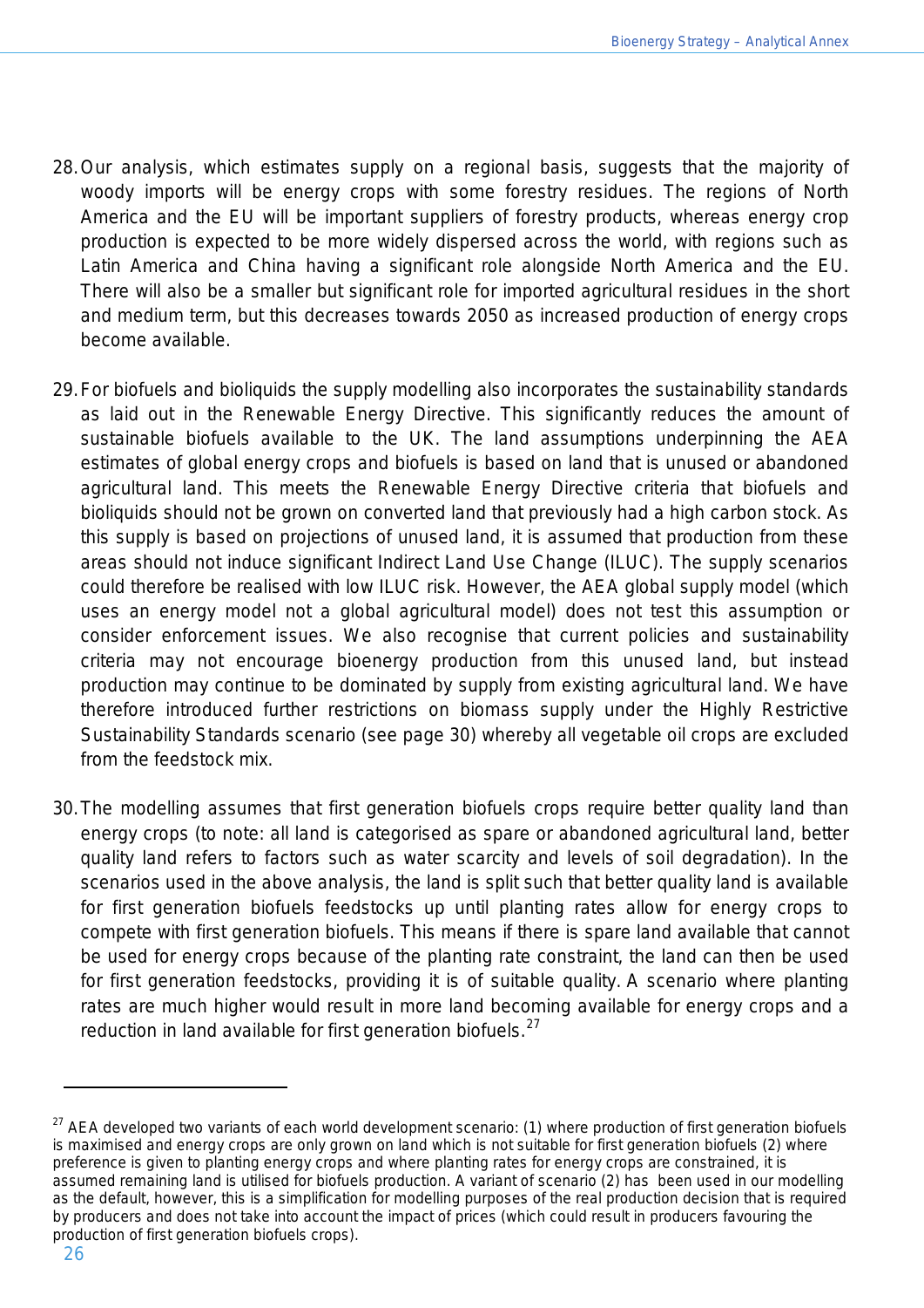28. Our analysis, which estimates supply on a regional basis, suggests that the majority of woody imports will be energy crops with some forestry residues. The regions of North America and the EU will be important suppliers of forestry products, whereas energy crop production is expected to be more widely dispersed across the world, with regions such as Latin America and China having a significant role alongside North America and the EU. There will also be a smaller but significant role for imported agricultural residues in the short and medium term, but this decreases towards 2050 as increased production of energy crops become available.

29. For biofuels and bioliquids the supply modelling also incorporates the sustainability standards as laid out in the Renewable Energy Directive. This significantly reduces the amount of sustainable biofuels available to the UK. The land assumptions underpinning the AEA estimates of global energy crops and biofuels is based on land that is unused or abandoned agricultural land. This meets the Renewable Energy Directive criteria that biofuels and bioliquids should not be grown on converted land that previously had a high carbon stock. As this supply is based on projections of unused land, it is assumed that production from these areas should not induce significant Indirect Land Use Change (ILUC). The supply scenarios could therefore be realised with low ILUC risk. However, the AEA global supply model (which uses an energy model not a global agricultural model) does not test this assumption or consider enforcement issues. We also recognise that current policies and sustainability criteria may not encourage bioenergy production from this unused land, but instead production may continue to be dominated by supply from existing agricultural land. We have therefore introduced further restrictions on biomass supply under the Highly Restrictive Sustainability Standards scenario (see page 30) whereby all vegetable oil crops are excluded from the feedstock mix.

30. The modelling assumes that first generation biofuels crops require better quality land than energy crops (to note: all land is categorised as spare or abandoned agricultural land, better quality land refers to factors such as water scarcity and levels of soil degradation). In the scenarios used in the above analysis, the land is split such that better quality land is available for first generation biofuels feedstocks up until planting rates allow for energy crops to compete with first generation biofuels. This means if there is spare land available that cannot be used for energy crops because of the planting rate constraint, the land can then be used for first generation feedstocks, providing it is of suitable quality. A scenario where planting rates are much higher would result in more land becoming available for energy crops and a reduction in land available for first generation biofuels.[27]

---

[27] AEA developed two variants of each world development scenario: (1) where production of first generation biofuels is maximised and energy crops are only grown on land which is not suitable for first generation biofuels (2) where preference is given to planting energy crops and where planting rates for energy crops are constrained, it is assumed remaining land is utilised for biofuels production. A variant of scenario (2) has been used in our modelling as the default, however, this is a simplification for modelling purposes of the real production decision that is required by producers and does not take into account the impact of prices (which could result in producers favouring the production of first generation biofuels crops).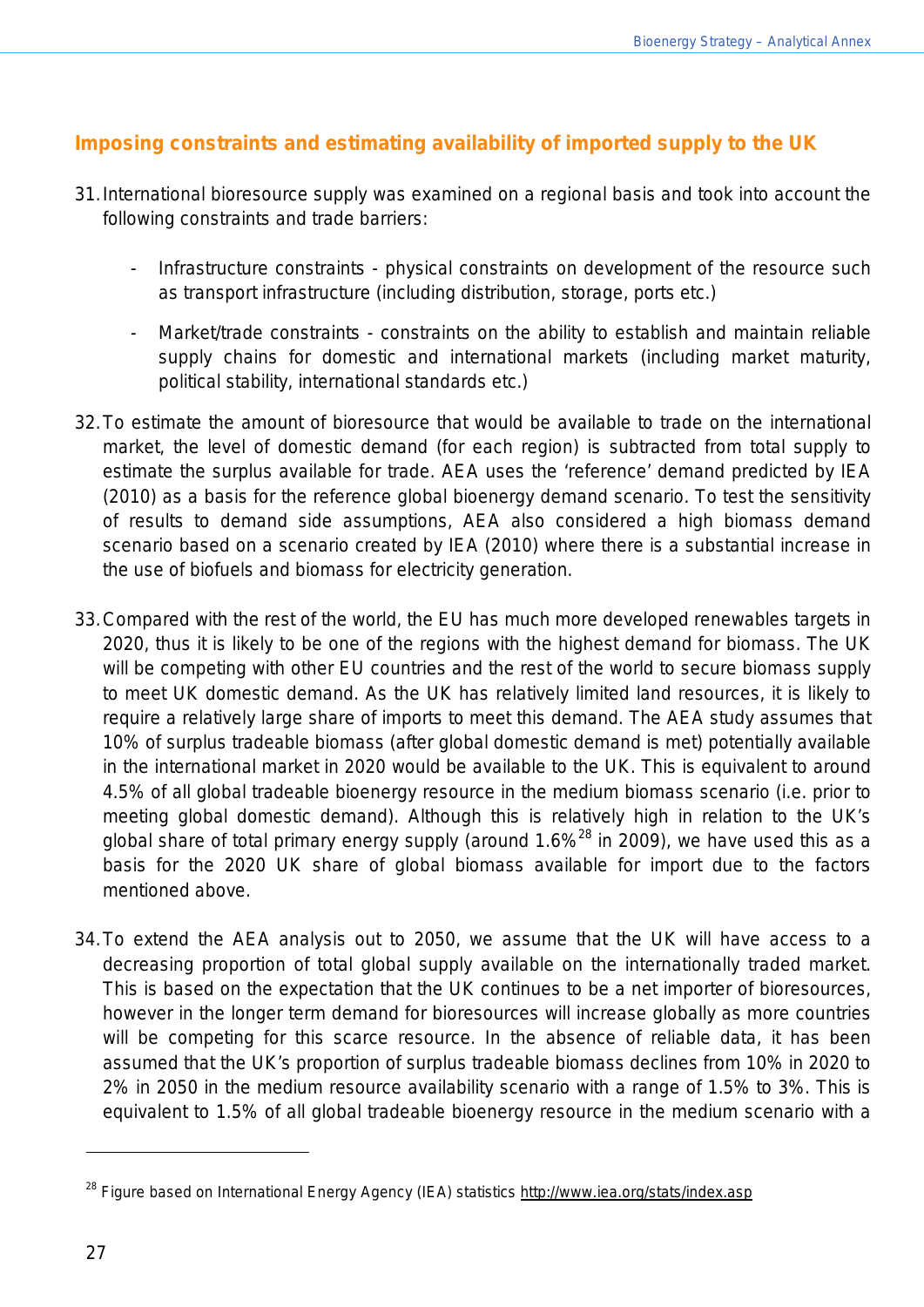## Imposing constraints and estimating availability of imported supply to the UK

31. International bioresource supply was examined on a regional basis and took into account the following constraints and trade barriers:

    - Infrastructure constraints - physical constraints on development of the resource such as transport infrastructure (including distribution, storage, ports etc.)

    - Market/trade constraints - constraints on the ability to establish and maintain reliable supply chains for domestic and international markets (including market maturity, political stability, international standards etc.)

32. To estimate the amount of bioresource that would be available to trade on the international market, the level of domestic demand (for each region) is subtracted from total supply to estimate the surplus available for trade. AEA uses the 'reference' demand predicted by IEA (2010) as a basis for the reference global bioenergy demand scenario. To test the sensitivity of results to demand side assumptions, AEA also considered a high biomass demand scenario based on a scenario created by IEA (2010) where there is a substantial increase in the use of biofuels and biomass for electricity generation.

33. Compared with the rest of the world, the EU has much more developed renewables targets in 2020, thus it is likely to be one of the regions with the highest demand for biomass. The UK will be competing with other EU countries and the rest of the world to secure biomass supply to meet UK domestic demand. As the UK has relatively limited land resources, it is likely to require a relatively large share of imports to meet this demand. The AEA study assumes that 10% of surplus tradeable biomass (after global domestic demand is met) potentially available in the international market in 2020 would be available to the UK. This is equivalent to around 4.5% of all global tradeable bioenergy resource in the medium biomass scenario (i.e. prior to meeting global domestic demand). Although this is relatively high in relation to the UK's global share of total primary energy supply (around 1.6%[28] in 2009), we have used this as a basis for the 2020 UK share of global biomass available for import due to the factors mentioned above.

34. To extend the AEA analysis out to 2050, we assume that the UK will have access to a decreasing proportion of total global supply available on the internationally traded market. This is based on the expectation that the UK continues to be a net importer of bioresources, however in the longer term demand for bioresources will increase globally as more countries will be competing for this scarce resource. In the absence of reliable data, it has been assumed that the UK's proportion of surplus tradeable biomass declines from 10% in 2020 to 2% in 2050 in the medium resource availability scenario with a range of 1.5% to 3%. This is equivalent to 1.5% of all global tradeable bioenergy resource in the medium scenario with a

[28] Figure based on International Energy Agency (IEA) statistics http://www.iea.org/stats/index.asp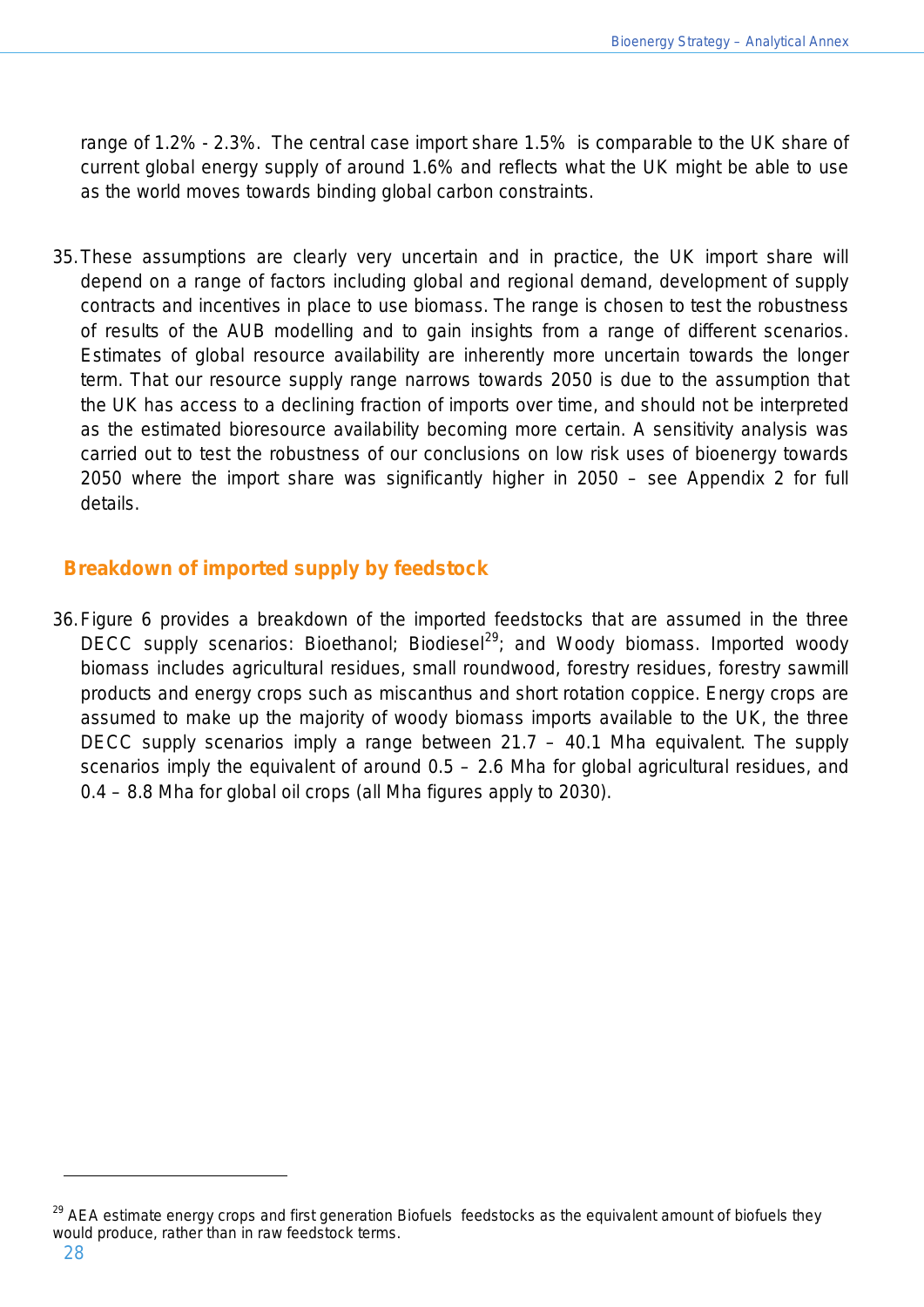range of 1.2% - 2.3%. The central case import share 1.5% is comparable to the UK share of current global energy supply of around 1.6% and reflects what the UK might be able to use as the world moves towards binding global carbon constraints.

35. These assumptions are clearly very uncertain and in practice, the UK import share will depend on a range of factors including global and regional demand, development of supply contracts and incentives in place to use biomass. The range is chosen to test the robustness of results of the AUB modelling and to gain insights from a range of different scenarios. Estimates of global resource availability are inherently more uncertain towards the longer term. That our resource supply range narrows towards 2050 is due to the assumption that the UK has access to a declining fraction of imports over time, and should not be interpreted as the estimated bioresource availability becoming more certain. A sensitivity analysis was carried out to test the robustness of our conclusions on low risk uses of bioenergy towards 2050 where the import share was significantly higher in 2050 – see Appendix 2 for full details.

## Breakdown of imported supply by feedstock

36. Figure 6 provides a breakdown of the imported feedstocks that are assumed in the three DECC supply scenarios: Bioethanol; Biodiesel[29]; and Woody biomass. Imported woody biomass includes agricultural residues, small roundwood, forestry residues, forestry sawmill products and energy crops such as miscanthus and short rotation coppice. Energy crops are assumed to make up the majority of woody biomass imports available to the UK, the three DECC supply scenarios imply a range between 21.7 – 40.1 Mha equivalent. The supply scenarios imply the equivalent of around 0.5 – 2.6 Mha for global agricultural residues, and 0.4 – 8.8 Mha for global oil crops (all Mha figures apply to 2030).

[29] AEA estimate energy crops and first generation Biofuels feedstocks as the equivalent amount of biofuels they would produce, rather than in raw feedstock terms.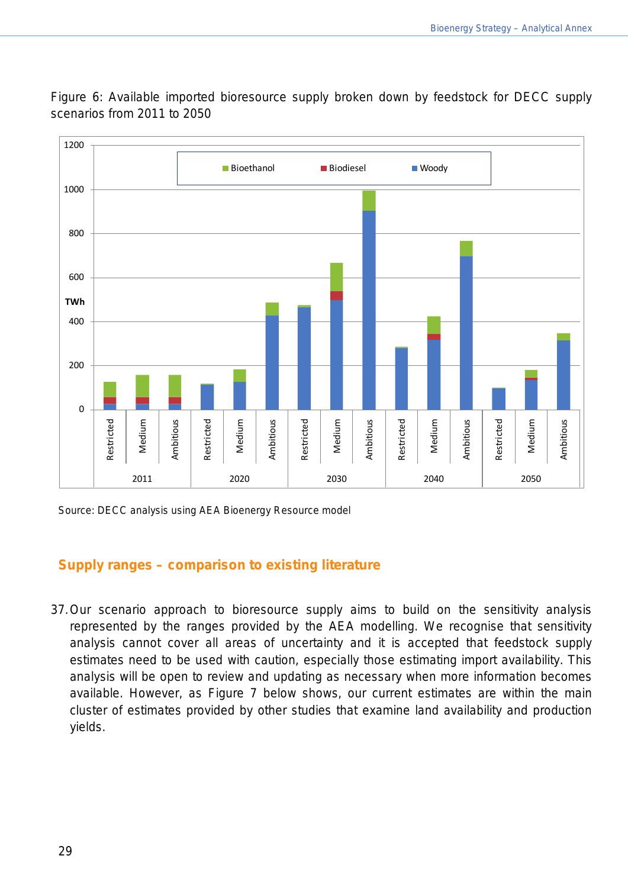Figure 6: Available imported bioresource supply broken down by feedstock for DECC supply scenarios from 2011 to 2050

Source: DECC analysis using AEA Bioenergy Resource model

## Supply ranges – comparison to existing literature

37. Our scenario approach to bioresource supply aims to build on the sensitivity analysis represented by the ranges provided by the AEA modelling. We recognise that sensitivity analysis cannot cover all areas of uncertainty and it is accepted that feedstock supply estimates need to be used with caution, especially those estimating import availability. This analysis will be open to review and updating as necessary when more information becomes available. However, as Figure 7 below shows, our current estimates are within the main cluster of estimates provided by other studies that examine land availability and production yields.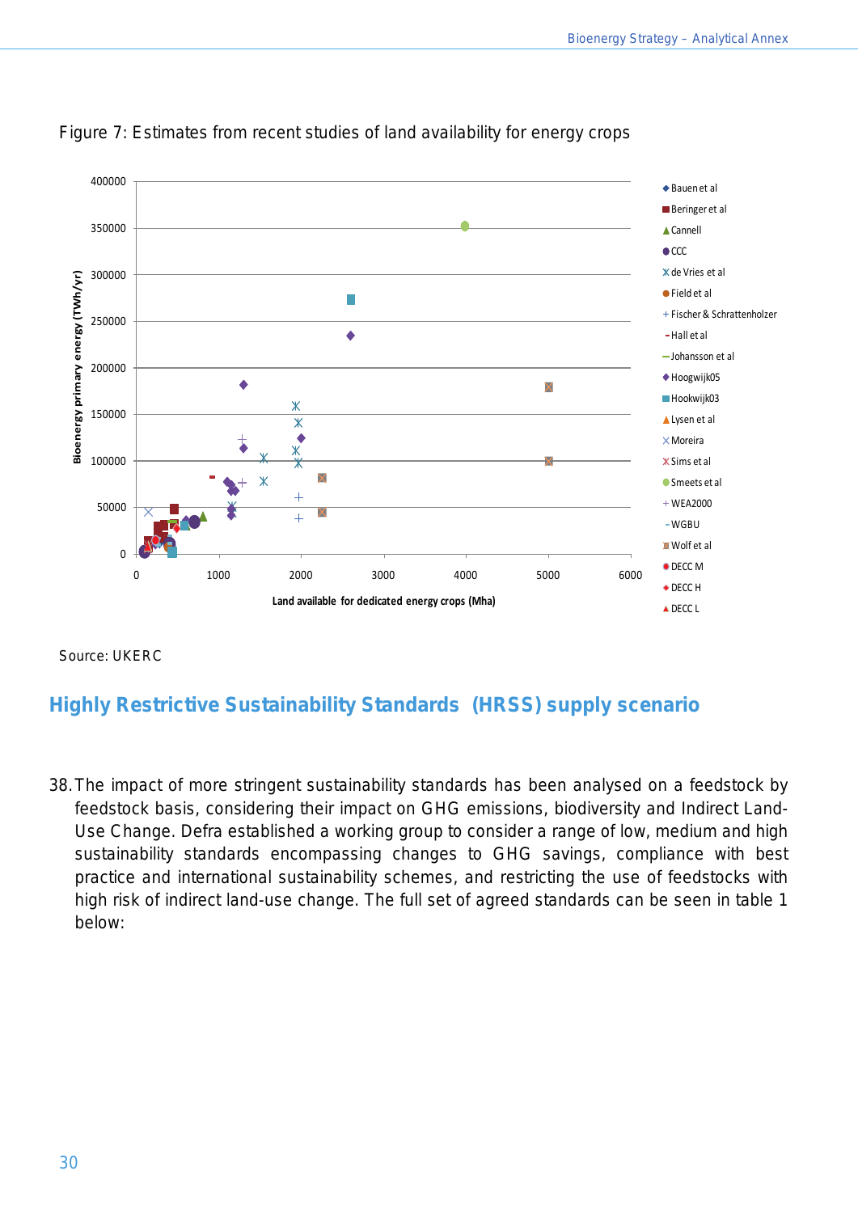Figure 7: Estimates from recent studies of land availability for energy crops

Source: UKERC

## Highly Restrictive Sustainability Standards (HRSS) supply scenario

38. The impact of more stringent sustainability standards has been analysed on a feedstock by feedstock basis, considering their impact on GHG emissions, biodiversity and Indirect Land-Use Change. Defra established a working group to consider a range of low, medium and high sustainability standards encompassing changes to GHG savings, compliance with best practice and international sustainability schemes, and restricting the use of feedstocks with high risk of indirect land-use change. The full set of agreed standards can be seen in table 1 below: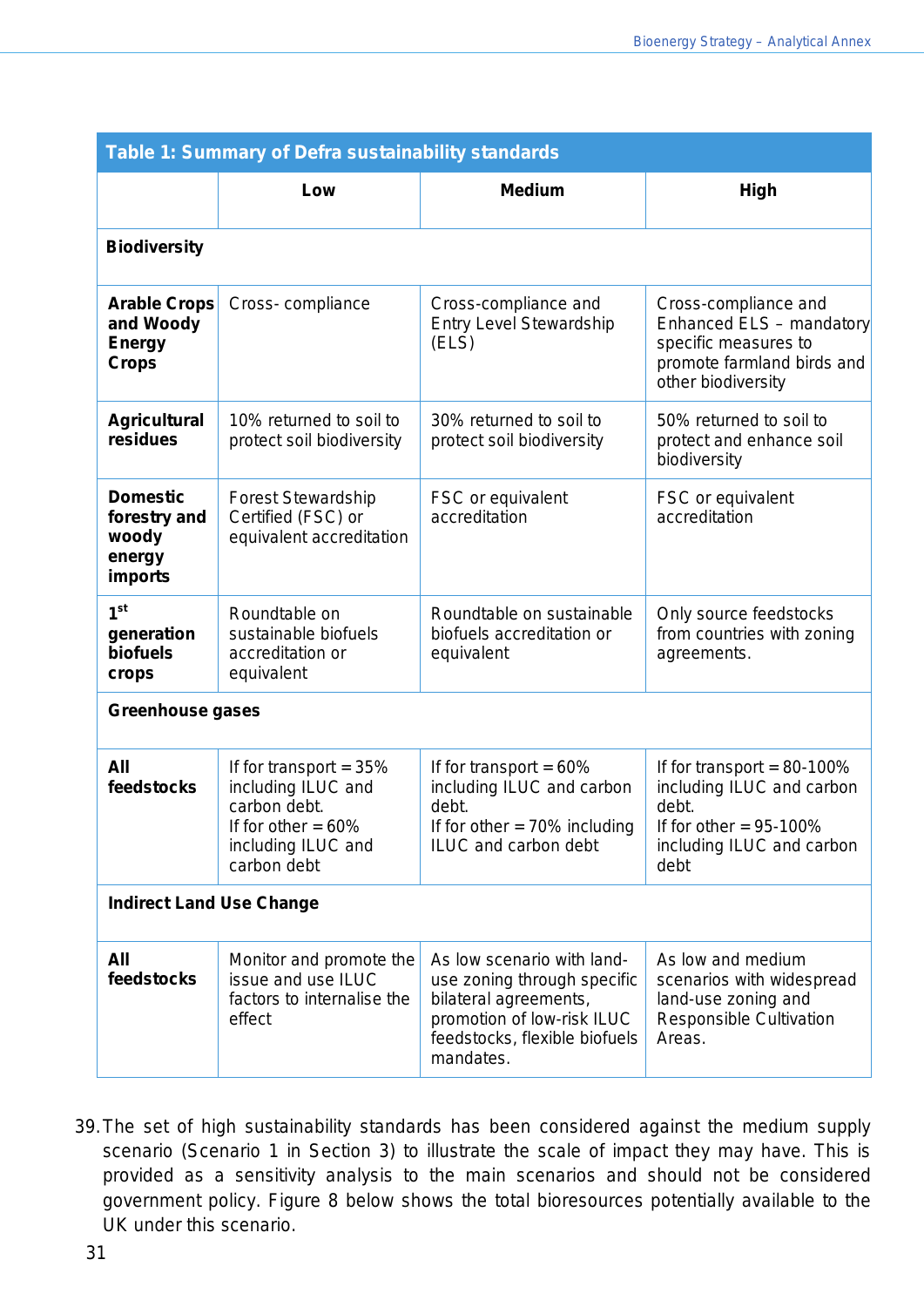**Table 1: Summary of Defra sustainability standards**

| | Low | Medium | High |
|---|---|---|---|
| **Biodiversity** | | | |
| **Arable Crops and Woody Energy Crops** | Cross- compliance | Cross-compliance and Entry Level Stewardship (ELS) | Cross-compliance and Enhanced ELS – mandatory specific measures to promote farmland birds and other biodiversity |
| **Agricultural residues** | 10% returned to soil to protect soil biodiversity | 30% returned to soil to protect soil biodiversity | 50% returned to soil to protect and enhance soil biodiversity |
| **Domestic forestry and woody energy imports** | Forest Stewardship Certified (FSC) or equivalent accreditation | FSC or equivalent accreditation | FSC or equivalent accreditation |
| **1st generation biofuels crops** | Roundtable on sustainable biofuels accreditation or equivalent | Roundtable on sustainable biofuels accreditation or equivalent | Only source feedstocks from countries with zoning agreements. |
| **Greenhouse gases** | | | |
| **All feedstocks** | If for transport = 35% including ILUC and carbon debt.<br>If for other = 60% including ILUC and carbon debt | If for transport = 60% including ILUC and carbon debt.<br>If for other = 70% including ILUC and carbon debt | If for transport = 80-100% including ILUC and carbon debt.<br>If for other = 95-100% including ILUC and carbon debt |
| **Indirect Land Use Change** | | | |
| **All feedstocks** | Monitor and promote the issue and use ILUC factors to internalise the effect | As low scenario with land-use zoning through specific bilateral agreements, promotion of low-risk ILUC feedstocks, flexible biofuels mandates. | As low and medium scenarios with widespread land-use zoning and Responsible Cultivation Areas. |

39. The set of high sustainability standards has been considered against the medium supply scenario (Scenario 1 in Section 3) to illustrate the scale of impact they may have. This is provided as a sensitivity analysis to the main scenarios and should not be considered government policy. Figure 8 below shows the total bioresources potentially available to the UK under this scenario.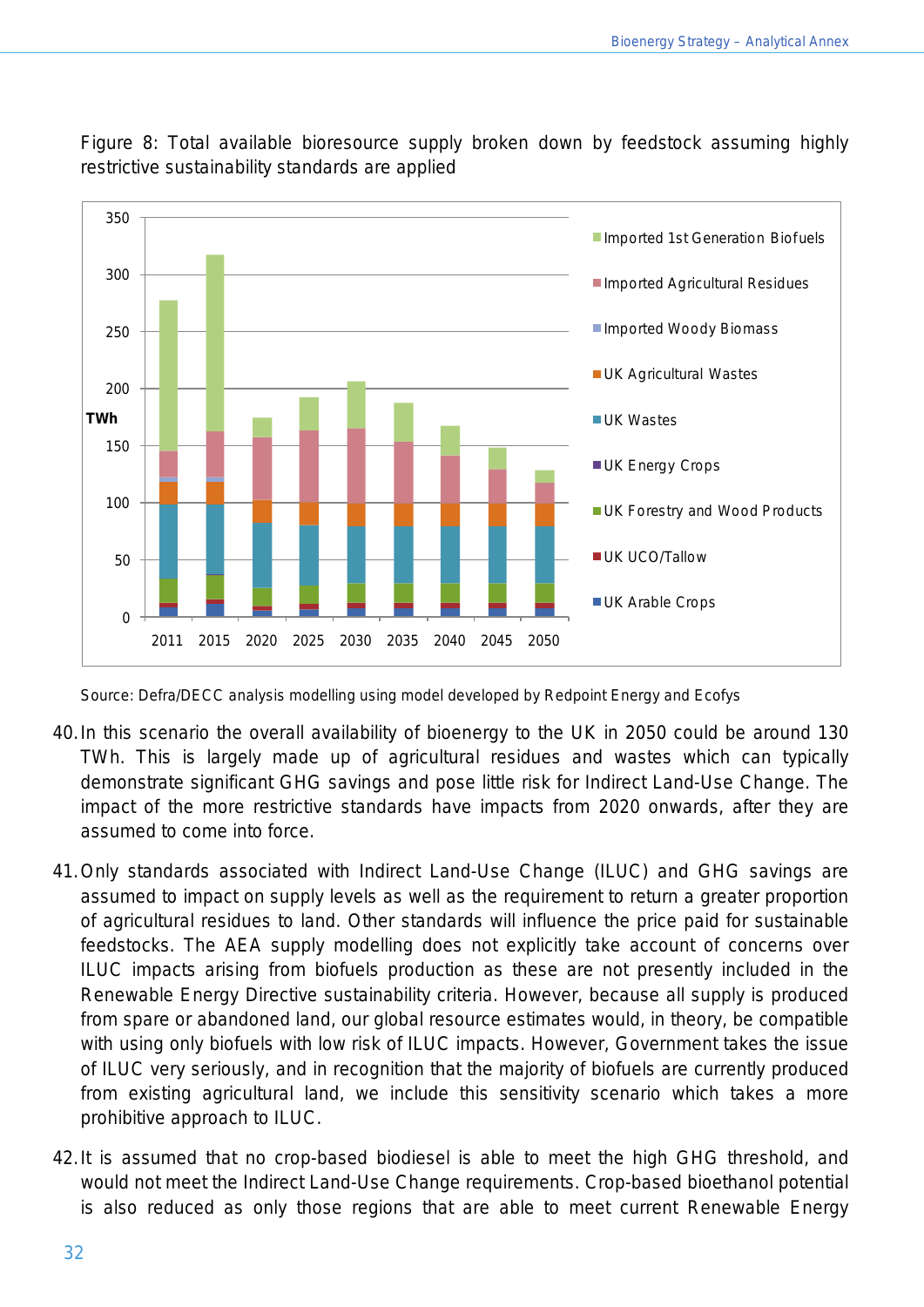Figure 8: Total available bioresource supply broken down by feedstock assuming highly restrictive sustainability standards are applied

Source: Defra/DECC analysis modelling using model developed by Redpoint Energy and Ecofys

40. In this scenario the overall availability of bioenergy to the UK in 2050 could be around 130 TWh. This is largely made up of agricultural residues and wastes which can typically demonstrate significant GHG savings and pose little risk for Indirect Land-Use Change. The impact of the more restrictive standards have impacts from 2020 onwards, after they are assumed to come into force.

41. Only standards associated with Indirect Land-Use Change (ILUC) and GHG savings are assumed to impact on supply levels as well as the requirement to return a greater proportion of agricultural residues to land. Other standards will influence the price paid for sustainable feedstocks. The AEA supply modelling does not explicitly take account of concerns over ILUC impacts arising from biofuels production as these are not presently included in the Renewable Energy Directive sustainability criteria. However, because all supply is produced from spare or abandoned land, our global resource estimates would, in theory, be compatible with using only biofuels with low risk of ILUC impacts. However, Government takes the issue of ILUC very seriously, and in recognition that the majority of biofuels are currently produced from existing agricultural land, we include this sensitivity scenario which takes a more prohibitive approach to ILUC.

42. It is assumed that no crop-based biodiesel is able to meet the high GHG threshold, and would not meet the Indirect Land-Use Change requirements. Crop-based bioethanol potential is also reduced as only those regions that are able to meet current Renewable Energy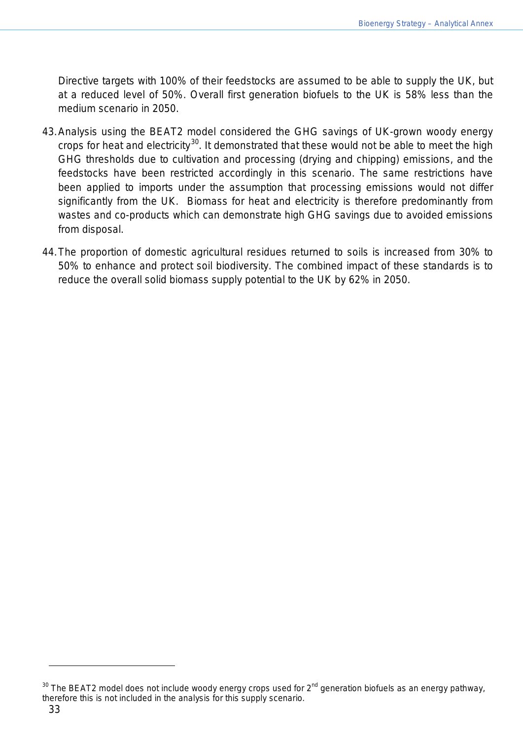Directive targets with 100% of their feedstocks are assumed to be able to supply the UK, but at a reduced level of 50%. Overall first generation biofuels to the UK is 58% less than the medium scenario in 2050.

43. Analysis using the BEAT2 model considered the GHG savings of UK-grown woody energy crops for heat and electricity[30]. It demonstrated that these would not be able to meet the high GHG thresholds due to cultivation and processing (drying and chipping) emissions, and the feedstocks have been restricted accordingly in this scenario. The same restrictions have been applied to imports under the assumption that processing emissions would not differ significantly from the UK. Biomass for heat and electricity is therefore predominantly from wastes and co-products which can demonstrate high GHG savings due to avoided emissions from disposal.

44. The proportion of domestic agricultural residues returned to soils is increased from 30% to 50% to enhance and protect soil biodiversity. The combined impact of these standards is to reduce the overall solid biomass supply potential to the UK by 62% in 2050.

---

[30] The BEAT2 model does not include woody energy crops used for 2nd generation biofuels as an energy pathway, therefore this is not included in the analysis for this supply scenario.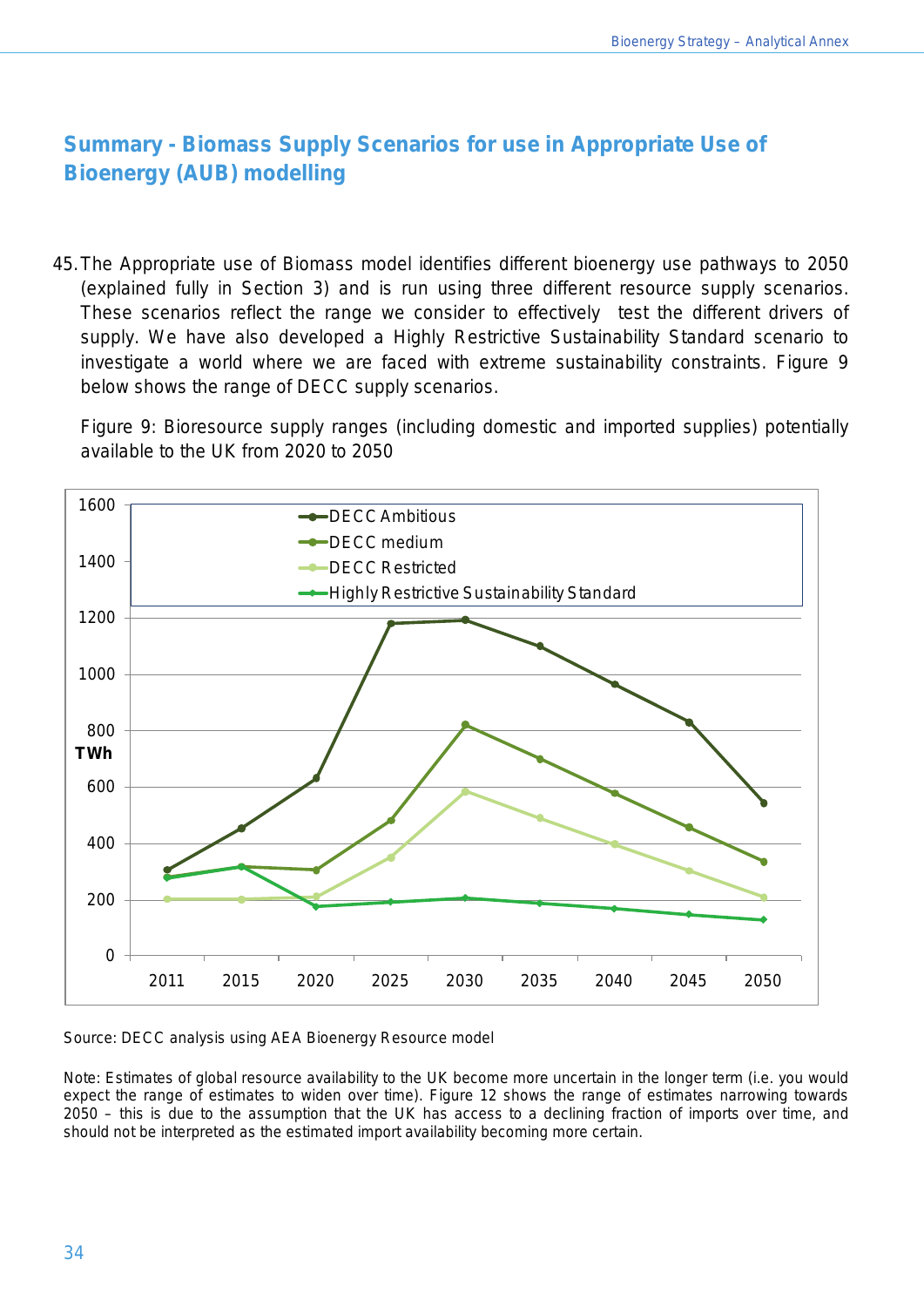## Summary - Biomass Supply Scenarios for use in Appropriate Use of Bioenergy (AUB) modelling

45. The Appropriate use of Biomass model identifies different bioenergy use pathways to 2050 (explained fully in Section 3) and is run using three different resource supply scenarios. These scenarios reflect the range we consider to effectively test the different drivers of supply. We have also developed a Highly Restrictive Sustainability Standard scenario to investigate a world where we are faced with extreme sustainability constraints. Figure 9 below shows the range of DECC supply scenarios.

Figure 9: Bioresource supply ranges (including domestic and imported supplies) potentially available to the UK from 2020 to 2050

Source: DECC analysis using AEA Bioenergy Resource model

Note: Estimates of global resource availability to the UK become more uncertain in the longer term (i.e. you would expect the range of estimates to widen over time). Figure 12 shows the range of estimates narrowing towards 2050 – this is due to the assumption that the UK has access to a declining fraction of imports over time, and should not be interpreted as the estimated import availability becoming more certain.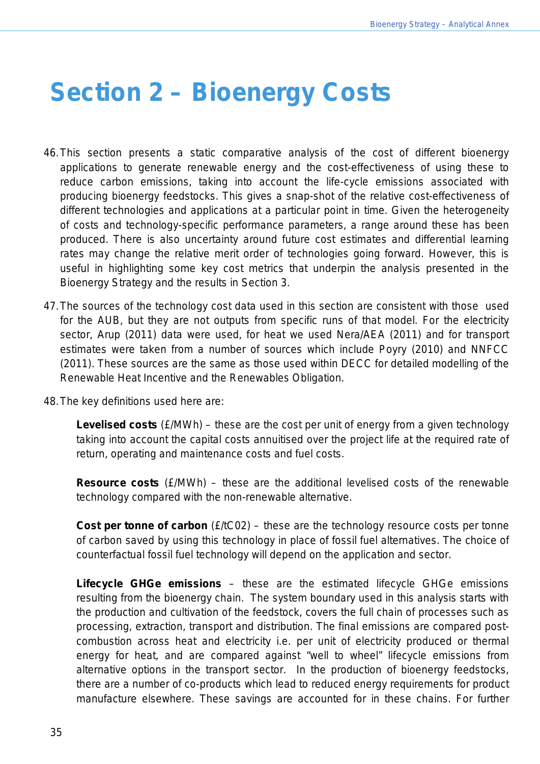# Section 2 – Bioenergy Costs

46. This section presents a static comparative analysis of the cost of different bioenergy applications to generate renewable energy and the cost-effectiveness of using these to reduce carbon emissions, taking into account the life-cycle emissions associated with producing bioenergy feedstocks. This gives a snap-shot of the relative cost-effectiveness of different technologies and applications at a particular point in time. Given the heterogeneity of costs and technology-specific performance parameters, a range around these has been produced. There is also uncertainty around future cost estimates and differential learning rates may change the relative merit order of technologies going forward. However, this is useful in highlighting some key cost metrics that underpin the analysis presented in the Bioenergy Strategy and the results in Section 3.

47. The sources of the technology cost data used in this section are consistent with those used for the AUB, but they are not outputs from specific runs of that model. For the electricity sector, Arup (2011) data were used, for heat we used Nera/AEA (2011) and for transport estimates were taken from a number of sources which include Poyry (2010) and NNFCC (2011). These sources are the same as those used within DECC for detailed modelling of the Renewable Heat Incentive and the Renewables Obligation.

48. The key definitions used here are:

**Levelised costs** (£/MWh) – these are the cost per unit of energy from a given technology taking into account the capital costs annuitised over the project life at the required rate of return, operating and maintenance costs and fuel costs.

**Resource costs** (£/MWh) – these are the additional levelised costs of the renewable technology compared with the non-renewable alternative.

**Cost per tonne of carbon** (£/tC02) – these are the technology resource costs per tonne of carbon saved by using this technology in place of fossil fuel alternatives. The choice of counterfactual fossil fuel technology will depend on the application and sector.

**Lifecycle GHGe emissions** – these are the estimated lifecycle GHGe emissions resulting from the bioenergy chain. The system boundary used in this analysis starts with the production and cultivation of the feedstock, covers the full chain of processes such as processing, extraction, transport and distribution. The final emissions are compared post-combustion across heat and electricity i.e. per unit of electricity produced or thermal energy for heat, and are compared against "well to wheel" lifecycle emissions from alternative options in the transport sector. In the production of bioenergy feedstocks, there are a number of co-products which lead to reduced energy requirements for product manufacture elsewhere. These savings are accounted for in these chains. For further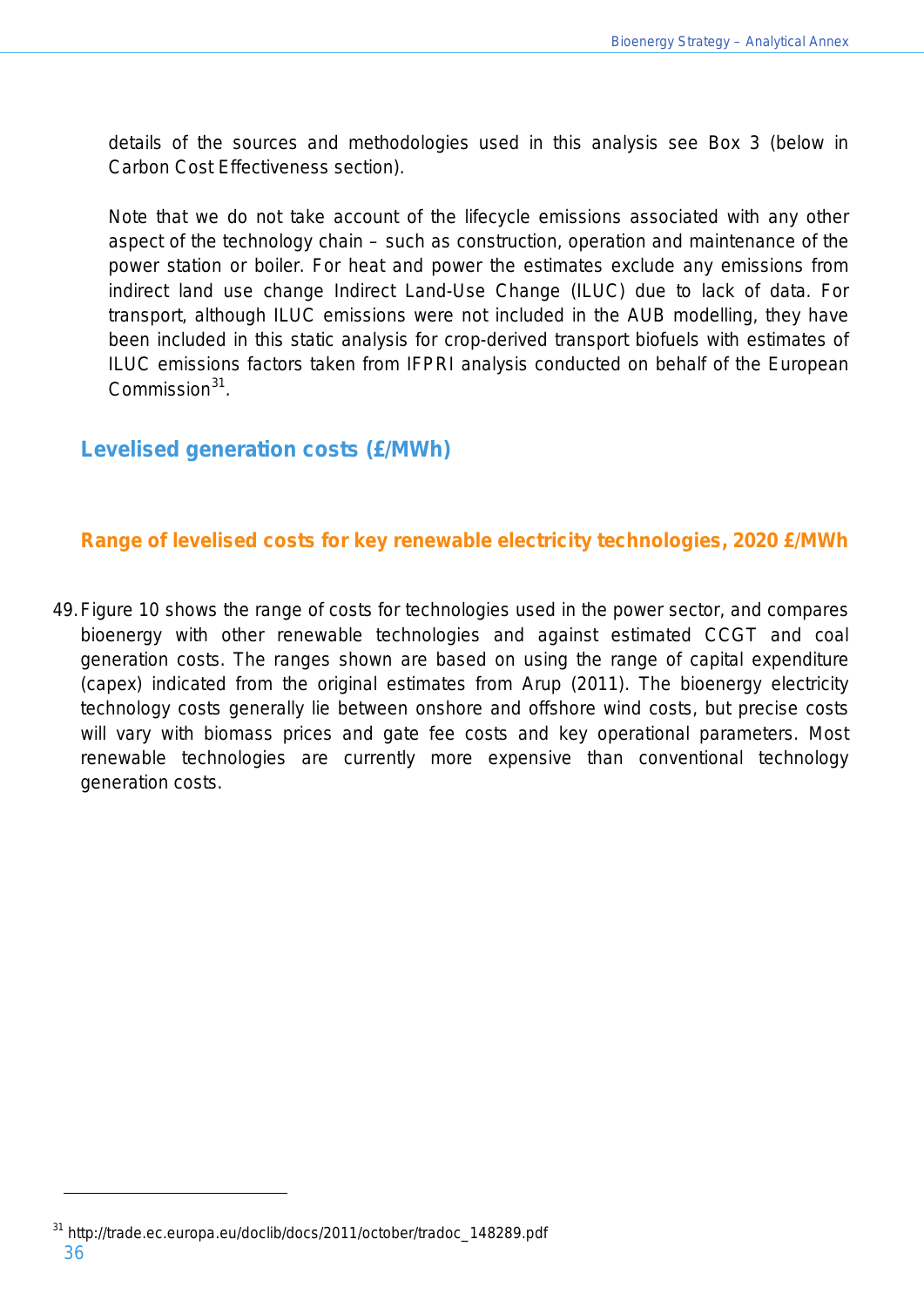details of the sources and methodologies used in this analysis see Box 3 (below in Carbon Cost Effectiveness section).

Note that we do not take account of the lifecycle emissions associated with any other aspect of the technology chain – such as construction, operation and maintenance of the power station or boiler. For heat and power the estimates exclude any emissions from indirect land use change Indirect Land-Use Change (ILUC) due to lack of data. For transport, although ILUC emissions were not included in the AUB modelling, they have been included in this static analysis for crop-derived transport biofuels with estimates of ILUC emissions factors taken from IFPRI analysis conducted on behalf of the European Commission[31].

## Levelised generation costs (£/MWh)

### Range of levelised costs for key renewable electricity technologies, 2020 £/MWh

49. Figure 10 shows the range of costs for technologies used in the power sector, and compares bioenergy with other renewable technologies and against estimated CCGT and coal generation costs. The ranges shown are based on using the range of capital expenditure (capex) indicated from the original estimates from Arup (2011). The bioenergy electricity technology costs generally lie between onshore and offshore wind costs, but precise costs will vary with biomass prices and gate fee costs and key operational parameters. Most renewable technologies are currently more expensive than conventional technology generation costs.

[31] http://trade.ec.europa.eu/doclib/docs/2011/october/tradoc_148289.pdf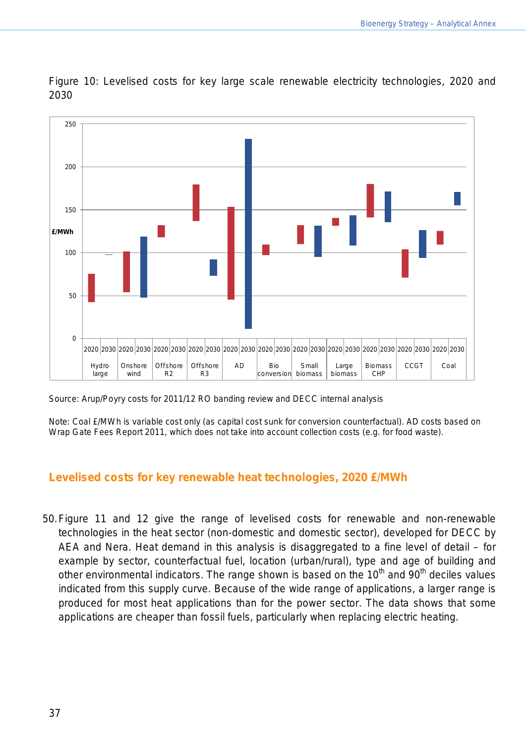Figure 10: Levelised costs for key large scale renewable electricity technologies, 2020 and 2030

Source: Arup/Poyry costs for 2011/12 RO banding review and DECC internal analysis

Note: Coal £/MWh is variable cost only (as capital cost sunk for conversion counterfactual). AD costs based on Wrap Gate Fees Report 2011, which does not take into account collection costs (e.g. for food waste).

## Levelised costs for key renewable heat technologies, 2020 £/MWh

50. Figure 11 and 12 give the range of levelised costs for renewable and non-renewable technologies in the heat sector (non-domestic and domestic sector), developed for DECC by AEA and Nera. Heat demand in this analysis is disaggregated to a fine level of detail – for example by sector, counterfactual fuel, location (urban/rural), type and age of building and other environmental indicators. The range shown is based on the $10^{th}$ and $90^{th}$ deciles values indicated from this supply curve. Because of the wide range of applications, a larger range is produced for most heat applications than for the power sector. The data shows that some applications are cheaper than fossil fuels, particularly when replacing electric heating.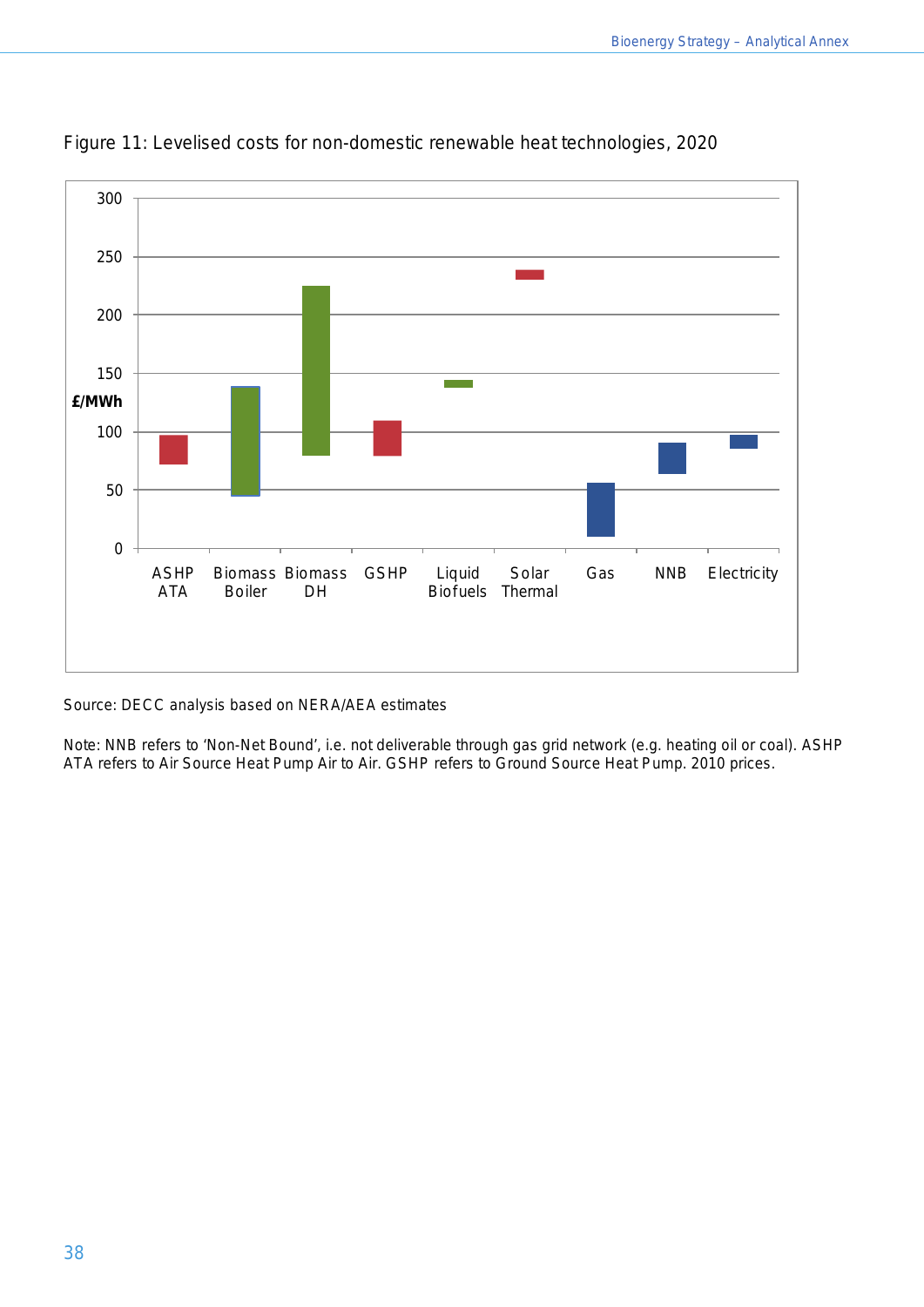Figure 11: Levelised costs for non-domestic renewable heat technologies, 2020

Source: DECC analysis based on NERA/AEA estimates

Note: NNB refers to 'Non-Net Bound', i.e. not deliverable through gas grid network (e.g. heating oil or coal). ASHP ATA refers to Air Source Heat Pump Air to Air. GSHP refers to Ground Source Heat Pump. 2010 prices.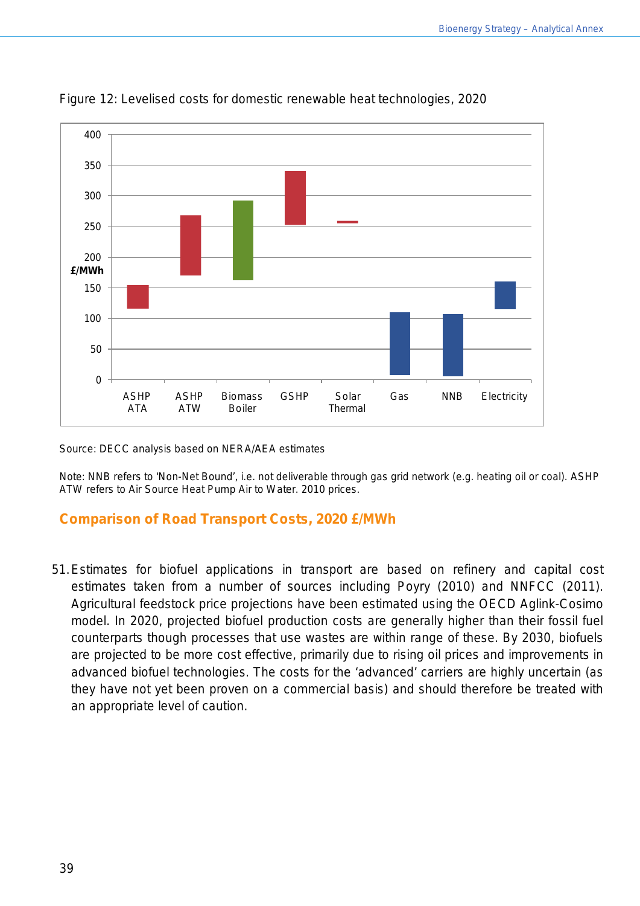Figure 12: Levelised costs for domestic renewable heat technologies, 2020

Source: DECC analysis based on NERA/AEA estimates

Note: NNB refers to 'Non-Net Bound', i.e. not deliverable through gas grid network (e.g. heating oil or coal). ASHP ATW refers to Air Source Heat Pump Air to Water. 2010 prices.

### Comparison of Road Transport Costs, 2020 £/MWh

51. Estimates for biofuel applications in transport are based on refinery and capital cost estimates taken from a number of sources including Poyry (2010) and NNFCC (2011). Agricultural feedstock price projections have been estimated using the OECD Aglink-Cosimo model. In 2020, projected biofuel production costs are generally higher than their fossil fuel counterparts though processes that use wastes are within range of these. By 2030, biofuels are projected to be more cost effective, primarily due to rising oil prices and improvements in advanced biofuel technologies. The costs for the 'advanced' carriers are highly uncertain (as they have not yet been proven on a commercial basis) and should therefore be treated with an appropriate level of caution.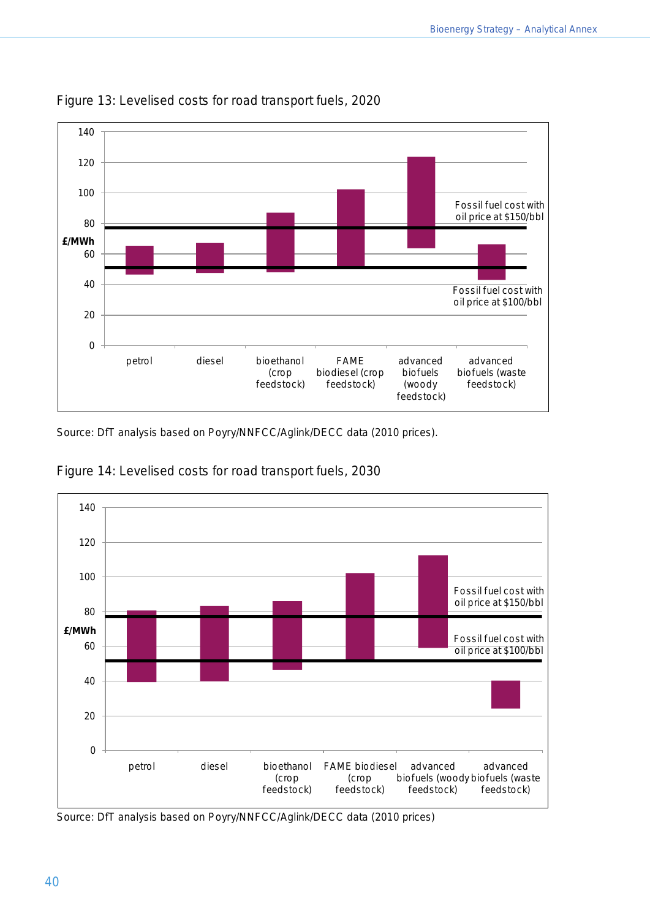Figure 13: Levelised costs for road transport fuels, 2020

Source: DfT analysis based on Poyry/NNFCC/Aglink/DECC data (2010 prices).

Figure 14: Levelised costs for road transport fuels, 2030

Source: DfT analysis based on Poyry/NNFCC/Aglink/DECC data (2010 prices)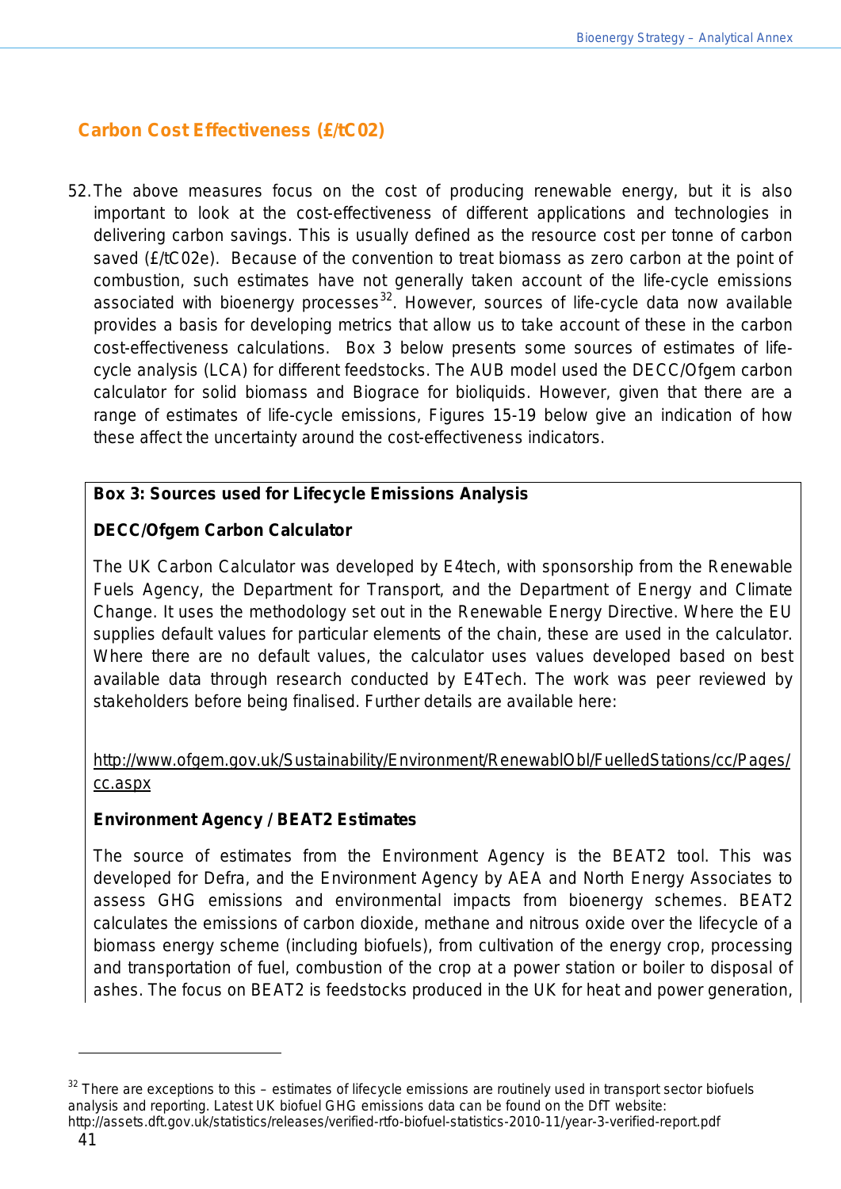## Carbon Cost Effectiveness (£/tC02)

52. The above measures focus on the cost of producing renewable energy, but it is also important to look at the cost-effectiveness of different applications and technologies in delivering carbon savings. This is usually defined as the resource cost per tonne of carbon saved (£/tC02e). Because of the convention to treat biomass as zero carbon at the point of combustion, such estimates have not generally taken account of the life-cycle emissions associated with bioenergy processes[32]. However, sources of life-cycle data now available provides a basis for developing metrics that allow us to take account of these in the carbon cost-effectiveness calculations. Box 3 below presents some sources of estimates of life-cycle analysis (LCA) for different feedstocks. The AUB model used the DECC/Ofgem carbon calculator for solid biomass and Biograce for bioliquids. However, given that there are a range of estimates of life-cycle emissions, Figures 15-19 below give an indication of how these affect the uncertainty around the cost-effectiveness indicators.

**Box 3: Sources used for Lifecycle Emissions Analysis**

**DECC/Ofgem Carbon Calculator**

The UK Carbon Calculator was developed by E4tech, with sponsorship from the Renewable Fuels Agency, the Department for Transport, and the Department of Energy and Climate Change. It uses the methodology set out in the Renewable Energy Directive. Where the EU supplies default values for particular elements of the chain, these are used in the calculator. Where there are no default values, the calculator uses values developed based on best available data through research conducted by E4Tech. The work was peer reviewed by stakeholders before being finalised. Further details are available here:

http://www.ofgem.gov.uk/Sustainability/Environment/RenewablObl/FuelledStations/cc/Pages/cc.aspx

**Environment Agency / BEAT2 Estimates**

The source of estimates from the Environment Agency is the BEAT2 tool. This was developed for Defra, and the Environment Agency by AEA and North Energy Associates to assess GHG emissions and environmental impacts from bioenergy schemes. BEAT2 calculates the emissions of carbon dioxide, methane and nitrous oxide over the lifecycle of a biomass energy scheme (including biofuels), from cultivation of the energy crop, processing and transportation of fuel, combustion of the crop at a power station or boiler to disposal of ashes. The focus on BEAT2 is feedstocks produced in the UK for heat and power generation,

[32] There are exceptions to this – estimates of lifecycle emissions are routinely used in transport sector biofuels analysis and reporting. Latest UK biofuel GHG emissions data can be found on the DfT website: http://assets.dft.gov.uk/statistics/releases/verified-rtfo-biofuel-statistics-2010-11/year-3-verified-report.pdf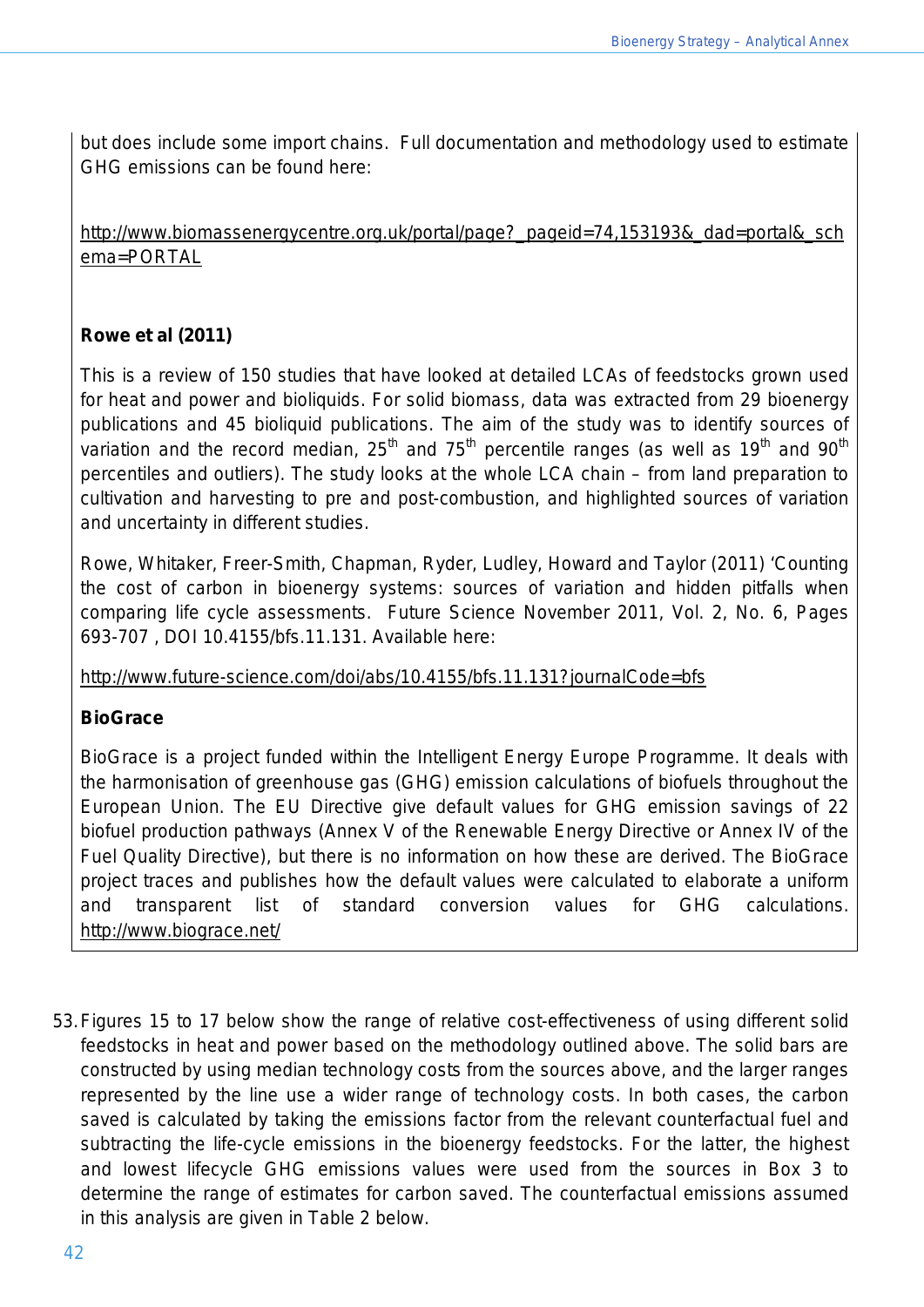but does include some import chains. Full documentation and methodology used to estimate GHG emissions can be found here:

http://www.biomassenergycentre.org.uk/portal/page?_pageid=74,153193&_dad=portal&_schema=PORTAL

**Rowe et al (2011)**

This is a review of 150 studies that have looked at detailed LCAs of feedstocks grown used for heat and power and bioliquids. For solid biomass, data was extracted from 29 bioenergy publications and 45 bioliquid publications. The aim of the study was to identify sources of variation and the record median, 25th and 75th percentile ranges (as well as 19th and 90th percentiles and outliers). The study looks at the whole LCA chain – from land preparation to cultivation and harvesting to pre and post-combustion, and highlighted sources of variation and uncertainty in different studies.

Rowe, Whitaker, Freer-Smith, Chapman, Ryder, Ludley, Howard and Taylor (2011) 'Counting the cost of carbon in bioenergy systems: sources of variation and hidden pitfalls when comparing life cycle assessments. Future Science November 2011, Vol. 2, No. 6, Pages 693-707 , DOI 10.4155/bfs.11.131. Available here:

http://www.future-science.com/doi/abs/10.4155/bfs.11.131?journalCode=bfs

**BioGrace**

BioGrace is a project funded within the Intelligent Energy Europe Programme. It deals with the harmonisation of greenhouse gas (GHG) emission calculations of biofuels throughout the European Union. The EU Directive give default values for GHG emission savings of 22 biofuel production pathways (Annex V of the Renewable Energy Directive or Annex IV of the Fuel Quality Directive), but there is no information on how these are derived. The BioGrace project traces and publishes how the default values were calculated to elaborate a uniform and transparent list of standard conversion values for GHG calculations. http://www.biograce.net/

53. Figures 15 to 17 below show the range of relative cost-effectiveness of using different solid feedstocks in heat and power based on the methodology outlined above. The solid bars are constructed by using median technology costs from the sources above, and the larger ranges represented by the line use a wider range of technology costs. In both cases, the carbon saved is calculated by taking the emissions factor from the relevant counterfactual fuel and subtracting the life-cycle emissions in the bioenergy feedstocks. For the latter, the highest and lowest lifecycle GHG emissions values were used from the sources in Box 3 to determine the range of estimates for carbon saved. The counterfactual emissions assumed in this analysis are given in Table 2 below.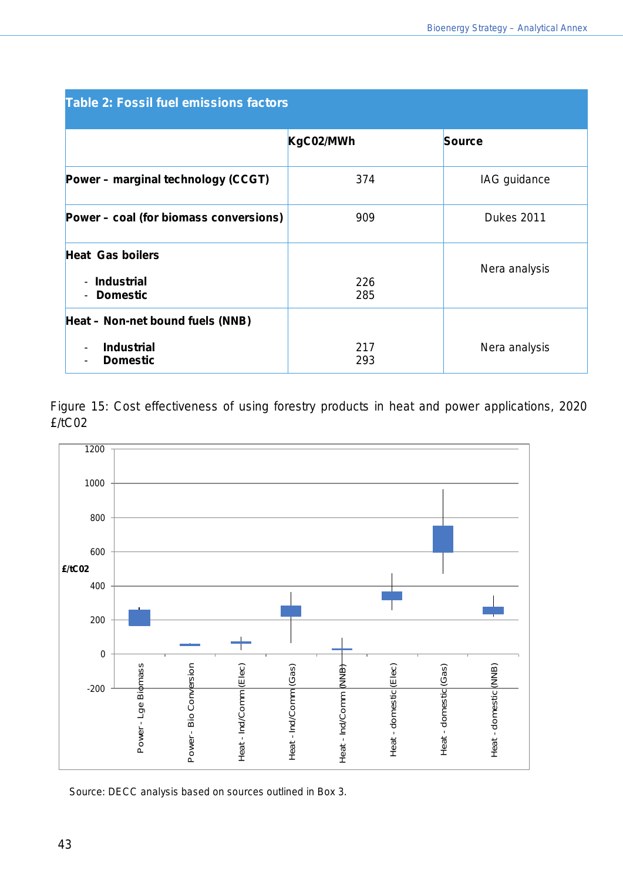**Table 2: Fossil fuel emissions factors**

| | KgC02/MWh | Source |
|---|---|---|
| **Power – marginal technology (CCGT)** | 374 | IAG guidance |
| **Power – coal (for biomass conversions)** | 909 | Dukes 2011 |
| **Heat Gas boilers**<br>- **Industrial**<br>- **Domestic** | <br>226<br>285 | Nera analysis |
| **Heat – Non-net bound fuels (NNB)**<br>- **Industrial**<br>- **Domestic** | <br>217<br>293 | Nera analysis |

Figure 15: Cost effectiveness of using forestry products in heat and power applications, 2020 £/tC02

Source: DECC analysis based on sources outlined in Box 3.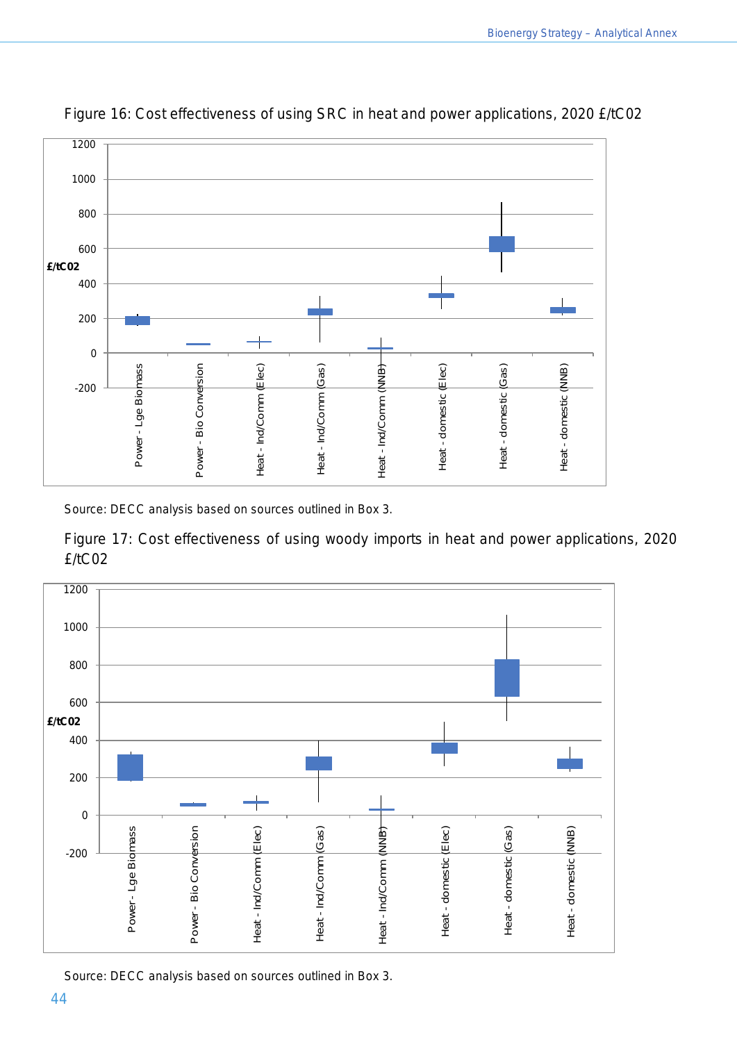Figure 16: Cost effectiveness of using SRC in heat and power applications, 2020 £/tC02

Source: DECC analysis based on sources outlined in Box 3.

Figure 17: Cost effectiveness of using woody imports in heat and power applications, 2020 £/tC02

Source: DECC analysis based on sources outlined in Box 3.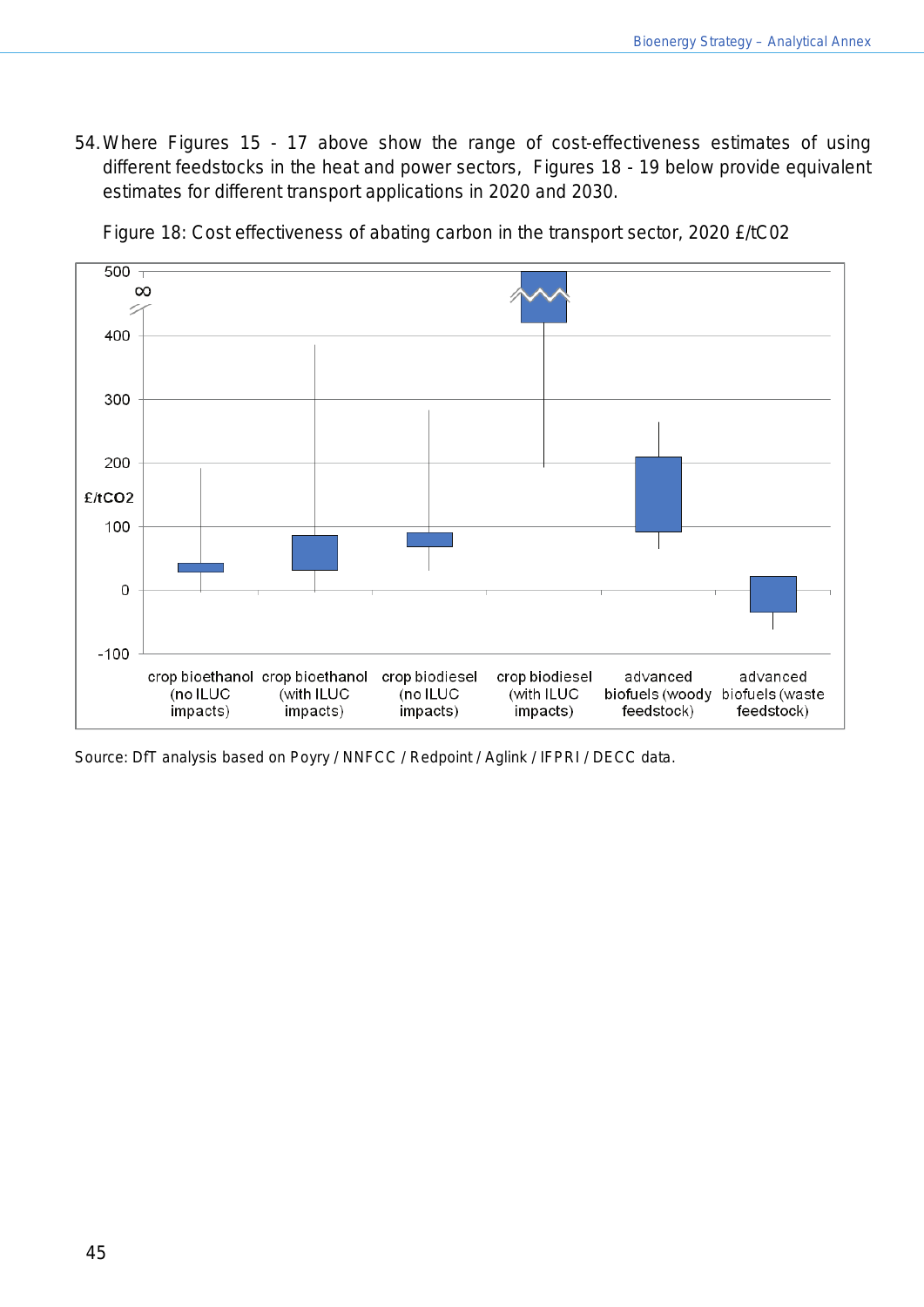54. Where Figures 15 - 17 above show the range of cost-effectiveness estimates of using different feedstocks in the heat and power sectors, Figures 18 - 19 below provide equivalent estimates for different transport applications in 2020 and 2030.

Figure 18: Cost effectiveness of abating carbon in the transport sector, 2020 £/tC02

Source: DfT analysis based on Poyry / NNFCC / Redpoint / Aglink / IFPRI / DECC data.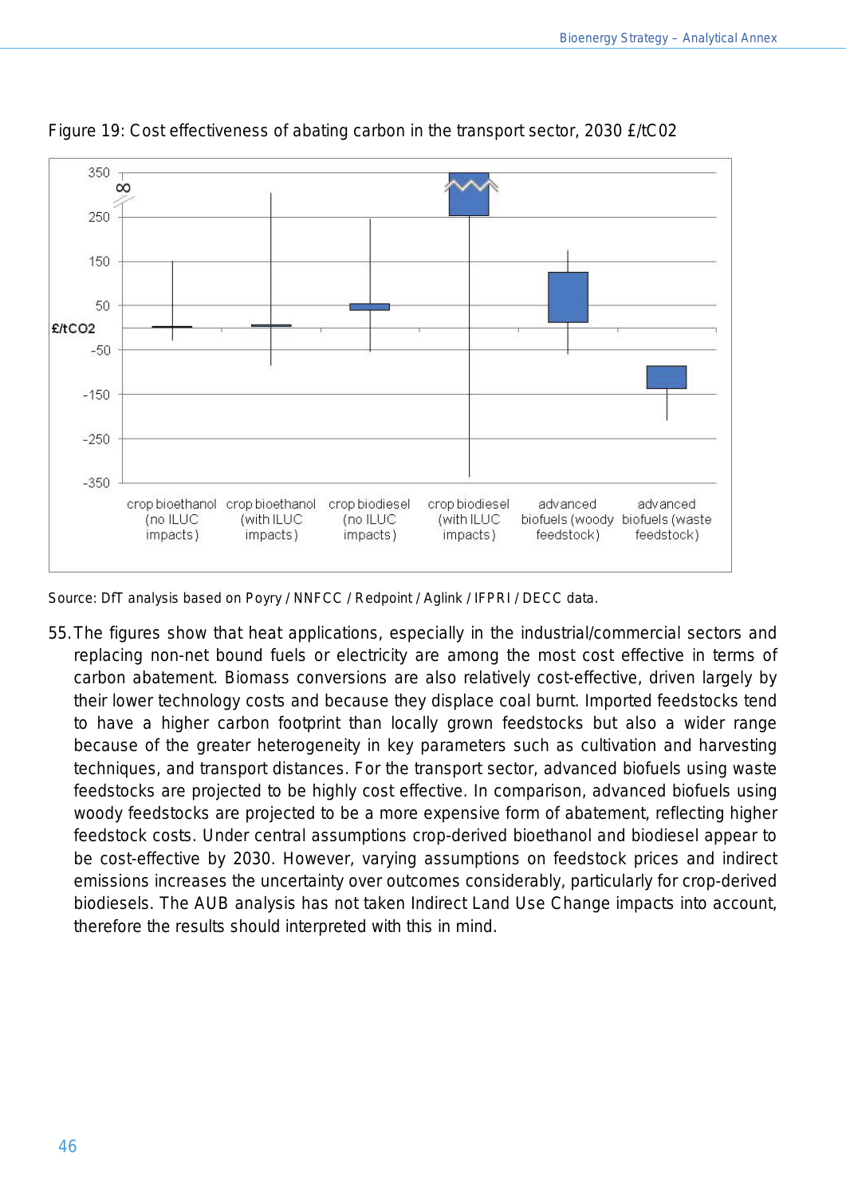Figure 19: Cost effectiveness of abating carbon in the transport sector, 2030 £/tC02

Source: DfT analysis based on Poyry / NNFCC / Redpoint / Aglink / IFPRI / DECC data.

55. The figures show that heat applications, especially in the industrial/commercial sectors and replacing non-net bound fuels or electricity are among the most cost effective in terms of carbon abatement. Biomass conversions are also relatively cost-effective, driven largely by their lower technology costs and because they displace coal burnt. Imported feedstocks tend to have a higher carbon footprint than locally grown feedstocks but also a wider range because of the greater heterogeneity in key parameters such as cultivation and harvesting techniques, and transport distances. For the transport sector, advanced biofuels using waste feedstocks are projected to be highly cost effective. In comparison, advanced biofuels using woody feedstocks are projected to be a more expensive form of abatement, reflecting higher feedstock costs. Under central assumptions crop-derived bioethanol and biodiesel appear to be cost-effective by 2030. However, varying assumptions on feedstock prices and indirect emissions increases the uncertainty over outcomes considerably, particularly for crop-derived biodiesels. The AUB analysis has not taken Indirect Land Use Change impacts into account, therefore the results should interpreted with this in mind.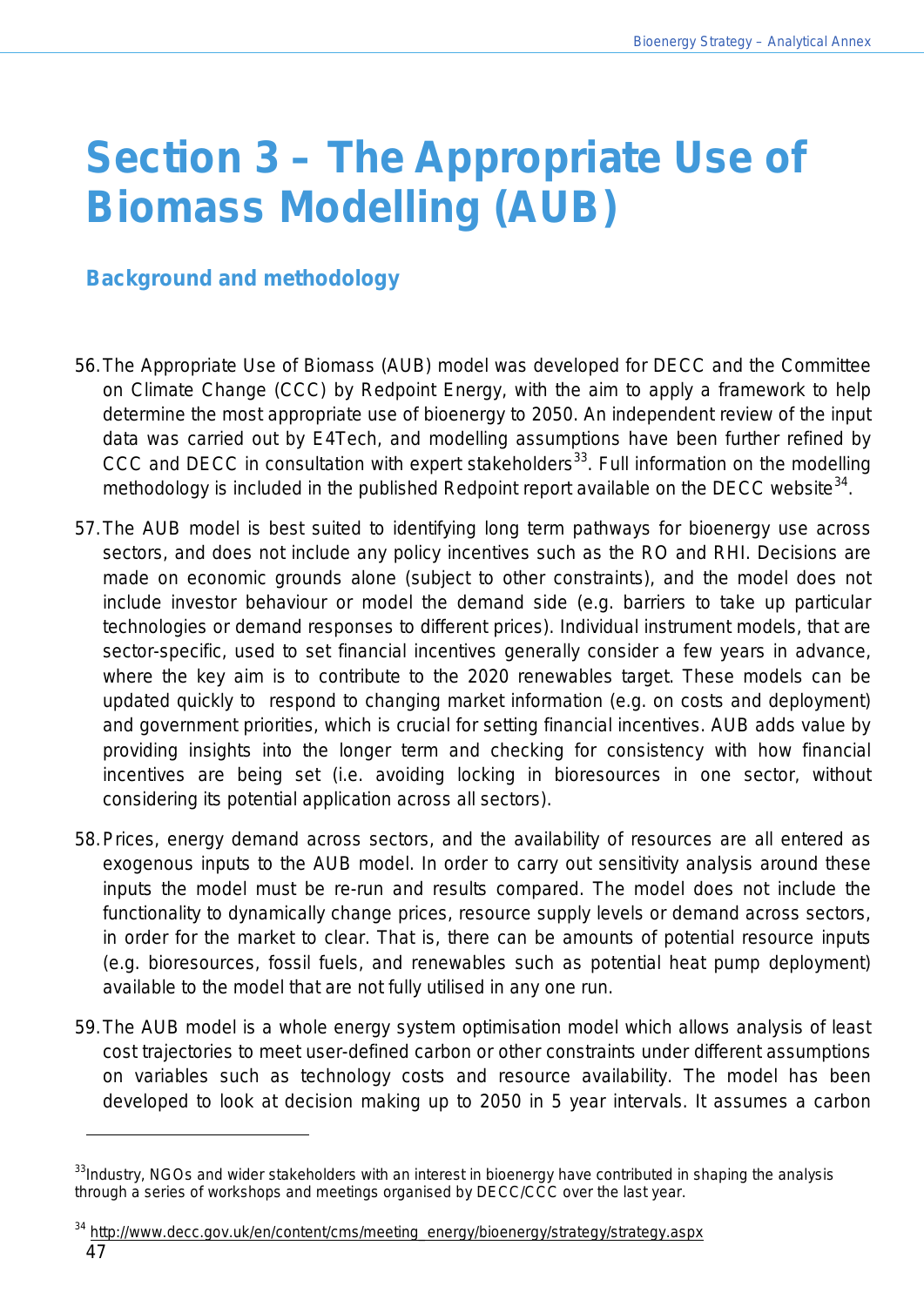# Section 3 – The Appropriate Use of Biomass Modelling (AUB)

## Background and methodology

56. The Appropriate Use of Biomass (AUB) model was developed for DECC and the Committee on Climate Change (CCC) by Redpoint Energy, with the aim to apply a framework to help determine the most appropriate use of bioenergy to 2050. An independent review of the input data was carried out by E4Tech, and modelling assumptions have been further refined by CCC and DECC in consultation with expert stakeholders[33]. Full information on the modelling methodology is included in the published Redpoint report available on the DECC website[34].

57. The AUB model is best suited to identifying long term pathways for bioenergy use across sectors, and does not include any policy incentives such as the RO and RHI. Decisions are made on economic grounds alone (subject to other constraints), and the model does not include investor behaviour or model the demand side (e.g. barriers to take up particular technologies or demand responses to different prices). Individual instrument models, that are sector-specific, used to set financial incentives generally consider a few years in advance, where the key aim is to contribute to the 2020 renewables target. These models can be updated quickly to respond to changing market information (e.g. on costs and deployment) and government priorities, which is crucial for setting financial incentives. AUB adds value by providing insights into the longer term and checking for consistency with how financial incentives are being set (i.e. avoiding locking in bioresources in one sector, without considering its potential application across all sectors).

58. Prices, energy demand across sectors, and the availability of resources are all entered as exogenous inputs to the AUB model. In order to carry out sensitivity analysis around these inputs the model must be re-run and results compared. The model does not include the functionality to dynamically change prices, resource supply levels or demand across sectors, in order for the market to clear. That is, there can be amounts of potential resource inputs (e.g. bioresources, fossil fuels, and renewables such as potential heat pump deployment) available to the model that are not fully utilised in any one run.

59. The AUB model is a whole energy system optimisation model which allows analysis of least cost trajectories to meet user-defined carbon or other constraints under different assumptions on variables such as technology costs and resource availability. The model has been developed to look at decision making up to 2050 in 5 year intervals. It assumes a carbon

---

[33] Industry, NGOs and wider stakeholders with an interest in bioenergy have contributed in shaping the analysis through a series of workshops and meetings organised by DECC/CCC over the last year.

[34] http://www.decc.gov.uk/en/content/cms/meeting_energy/bioenergy/strategy/strategy.aspx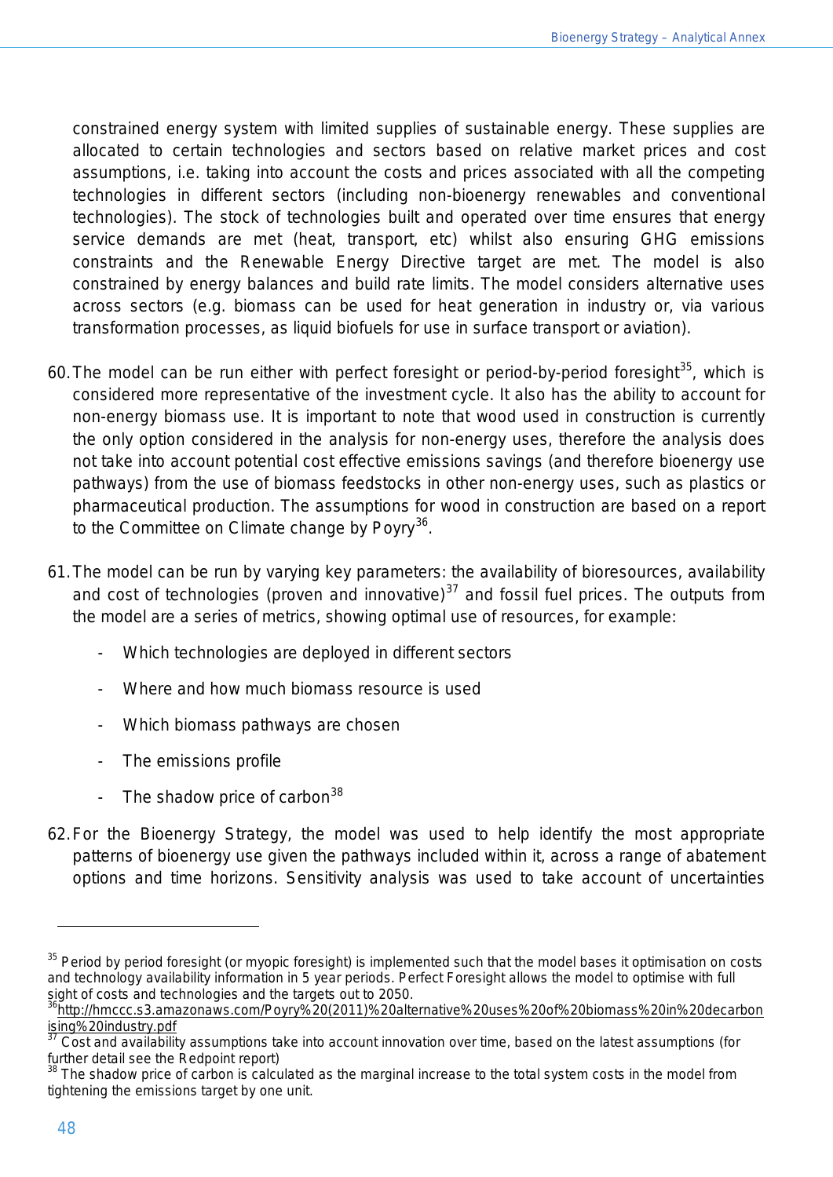constrained energy system with limited supplies of sustainable energy. These supplies are allocated to certain technologies and sectors based on relative market prices and cost assumptions, i.e. taking into account the costs and prices associated with all the competing technologies in different sectors (including non-bioenergy renewables and conventional technologies). The stock of technologies built and operated over time ensures that energy service demands are met (heat, transport, etc) whilst also ensuring GHG emissions constraints and the Renewable Energy Directive target are met. The model is also constrained by energy balances and build rate limits. The model considers alternative uses across sectors (e.g. biomass can be used for heat generation in industry or, via various transformation processes, as liquid biofuels for use in surface transport or aviation).

60. The model can be run either with perfect foresight or period-by-period foresight[35], which is considered more representative of the investment cycle. It also has the ability to account for non-energy biomass use. It is important to note that wood used in construction is currently the only option considered in the analysis for non-energy uses, therefore the analysis does not take into account potential cost effective emissions savings (and therefore bioenergy use pathways) from the use of biomass feedstocks in other non-energy uses, such as plastics or pharmaceutical production. The assumptions for wood in construction are based on a report to the Committee on Climate change by Poyry[36].

61. The model can be run by varying key parameters: the availability of bioresources, availability and cost of technologies (proven and innovative)[37] and fossil fuel prices. The outputs from the model are a series of metrics, showing optimal use of resources, for example:

- Which technologies are deployed in different sectors
- Where and how much biomass resource is used
- Which biomass pathways are chosen
- The emissions profile
- The shadow price of carbon[38]

62. For the Bioenergy Strategy, the model was used to help identify the most appropriate patterns of bioenergy use given the pathways included within it, across a range of abatement options and time horizons. Sensitivity analysis was used to take account of uncertainties

---

[35] Period by period foresight (or myopic foresight) is implemented such that the model bases it optimisation on costs and technology availability information in 5 year periods. Perfect Foresight allows the model to optimise with full sight of costs and technologies and the targets out to 2050.

[36] http://hmccc.s3.amazonaws.com/Poyry%20(2011)%20alternative%20uses%20of%20biomass%20in%20decarbonising%20industry.pdf

[37] Cost and availability assumptions take into account innovation over time, based on the latest assumptions (for further detail see the Redpoint report)

[38] The shadow price of carbon is calculated as the marginal increase to the total system costs in the model from tightening the emissions target by one unit.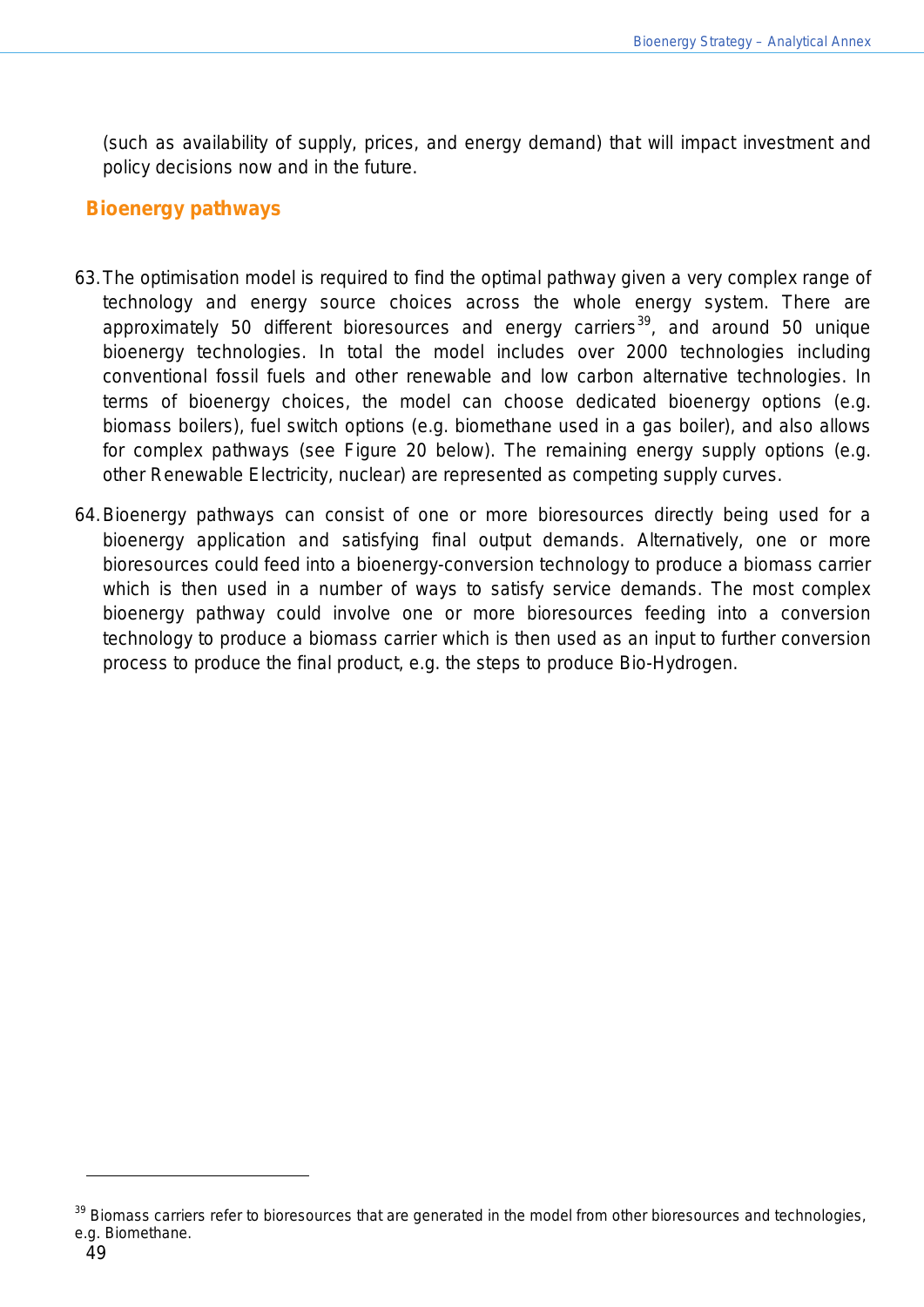(such as availability of supply, prices, and energy demand) that will impact investment and policy decisions now and in the future.

## Bioenergy pathways

63. The optimisation model is required to find the optimal pathway given a very complex range of technology and energy source choices across the whole energy system. There are approximately 50 different bioresources and energy carriers[39], and around 50 unique bioenergy technologies. In total the model includes over 2000 technologies including conventional fossil fuels and other renewable and low carbon alternative technologies. In terms of bioenergy choices, the model can choose dedicated bioenergy options (e.g. biomass boilers), fuel switch options (e.g. biomethane used in a gas boiler), and also allows for complex pathways (see Figure 20 below). The remaining energy supply options (e.g. other Renewable Electricity, nuclear) are represented as competing supply curves.

64. Bioenergy pathways can consist of one or more bioresources directly being used for a bioenergy application and satisfying final output demands. Alternatively, one or more bioresources could feed into a bioenergy-conversion technology to produce a biomass carrier which is then used in a number of ways to satisfy service demands. The most complex bioenergy pathway could involve one or more bioresources feeding into a conversion technology to produce a biomass carrier which is then used as an input to further conversion process to produce the final product, e.g. the steps to produce Bio-Hydrogen.

---

[39] Biomass carriers refer to bioresources that are generated in the model from other bioresources and technologies, e.g. Biomethane.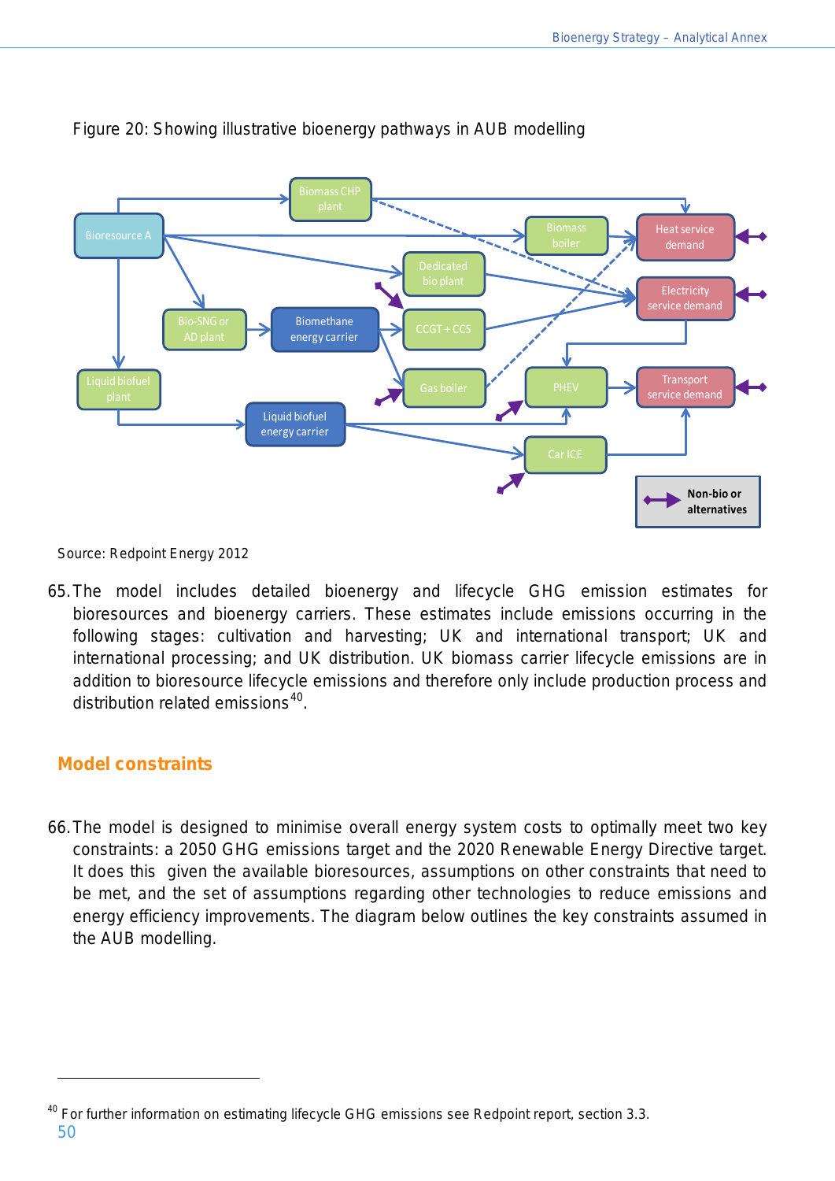Figure 20: Showing illustrative bioenergy pathways in AUB modelling

Source: Redpoint Energy 2012

65. The model includes detailed bioenergy and lifecycle GHG emission estimates for bioresources and bioenergy carriers. These estimates include emissions occurring in the following stages: cultivation and harvesting; UK and international transport; UK and international processing; and UK distribution. UK biomass carrier lifecycle emissions are in addition to bioresource lifecycle emissions and therefore only include production process and distribution related emissions[40].

## Model constraints

66. The model is designed to minimise overall energy system costs to optimally meet two key constraints: a 2050 GHG emissions target and the 2020 Renewable Energy Directive target. It does this given the available bioresources, assumptions on other constraints that need to be met, and the set of assumptions regarding other technologies to reduce emissions and energy efficiency improvements. The diagram below outlines the key constraints assumed in the AUB modelling.

[40] For further information on estimating lifecycle GHG emissions see Redpoint report, section 3.3.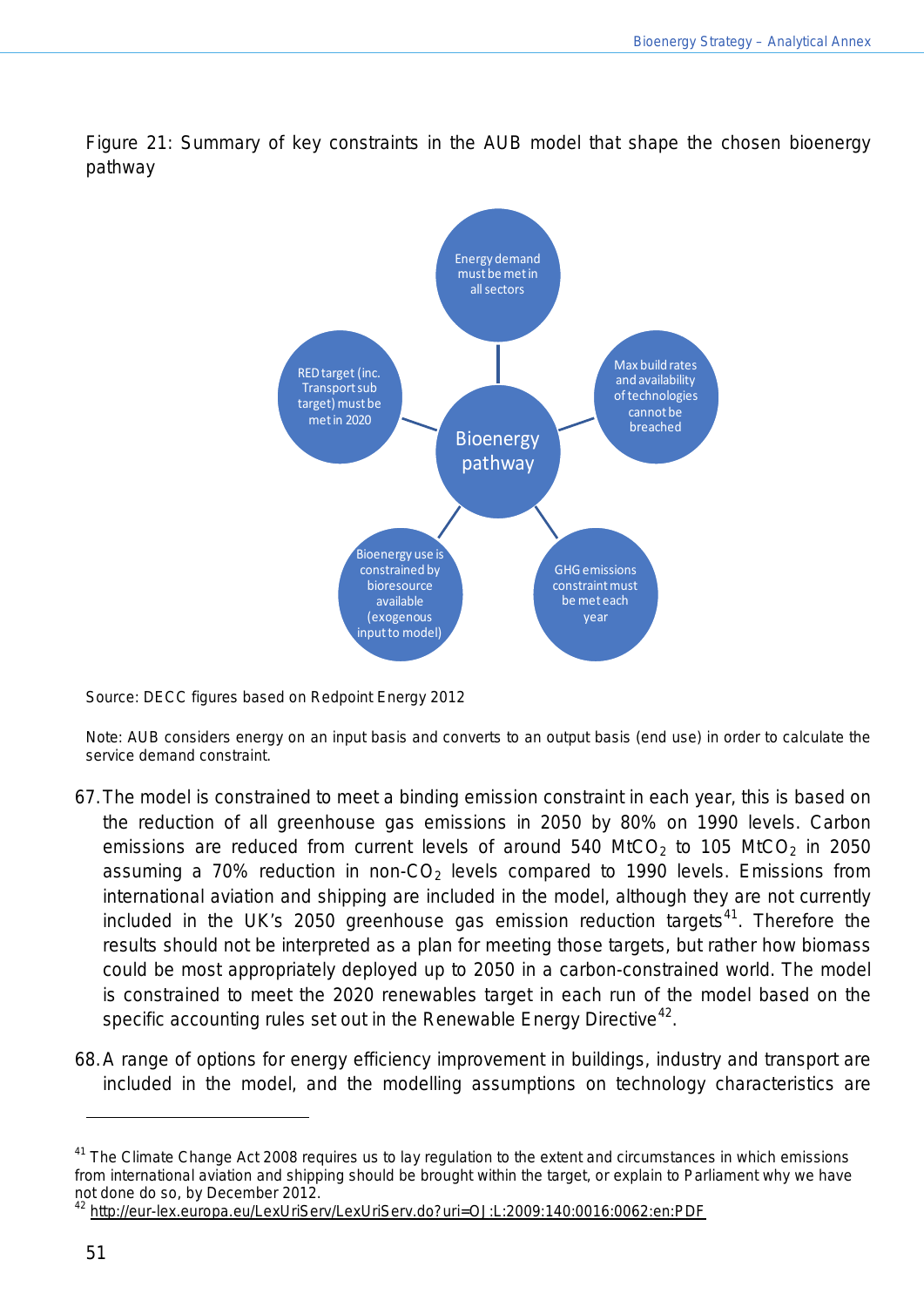Figure 21: Summary of key constraints in the AUB model that shape the chosen bioenergy pathway

Bioenergy pathway

- Energy demand must be met in all sectors
- Max build rates and availability of technologies cannot be breached
- GHG emissions constraint must be met each year
- Bioenergy use is constrained by bioresource available (exogenous input to model)
- RED target (inc. Transport sub target) must be met in 2020

Source: DECC figures based on Redpoint Energy 2012

Note: AUB considers energy on an input basis and converts to an output basis (end use) in order to calculate the service demand constraint.

67. The model is constrained to meet a binding emission constraint in each year, this is based on the reduction of all greenhouse gas emissions in 2050 by 80% on 1990 levels. Carbon emissions are reduced from current levels of around 540 $MtCO_2$ to 105 $MtCO_2$ in 2050 assuming a 70% reduction in non-$CO_2$ levels compared to 1990 levels. Emissions from international aviation and shipping are included in the model, although they are not currently included in the UK's 2050 greenhouse gas emission reduction targets[41]. Therefore the results should not be interpreted as a plan for meeting those targets, but rather how biomass could be most appropriately deployed up to 2050 in a carbon-constrained world. The model is constrained to meet the 2020 renewables target in each run of the model based on the specific accounting rules set out in the Renewable Energy Directive[42].

68. A range of options for energy efficiency improvement in buildings, industry and transport are included in the model, and the modelling assumptions on technology characteristics are

[41] The Climate Change Act 2008 requires us to lay regulation to the extent and circumstances in which emissions from international aviation and shipping should be brought within the target, or explain to Parliament why we have not done do so, by December 2012.

[42] http://eur-lex.europa.eu/LexUriServ/LexUriServ.do?uri=OJ:L:2009:140:0016:0062:en:PDF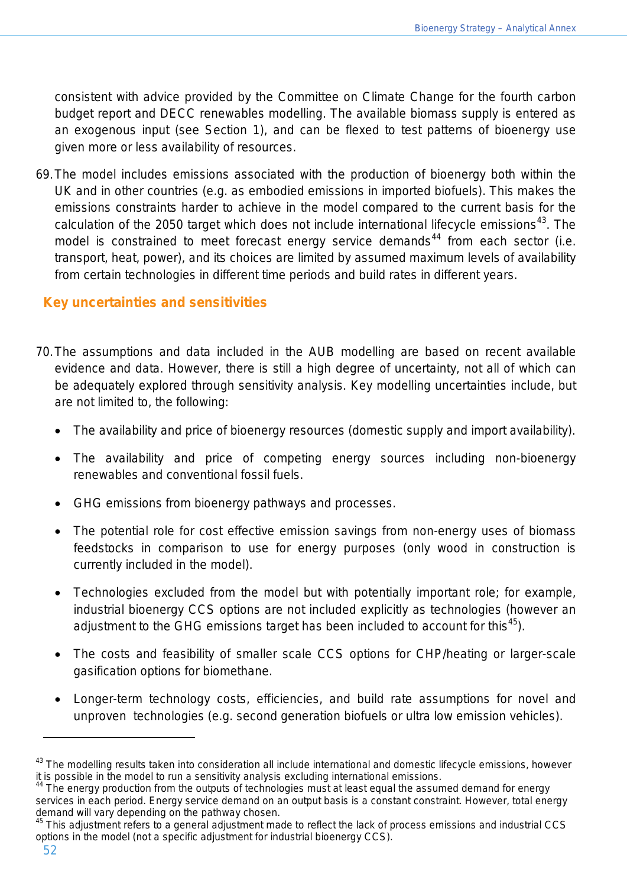consistent with advice provided by the Committee on Climate Change for the fourth carbon budget report and DECC renewables modelling. The available biomass supply is entered as an exogenous input (see Section 1), and can be flexed to test patterns of bioenergy use given more or less availability of resources.

69. The model includes emissions associated with the production of bioenergy both within the UK and in other countries (e.g. as embodied emissions in imported biofuels). This makes the emissions constraints harder to achieve in the model compared to the current basis for the calculation of the 2050 target which does not include international lifecycle emissions[43]. The model is constrained to meet forecast energy service demands[44] from each sector (i.e. transport, heat, power), and its choices are limited by assumed maximum levels of availability from certain technologies in different time periods and build rates in different years.

## Key uncertainties and sensitivities

70. The assumptions and data included in the AUB modelling are based on recent available evidence and data. However, there is still a high degree of uncertainty, not all of which can be adequately explored through sensitivity analysis. Key modelling uncertainties include, but are not limited to, the following:

   - The availability and price of bioenergy resources (domestic supply and import availability).
   - The availability and price of competing energy sources including non-bioenergy renewables and conventional fossil fuels.
   - GHG emissions from bioenergy pathways and processes.
   - The potential role for cost effective emission savings from non-energy uses of biomass feedstocks in comparison to use for energy purposes (only wood in construction is currently included in the model).
   - Technologies excluded from the model but with potentially important role; for example, industrial bioenergy CCS options are not included explicitly as technologies (however an adjustment to the GHG emissions target has been included to account for this[45]).
   - The costs and feasibility of smaller scale CCS options for CHP/heating or larger-scale gasification options for biomethane.
   - Longer-term technology costs, efficiencies, and build rate assumptions for novel and unproven technologies (e.g. second generation biofuels or ultra low emission vehicles).

---

[43] The modelling results taken into consideration all include international and domestic lifecycle emissions, however it is possible in the model to run a sensitivity analysis excluding international emissions.

[44] The energy production from the outputs of technologies must at least equal the assumed demand for energy services in each period. Energy service demand on an output basis is a constant constraint. However, total energy demand will vary depending on the pathway chosen.

[45] This adjustment refers to a general adjustment made to reflect the lack of process emissions and industrial CCS options in the model (not a specific adjustment for industrial bioenergy CCS).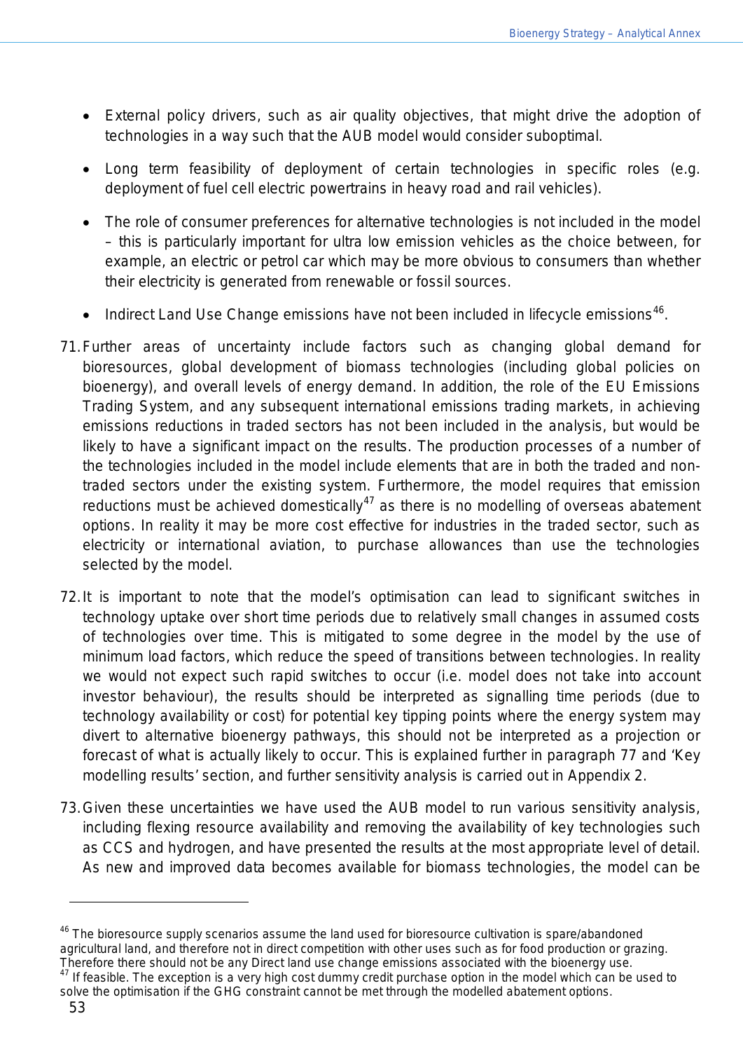- External policy drivers, such as air quality objectives, that might drive the adoption of technologies in a way such that the AUB model would consider suboptimal.
- Long term feasibility of deployment of certain technologies in specific roles (e.g. deployment of fuel cell electric powertrains in heavy road and rail vehicles).
- The role of consumer preferences for alternative technologies is not included in the model – this is particularly important for ultra low emission vehicles as the choice between, for example, an electric or petrol car which may be more obvious to consumers than whether their electricity is generated from renewable or fossil sources.
- Indirect Land Use Change emissions have not been included in lifecycle emissions[46].

71. Further areas of uncertainty include factors such as changing global demand for bioresources, global development of biomass technologies (including global policies on bioenergy), and overall levels of energy demand. In addition, the role of the EU Emissions Trading System, and any subsequent international emissions trading markets, in achieving emissions reductions in traded sectors has not been included in the analysis, but would be likely to have a significant impact on the results. The production processes of a number of the technologies included in the model include elements that are in both the traded and non-traded sectors under the existing system. Furthermore, the model requires that emission reductions must be achieved domestically[47] as there is no modelling of overseas abatement options. In reality it may be more cost effective for industries in the traded sector, such as electricity or international aviation, to purchase allowances than use the technologies selected by the model.

72. It is important to note that the model's optimisation can lead to significant switches in technology uptake over short time periods due to relatively small changes in assumed costs of technologies over time. This is mitigated to some degree in the model by the use of minimum load factors, which reduce the speed of transitions between technologies. In reality we would not expect such rapid switches to occur (i.e. model does not take into account investor behaviour), the results should be interpreted as signalling time periods (due to technology availability or cost) for potential key tipping points where the energy system may divert to alternative bioenergy pathways, this should not be interpreted as a projection or forecast of what is actually likely to occur. This is explained further in paragraph 77 and 'Key modelling results' section, and further sensitivity analysis is carried out in Appendix 2.

73. Given these uncertainties we have used the AUB model to run various sensitivity analysis, including flexing resource availability and removing the availability of key technologies such as CCS and hydrogen, and have presented the results at the most appropriate level of detail. As new and improved data becomes available for biomass technologies, the model can be

---

[46] The bioresource supply scenarios assume the land used for bioresource cultivation is spare/abandoned agricultural land, and therefore not in direct competition with other uses such as for food production or grazing. Therefore there should not be any Direct land use change emissions associated with the bioenergy use.

[47] If feasible. The exception is a very high cost dummy credit purchase option in the model which can be used to solve the optimisation if the GHG constraint cannot be met through the modelled abatement options.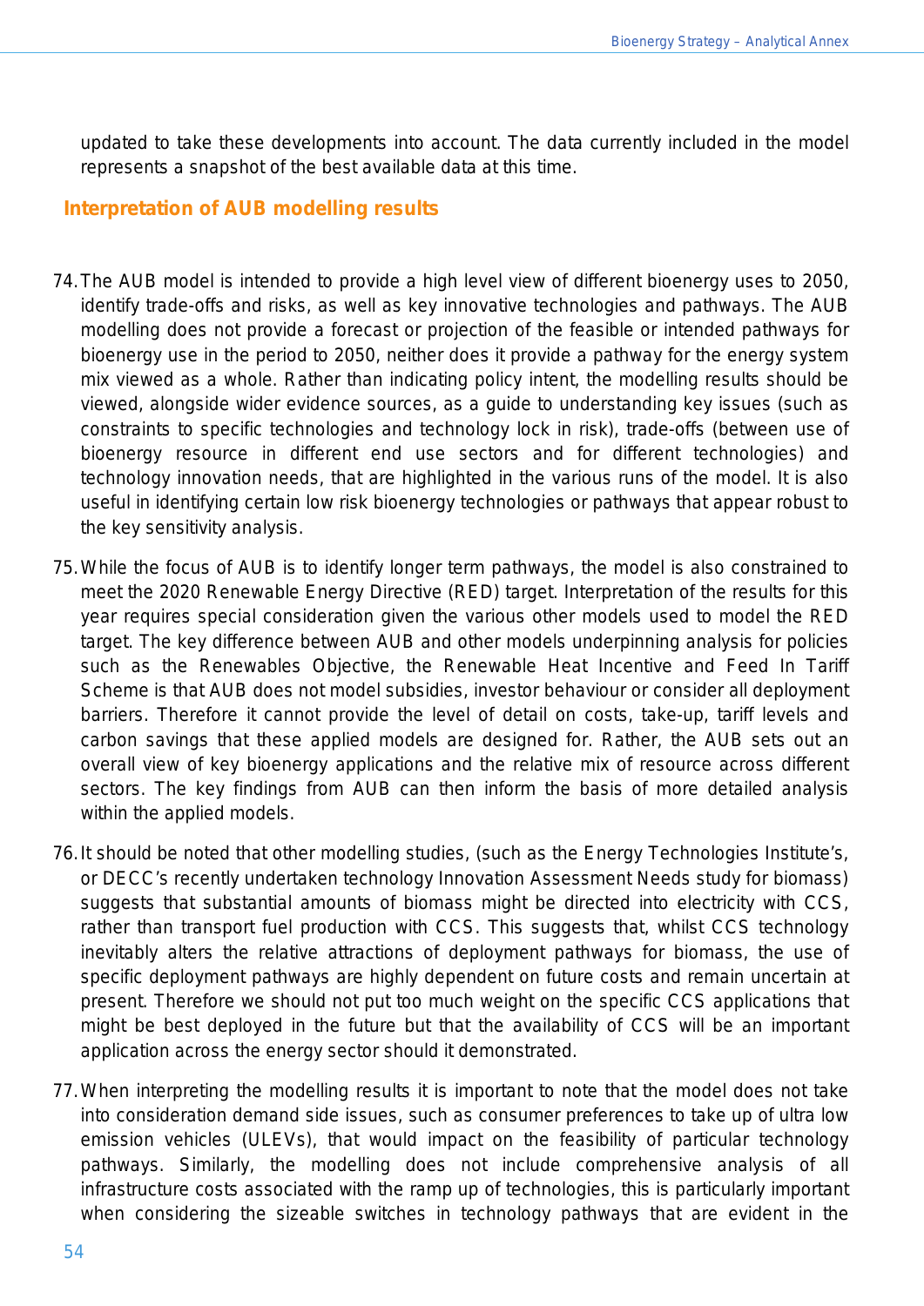updated to take these developments into account. The data currently included in the model represents a snapshot of the best available data at this time.

## Interpretation of AUB modelling results

74. The AUB model is intended to provide a high level view of different bioenergy uses to 2050, identify trade-offs and risks, as well as key innovative technologies and pathways. The AUB modelling does not provide a forecast or projection of the feasible or intended pathways for bioenergy use in the period to 2050, neither does it provide a pathway for the energy system mix viewed as a whole. Rather than indicating policy intent, the modelling results should be viewed, alongside wider evidence sources, as a guide to understanding key issues (such as constraints to specific technologies and technology lock in risk), trade-offs (between use of bioenergy resource in different end use sectors and for different technologies) and technology innovation needs, that are highlighted in the various runs of the model. It is also useful in identifying certain low risk bioenergy technologies or pathways that appear robust to the key sensitivity analysis.

75. While the focus of AUB is to identify longer term pathways, the model is also constrained to meet the 2020 Renewable Energy Directive (RED) target. Interpretation of the results for this year requires special consideration given the various other models used to model the RED target. The key difference between AUB and other models underpinning analysis for policies such as the Renewables Objective, the Renewable Heat Incentive and Feed In Tariff Scheme is that AUB does not model subsidies, investor behaviour or consider all deployment barriers. Therefore it cannot provide the level of detail on costs, take-up, tariff levels and carbon savings that these applied models are designed for. Rather, the AUB sets out an overall view of key bioenergy applications and the relative mix of resource across different sectors. The key findings from AUB can then inform the basis of more detailed analysis within the applied models.

76. It should be noted that other modelling studies, (such as the Energy Technologies Institute's, or DECC's recently undertaken technology Innovation Assessment Needs study for biomass) suggests that substantial amounts of biomass might be directed into electricity with CCS, rather than transport fuel production with CCS. This suggests that, whilst CCS technology inevitably alters the relative attractions of deployment pathways for biomass, the use of specific deployment pathways are highly dependent on future costs and remain uncertain at present. Therefore we should not put too much weight on the specific CCS applications that might be best deployed in the future but that the availability of CCS will be an important application across the energy sector should it demonstrated.

77. When interpreting the modelling results it is important to note that the model does not take into consideration demand side issues, such as consumer preferences to take up of ultra low emission vehicles (ULEVs), that would impact on the feasibility of particular technology pathways. Similarly, the modelling does not include comprehensive analysis of all infrastructure costs associated with the ramp up of technologies, this is particularly important when considering the sizeable switches in technology pathways that are evident in the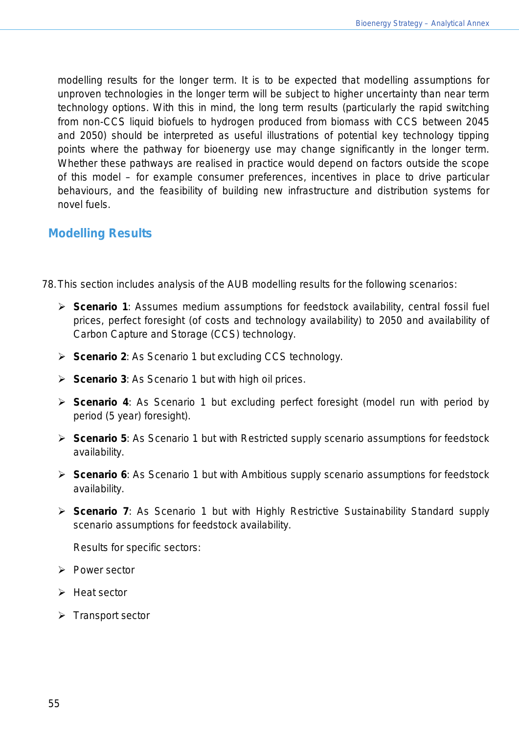modelling results for the longer term. It is to be expected that modelling assumptions for unproven technologies in the longer term will be subject to higher uncertainty than near term technology options. With this in mind, the long term results (particularly the rapid switching from non-CCS liquid biofuels to hydrogen produced from biomass with CCS between 2045 and 2050) should be interpreted as useful illustrations of potential key technology tipping points where the pathway for bioenergy use may change significantly in the longer term. Whether these pathways are realised in practice would depend on factors outside the scope of this model – for example consumer preferences, incentives in place to drive particular behaviours, and the feasibility of building new infrastructure and distribution systems for novel fuels.

## Modelling Results

78. This section includes analysis of the AUB modelling results for the following scenarios:

- **Scenario 1**: Assumes medium assumptions for feedstock availability, central fossil fuel prices, perfect foresight (of costs and technology availability) to 2050 and availability of Carbon Capture and Storage (CCS) technology.
- **Scenario 2**: As Scenario 1 but excluding CCS technology.
- **Scenario 3**: As Scenario 1 but with high oil prices.
- **Scenario 4**: As Scenario 1 but excluding perfect foresight (model run with period by period (5 year) foresight).
- **Scenario 5**: As Scenario 1 but with Restricted supply scenario assumptions for feedstock availability.
- **Scenario 6**: As Scenario 1 but with Ambitious supply scenario assumptions for feedstock availability.
- **Scenario 7**: As Scenario 1 but with Highly Restrictive Sustainability Standard supply scenario assumptions for feedstock availability.

Results for specific sectors:

- Power sector
- Heat sector
- Transport sector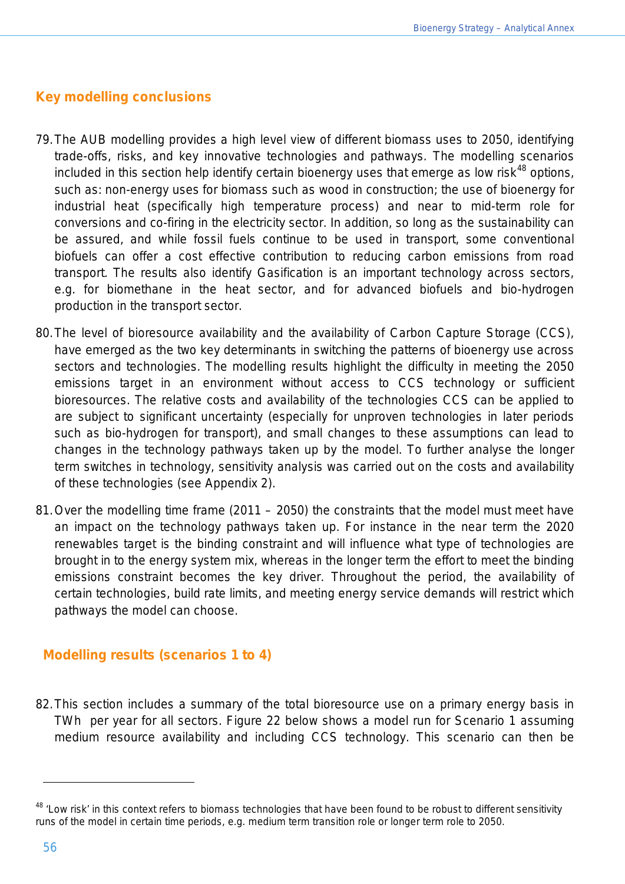## Key modelling conclusions

79. The AUB modelling provides a high level view of different biomass uses to 2050, identifying trade-offs, risks, and key innovative technologies and pathways. The modelling scenarios included in this section help identify certain bioenergy uses that emerge as low risk[48] options, such as: non-energy uses for biomass such as wood in construction; the use of bioenergy for industrial heat (specifically high temperature process) and near to mid-term role for conversions and co-firing in the electricity sector. In addition, so long as the sustainability can be assured, and while fossil fuels continue to be used in transport, some conventional biofuels can offer a cost effective contribution to reducing carbon emissions from road transport. The results also identify Gasification is an important technology across sectors, e.g. for biomethane in the heat sector, and for advanced biofuels and bio-hydrogen production in the transport sector.

80. The level of bioresource availability and the availability of Carbon Capture Storage (CCS), have emerged as the two key determinants in switching the patterns of bioenergy use across sectors and technologies. The modelling results highlight the difficulty in meeting the 2050 emissions target in an environment without access to CCS technology or sufficient bioresources. The relative costs and availability of the technologies CCS can be applied to are subject to significant uncertainty (especially for unproven technologies in later periods such as bio-hydrogen for transport), and small changes to these assumptions can lead to changes in the technology pathways taken up by the model. To further analyse the longer term switches in technology, sensitivity analysis was carried out on the costs and availability of these technologies (see Appendix 2).

81. Over the modelling time frame (2011 – 2050) the constraints that the model must meet have an impact on the technology pathways taken up. For instance in the near term the 2020 renewables target is the binding constraint and will influence what type of technologies are brought in to the energy system mix, whereas in the longer term the effort to meet the binding emissions constraint becomes the key driver. Throughout the period, the availability of certain technologies, build rate limits, and meeting energy service demands will restrict which pathways the model can choose.

## Modelling results (scenarios 1 to 4)

82. This section includes a summary of the total bioresource use on a primary energy basis in TWh per year for all sectors. Figure 22 below shows a model run for Scenario 1 assuming medium resource availability and including CCS technology. This scenario can then be

---

[48] 'Low risk' in this context refers to biomass technologies that have been found to be robust to different sensitivity runs of the model in certain time periods, e.g. medium term transition role or longer term role to 2050.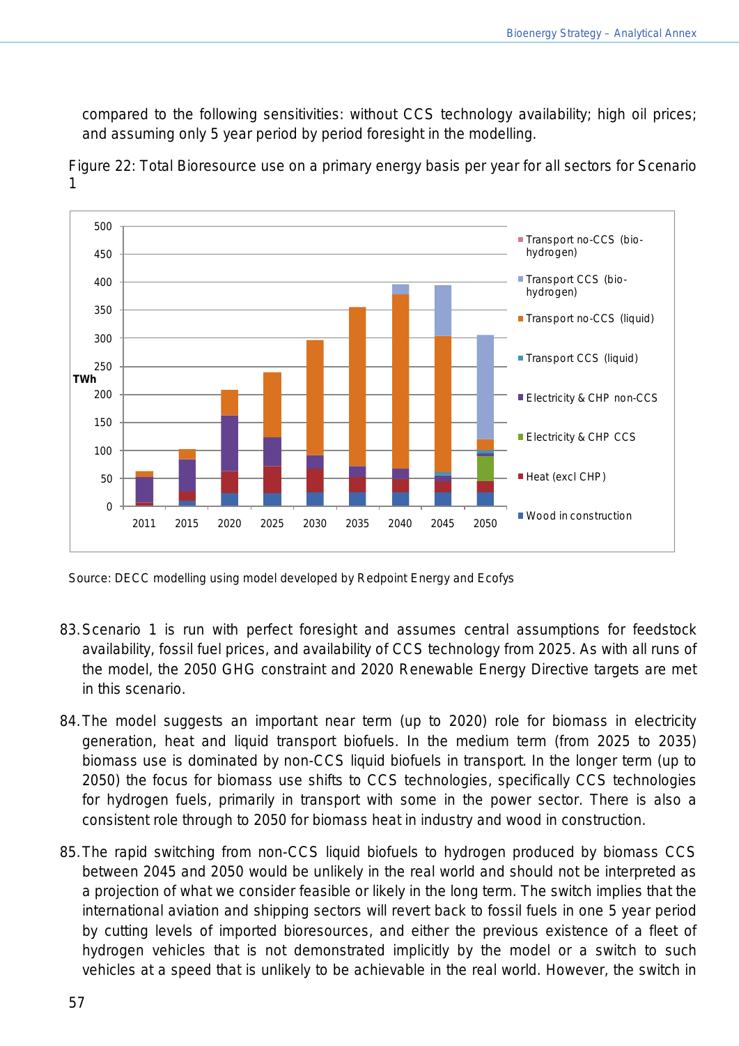compared to the following sensitivities: without CCS technology availability; high oil prices; and assuming only 5 year period by period foresight in the modelling.

Figure 22: Total Bioresource use on a primary energy basis per year for all sectors for Scenario 1

Source: DECC modelling using model developed by Redpoint Energy and Ecofys

83. Scenario 1 is run with perfect foresight and assumes central assumptions for feedstock availability, fossil fuel prices, and availability of CCS technology from 2025. As with all runs of the model, the 2050 GHG constraint and 2020 Renewable Energy Directive targets are met in this scenario.

84. The model suggests an important near term (up to 2020) role for biomass in electricity generation, heat and liquid transport biofuels. In the medium term (from 2025 to 2035) biomass use is dominated by non-CCS liquid biofuels in transport. In the longer term (up to 2050) the focus for biomass use shifts to CCS technologies, specifically CCS technologies for hydrogen fuels, primarily in transport with some in the power sector. There is also a consistent role through to 2050 for biomass heat in industry and wood in construction.

85. The rapid switching from non-CCS liquid biofuels to hydrogen produced by biomass CCS between 2045 and 2050 would be unlikely in the real world and should not be interpreted as a projection of what we consider feasible or likely in the long term. The switch implies that the international aviation and shipping sectors will revert back to fossil fuels in one 5 year period by cutting levels of imported bioresources, and either the previous existence of a fleet of hydrogen vehicles that is not demonstrated implicitly by the model or a switch to such vehicles at a speed that is unlikely to be achievable in the real world. However, the switch in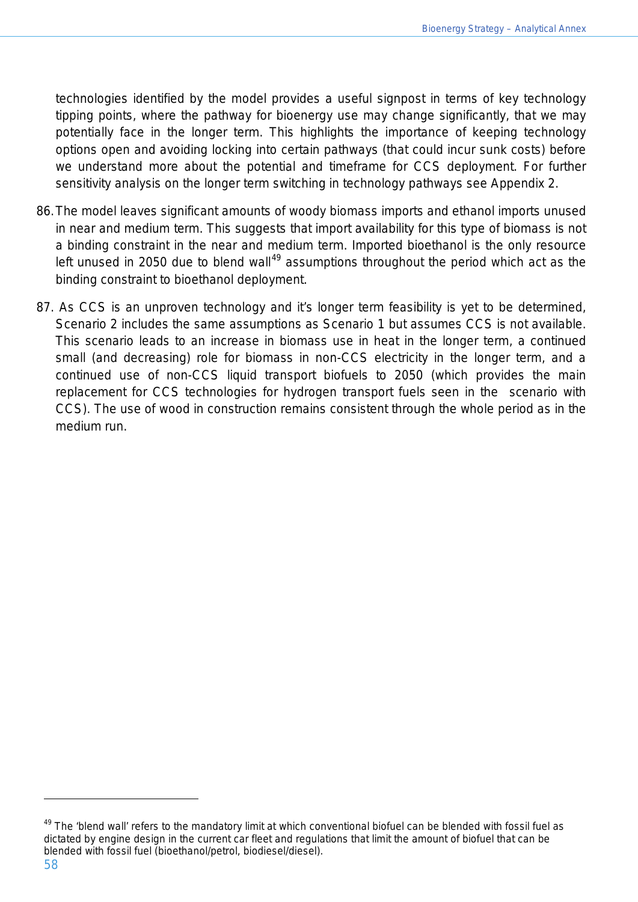technologies identified by the model provides a useful signpost in terms of key technology tipping points, where the pathway for bioenergy use may change significantly, that we may potentially face in the longer term. This highlights the importance of keeping technology options open and avoiding locking into certain pathways (that could incur sunk costs) before we understand more about the potential and timeframe for CCS deployment. For further sensitivity analysis on the longer term switching in technology pathways see Appendix 2.

86. The model leaves significant amounts of woody biomass imports and ethanol imports unused in near and medium term. This suggests that import availability for this type of biomass is not a binding constraint in the near and medium term. Imported bioethanol is the only resource left unused in 2050 due to blend wall[49] assumptions throughout the period which act as the binding constraint to bioethanol deployment.

87. As CCS is an unproven technology and it's longer term feasibility is yet to be determined, Scenario 2 includes the same assumptions as Scenario 1 but assumes CCS is not available. This scenario leads to an increase in biomass use in heat in the longer term, a continued small (and decreasing) role for biomass in non-CCS electricity in the longer term, and a continued use of non-CCS liquid transport biofuels to 2050 (which provides the main replacement for CCS technologies for hydrogen transport fuels seen in the scenario with CCS). The use of wood in construction remains consistent through the whole period as in the medium run.

---

[49] The 'blend wall' refers to the mandatory limit at which conventional biofuel can be blended with fossil fuel as dictated by engine design in the current car fleet and regulations that limit the amount of biofuel that can be blended with fossil fuel (bioethanol/petrol, biodiesel/diesel).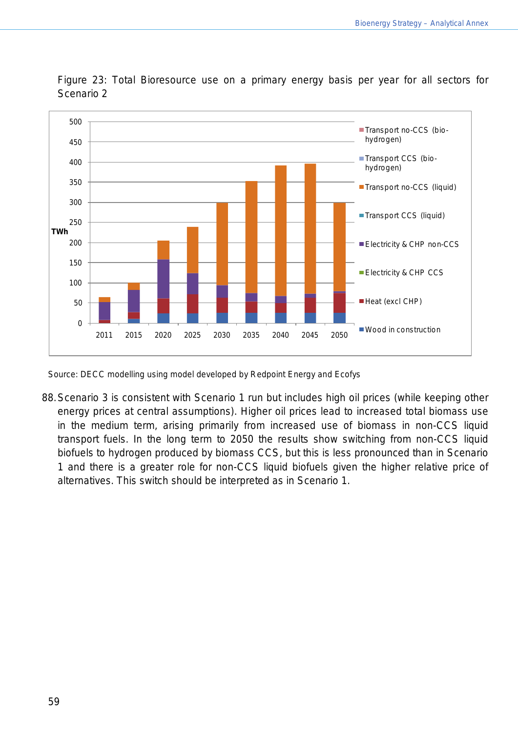Figure 23: Total Bioresource use on a primary energy basis per year for all sectors for Scenario 2

Source: DECC modelling using model developed by Redpoint Energy and Ecofys

88. Scenario 3 is consistent with Scenario 1 run but includes high oil prices (while keeping other energy prices at central assumptions). Higher oil prices lead to increased total biomass use in the medium term, arising primarily from increased use of biomass in non-CCS liquid transport fuels. In the long term to 2050 the results show switching from non-CCS liquid biofuels to hydrogen produced by biomass CCS, but this is less pronounced than in Scenario 1 and there is a greater role for non-CCS liquid biofuels given the higher relative price of alternatives. This switch should be interpreted as in Scenario 1.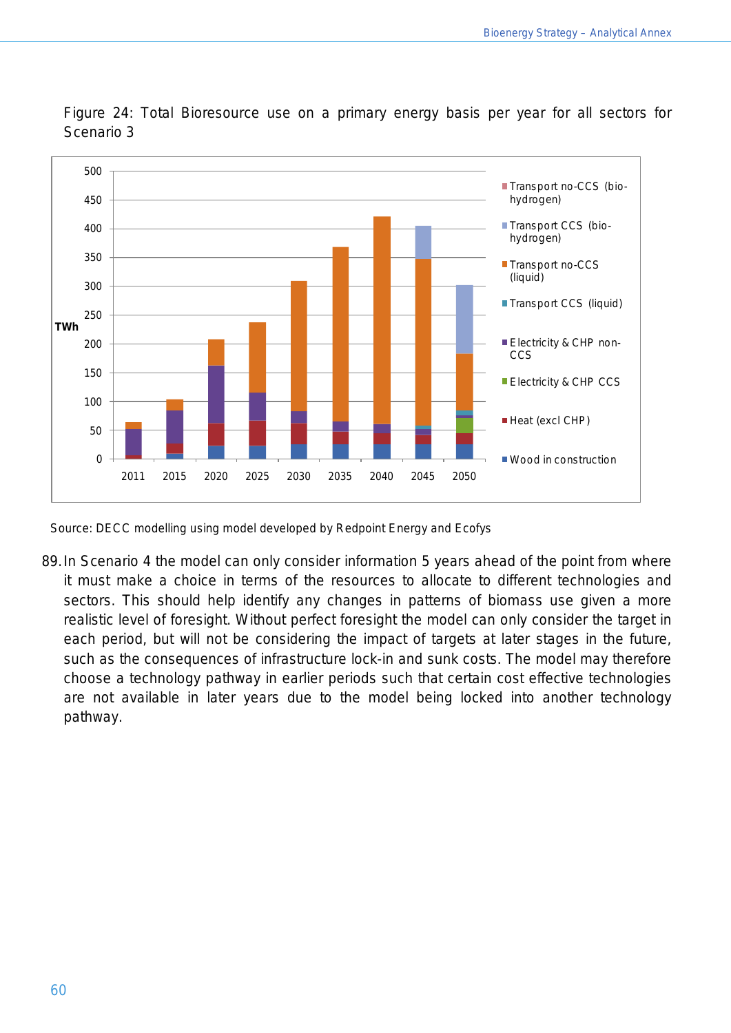Figure 24: Total Bioresource use on a primary energy basis per year for all sectors for Scenario 3

Source: DECC modelling using model developed by Redpoint Energy and Ecofys

89. In Scenario 4 the model can only consider information 5 years ahead of the point from where it must make a choice in terms of the resources to allocate to different technologies and sectors. This should help identify any changes in patterns of biomass use given a more realistic level of foresight. Without perfect foresight the model can only consider the target in each period, but will not be considering the impact of targets at later stages in the future, such as the consequences of infrastructure lock-in and sunk costs. The model may therefore choose a technology pathway in earlier periods such that certain cost effective technologies are not available in later years due to the model being locked into another technology pathway.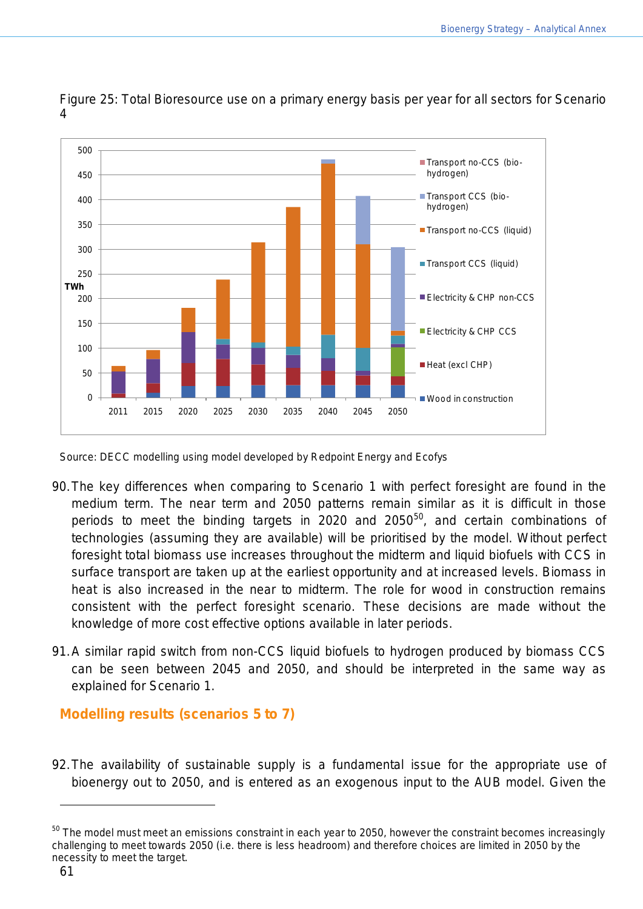Figure 25: Total Bioresource use on a primary energy basis per year for all sectors for Scenario 4

Source: DECC modelling using model developed by Redpoint Energy and Ecofys

90. The key differences when comparing to Scenario 1 with perfect foresight are found in the medium term. The near term and 2050 patterns remain similar as it is difficult in those periods to meet the binding targets in 2020 and 2050[50], and certain combinations of technologies (assuming they are available) will be prioritised by the model. Without perfect foresight total biomass use increases throughout the midterm and liquid biofuels with CCS in surface transport are taken up at the earliest opportunity and at increased levels. Biomass in heat is also increased in the near to midterm. The role for wood in construction remains consistent with the perfect foresight scenario. These decisions are made without the knowledge of more cost effective options available in later periods.

91. A similar rapid switch from non-CCS liquid biofuels to hydrogen produced by biomass CCS can be seen between 2045 and 2050, and should be interpreted in the same way as explained for Scenario 1.

## Modelling results (scenarios 5 to 7)

92. The availability of sustainable supply is a fundamental issue for the appropriate use of bioenergy out to 2050, and is entered as an exogenous input to the AUB model. Given the

[50] The model must meet an emissions constraint in each year to 2050, however the constraint becomes increasingly challenging to meet towards 2050 (i.e. there is less headroom) and therefore choices are limited in 2050 by the necessity to meet the target.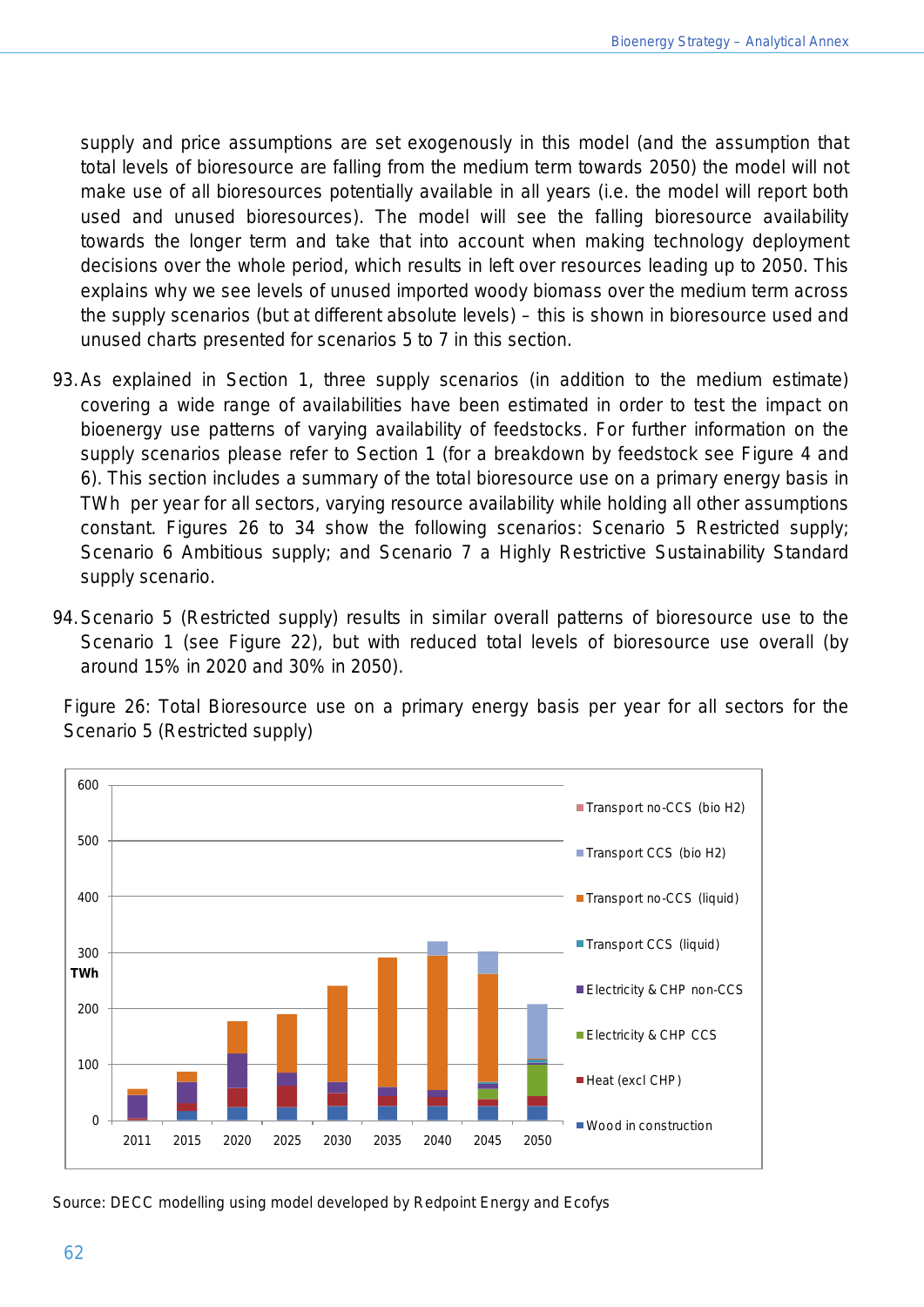supply and price assumptions are set exogenously in this model (and the assumption that total levels of bioresource are falling from the medium term towards 2050) the model will not make use of all bioresources potentially available in all years (i.e. the model will report both used and unused bioresources). The model will see the falling bioresource availability towards the longer term and take that into account when making technology deployment decisions over the whole period, which results in left over resources leading up to 2050. This explains why we see levels of unused imported woody biomass over the medium term across the supply scenarios (but at different absolute levels) – this is shown in bioresource used and unused charts presented for scenarios 5 to 7 in this section.

93. As explained in Section 1, three supply scenarios (in addition to the medium estimate) covering a wide range of availabilities have been estimated in order to test the impact on bioenergy use patterns of varying availability of feedstocks. For further information on the supply scenarios please refer to Section 1 (for a breakdown by feedstock see Figure 4 and 6). This section includes a summary of the total bioresource use on a primary energy basis in TWh per year for all sectors, varying resource availability while holding all other assumptions constant. Figures 26 to 34 show the following scenarios: Scenario 5 Restricted supply; Scenario 6 Ambitious supply; and Scenario 7 a Highly Restrictive Sustainability Standard supply scenario.

94. Scenario 5 (Restricted supply) results in similar overall patterns of bioresource use to the Scenario 1 (see Figure 22), but with reduced total levels of bioresource use overall (by around 15% in 2020 and 30% in 2050).

Figure 26: Total Bioresource use on a primary energy basis per year for all sectors for the Scenario 5 (Restricted supply)

Source: DECC modelling using model developed by Redpoint Energy and Ecofys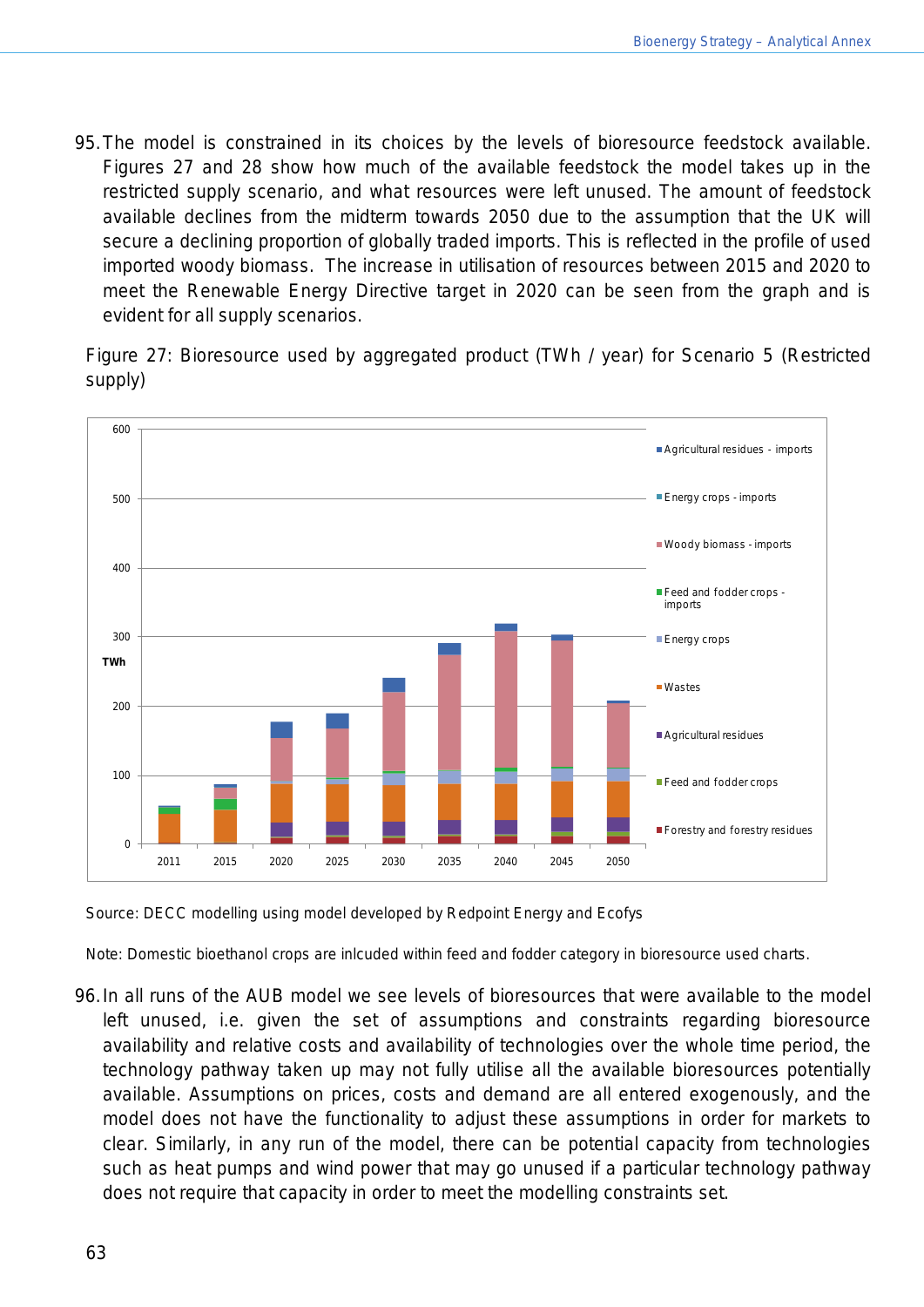95. The model is constrained in its choices by the levels of bioresource feedstock available. Figures 27 and 28 show how much of the available feedstock the model takes up in the restricted supply scenario, and what resources were left unused. The amount of feedstock available declines from the midterm towards 2050 due to the assumption that the UK will secure a declining proportion of globally traded imports. This is reflected in the profile of used imported woody biomass. The increase in utilisation of resources between 2015 and 2020 to meet the Renewable Energy Directive target in 2020 can be seen from the graph and is evident for all supply scenarios.

Figure 27: Bioresource used by aggregated product (TWh / year) for Scenario 5 (Restricted supply)

Source: DECC modelling using model developed by Redpoint Energy and Ecofys

Note: Domestic bioethanol crops are inlcuded within feed and fodder category in bioresource used charts.

96. In all runs of the AUB model we see levels of bioresources that were available to the model left unused, i.e. given the set of assumptions and constraints regarding bioresource availability and relative costs and availability of technologies over the whole time period, the technology pathway taken up may not fully utilise all the available bioresources potentially available. Assumptions on prices, costs and demand are all entered exogenously, and the model does not have the functionality to adjust these assumptions in order for markets to clear. Similarly, in any run of the model, there can be potential capacity from technologies such as heat pumps and wind power that may go unused if a particular technology pathway does not require that capacity in order to meet the modelling constraints set.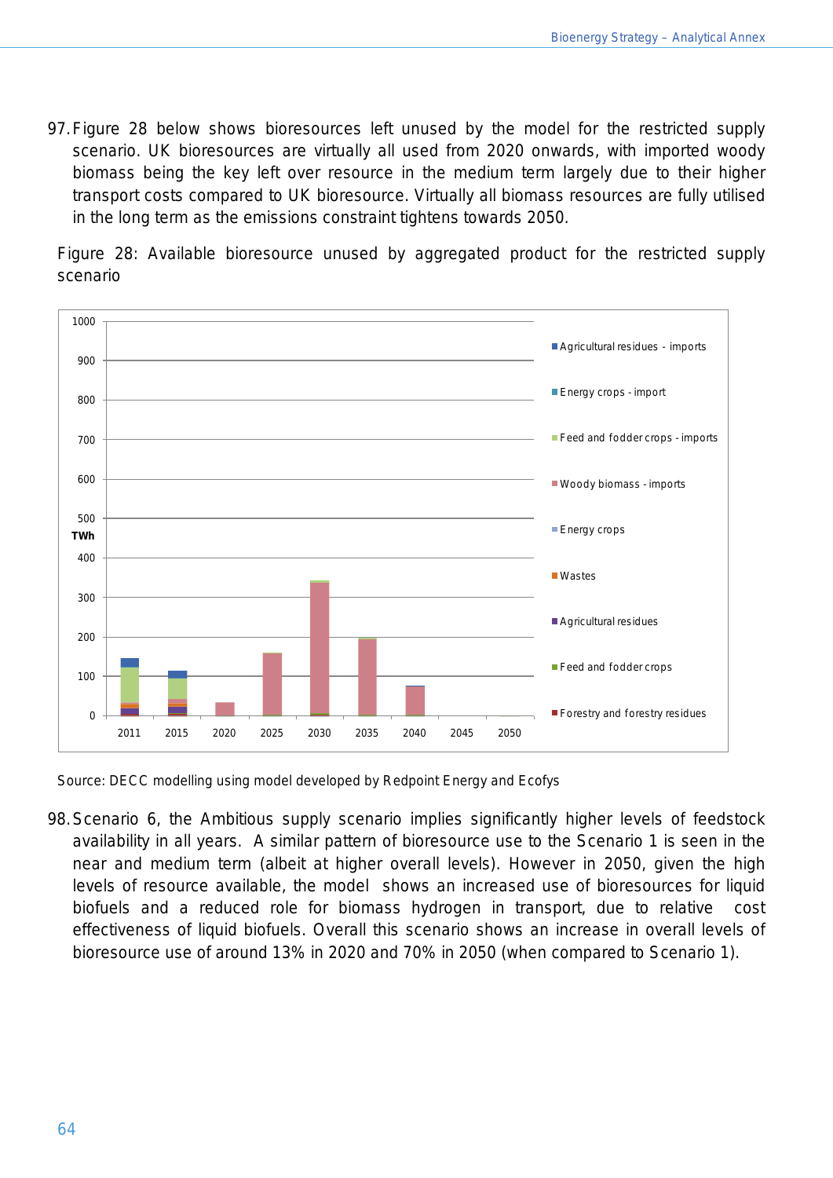97. Figure 28 below shows bioresources left unused by the model for the restricted supply scenario. UK bioresources are virtually all used from 2020 onwards, with imported woody biomass being the key left over resource in the medium term largely due to their higher transport costs compared to UK bioresource. Virtually all biomass resources are fully utilised in the long term as the emissions constraint tightens towards 2050.

Figure 28: Available bioresource unused by aggregated product for the restricted supply scenario

Source: DECC modelling using model developed by Redpoint Energy and Ecofys

98. Scenario 6, the Ambitious supply scenario implies significantly higher levels of feedstock availability in all years. A similar pattern of bioresource use to the Scenario 1 is seen in the near and medium term (albeit at higher overall levels). However in 2050, given the high levels of resource available, the model shows an increased use of bioresources for liquid biofuels and a reduced role for biomass hydrogen in transport, due to relative cost effectiveness of liquid biofuels. Overall this scenario shows an increase in overall levels of bioresource use of around 13% in 2020 and 70% in 2050 (when compared to Scenario 1).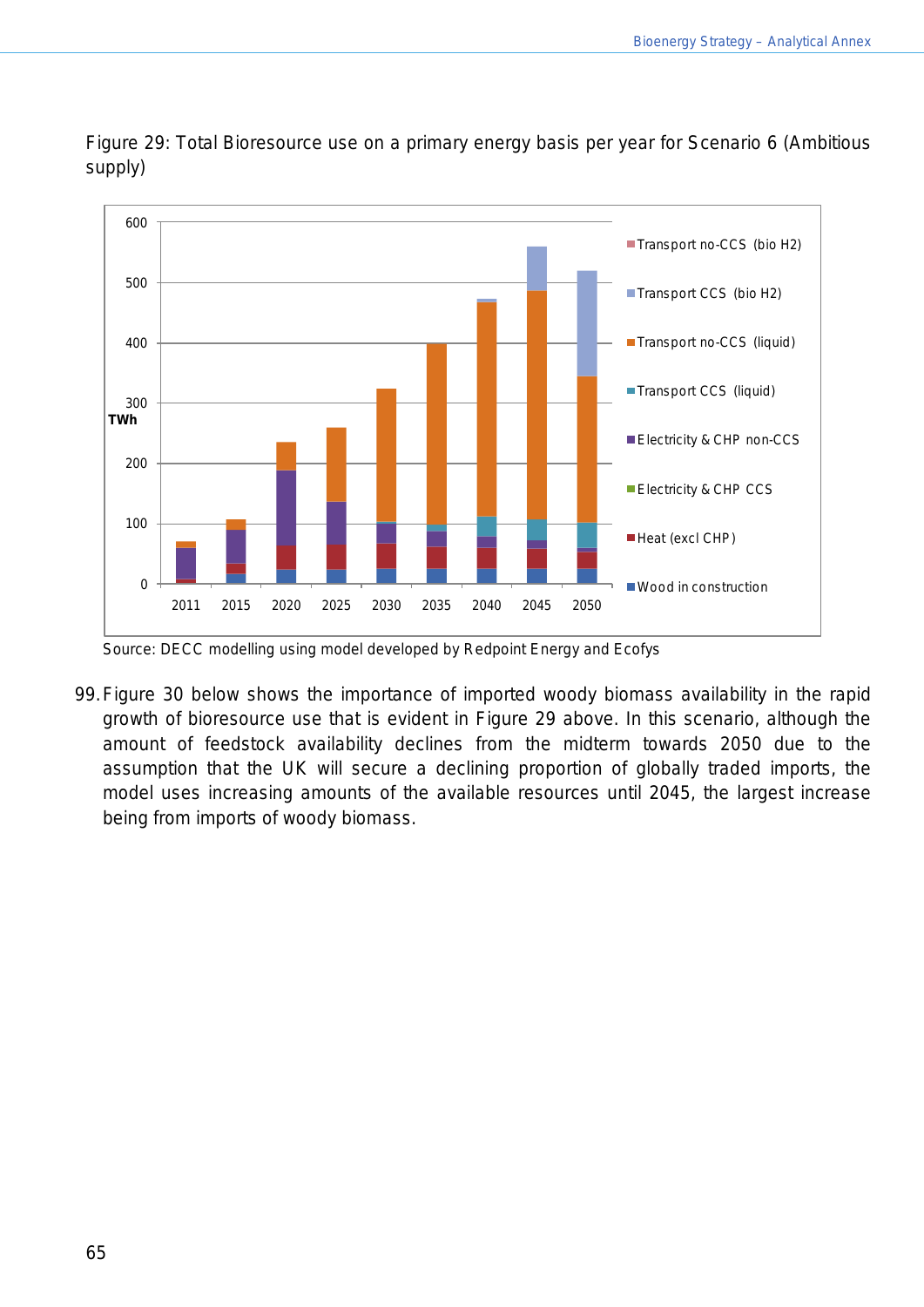Figure 29: Total Bioresource use on a primary energy basis per year for Scenario 6 (Ambitious supply)

Source: DECC modelling using model developed by Redpoint Energy and Ecofys

99. Figure 30 below shows the importance of imported woody biomass availability in the rapid growth of bioresource use that is evident in Figure 29 above. In this scenario, although the amount of feedstock availability declines from the midterm towards 2050 due to the assumption that the UK will secure a declining proportion of globally traded imports, the model uses increasing amounts of the available resources until 2045, the largest increase being from imports of woody biomass.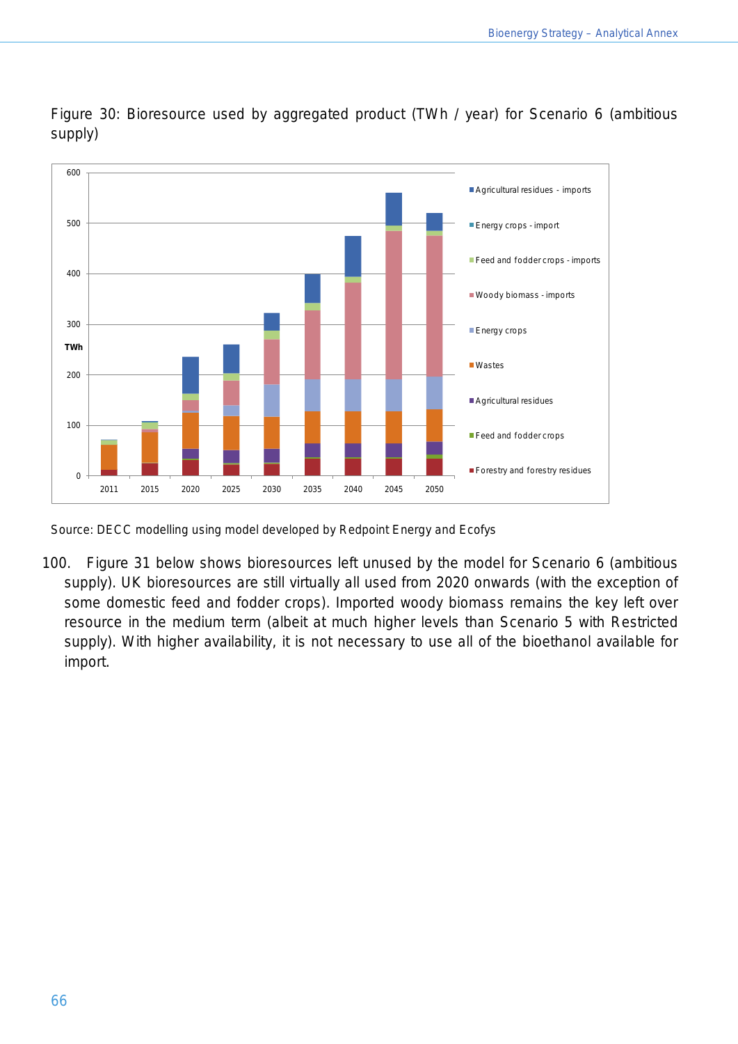Figure 30: Bioresource used by aggregated product (TWh / year) for Scenario 6 (ambitious supply)

Source: DECC modelling using model developed by Redpoint Energy and Ecofys

100. Figure 31 below shows bioresources left unused by the model for Scenario 6 (ambitious supply). UK bioresources are still virtually all used from 2020 onwards (with the exception of some domestic feed and fodder crops). Imported woody biomass remains the key left over resource in the medium term (albeit at much higher levels than Scenario 5 with Restricted supply). With higher availability, it is not necessary to use all of the bioethanol available for import.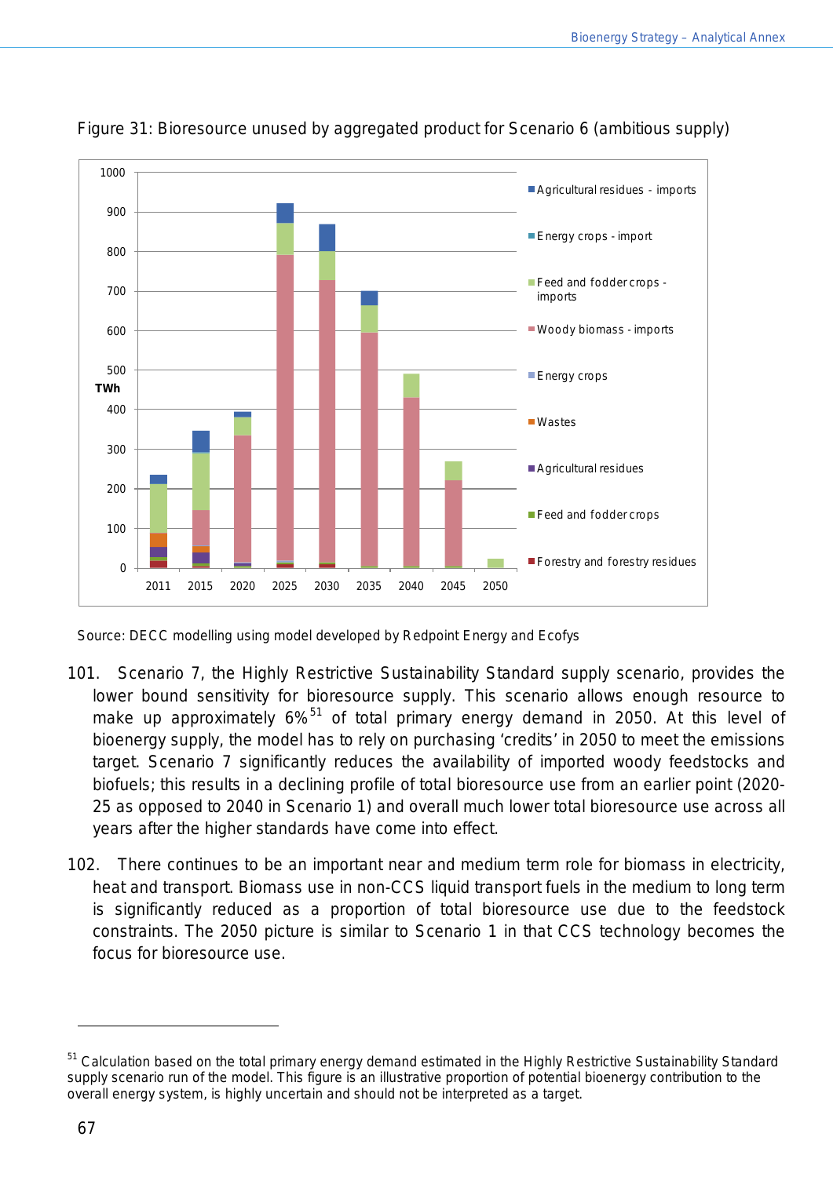Figure 31: Bioresource unused by aggregated product for Scenario 6 (ambitious supply)

Source: DECC modelling using model developed by Redpoint Energy and Ecofys

101. Scenario 7, the Highly Restrictive Sustainability Standard supply scenario, provides the lower bound sensitivity for bioresource supply. This scenario allows enough resource to make up approximately 6%[51] of total primary energy demand in 2050. At this level of bioenergy supply, the model has to rely on purchasing 'credits' in 2050 to meet the emissions target. Scenario 7 significantly reduces the availability of imported woody feedstocks and biofuels; this results in a declining profile of total bioresource use from an earlier point (2020-25 as opposed to 2040 in Scenario 1) and overall much lower total bioresource use across all years after the higher standards have come into effect.

102. There continues to be an important near and medium term role for biomass in electricity, heat and transport. Biomass use in non-CCS liquid transport fuels in the medium to long term is significantly reduced as a proportion of total bioresource use due to the feedstock constraints. The 2050 picture is similar to Scenario 1 in that CCS technology becomes the focus for bioresource use.

[51] Calculation based on the total primary energy demand estimated in the Highly Restrictive Sustainability Standard supply scenario run of the model. This figure is an illustrative proportion of potential bioenergy contribution to the overall energy system, is highly uncertain and should not be interpreted as a target.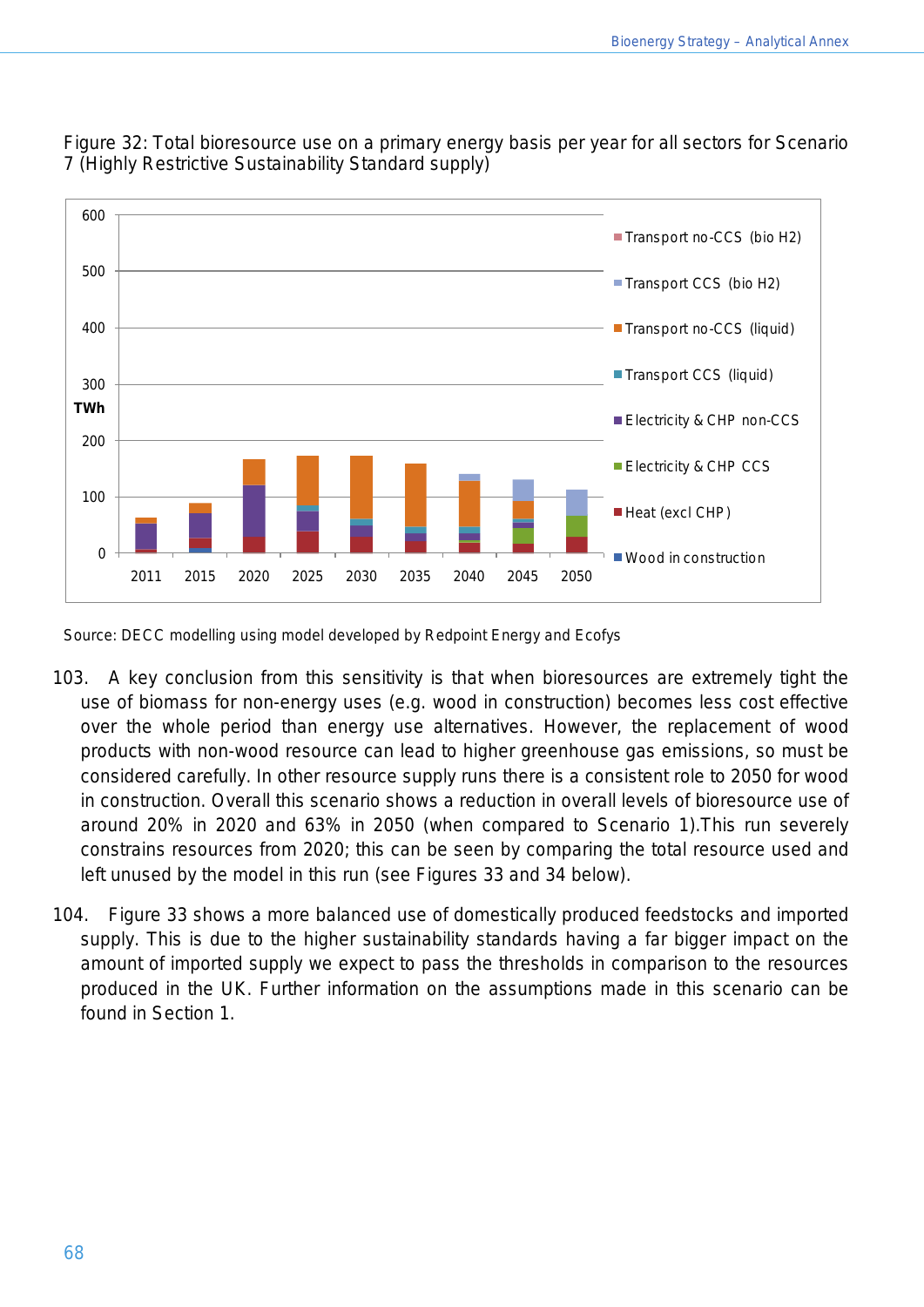Figure 32: Total bioresource use on a primary energy basis per year for all sectors for Scenario 7 (Highly Restrictive Sustainability Standard supply)

Source: DECC modelling using model developed by Redpoint Energy and Ecofys

103. A key conclusion from this sensitivity is that when bioresources are extremely tight the use of biomass for non-energy uses (e.g. wood in construction) becomes less cost effective over the whole period than energy use alternatives. However, the replacement of wood products with non-wood resource can lead to higher greenhouse gas emissions, so must be considered carefully. In other resource supply runs there is a consistent role to 2050 for wood in construction. Overall this scenario shows a reduction in overall levels of bioresource use of around 20% in 2020 and 63% in 2050 (when compared to Scenario 1).This run severely constrains resources from 2020; this can be seen by comparing the total resource used and left unused by the model in this run (see Figures 33 and 34 below).

104. Figure 33 shows a more balanced use of domestically produced feedstocks and imported supply. This is due to the higher sustainability standards having a far bigger impact on the amount of imported supply we expect to pass the thresholds in comparison to the resources produced in the UK. Further information on the assumptions made in this scenario can be found in Section 1.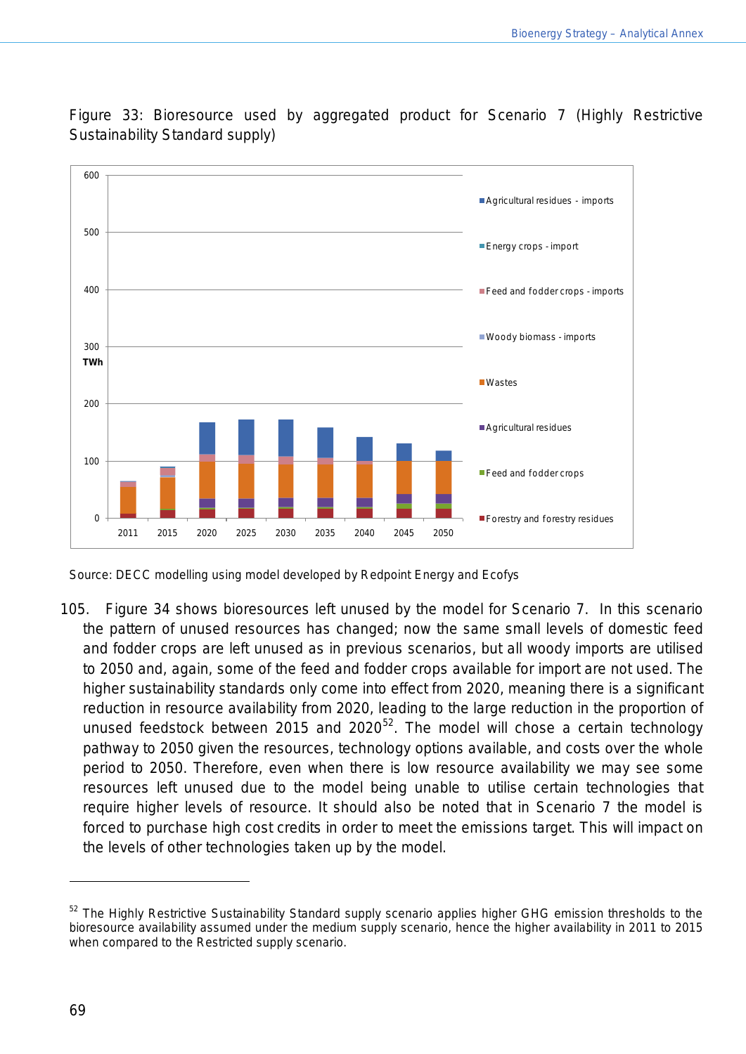Figure 33: Bioresource used by aggregated product for Scenario 7 (Highly Restrictive Sustainability Standard supply)

Source: DECC modelling using model developed by Redpoint Energy and Ecofys

105. Figure 34 shows bioresources left unused by the model for Scenario 7. In this scenario the pattern of unused resources has changed; now the same small levels of domestic feed and fodder crops are left unused as in previous scenarios, but all woody imports are utilised to 2050 and, again, some of the feed and fodder crops available for import are not used. The higher sustainability standards only come into effect from 2020, meaning there is a significant reduction in resource availability from 2020, leading to the large reduction in the proportion of unused feedstock between 2015 and 2020[52]. The model will chose a certain technology pathway to 2050 given the resources, technology options available, and costs over the whole period to 2050. Therefore, even when there is low resource availability we may see some resources left unused due to the model being unable to utilise certain technologies that require higher levels of resource. It should also be noted that in Scenario 7 the model is forced to purchase high cost credits in order to meet the emissions target. This will impact on the levels of other technologies taken up by the model.

---

[52] The Highly Restrictive Sustainability Standard supply scenario applies higher GHG emission thresholds to the bioresource availability assumed under the medium supply scenario, hence the higher availability in 2011 to 2015 when compared to the Restricted supply scenario.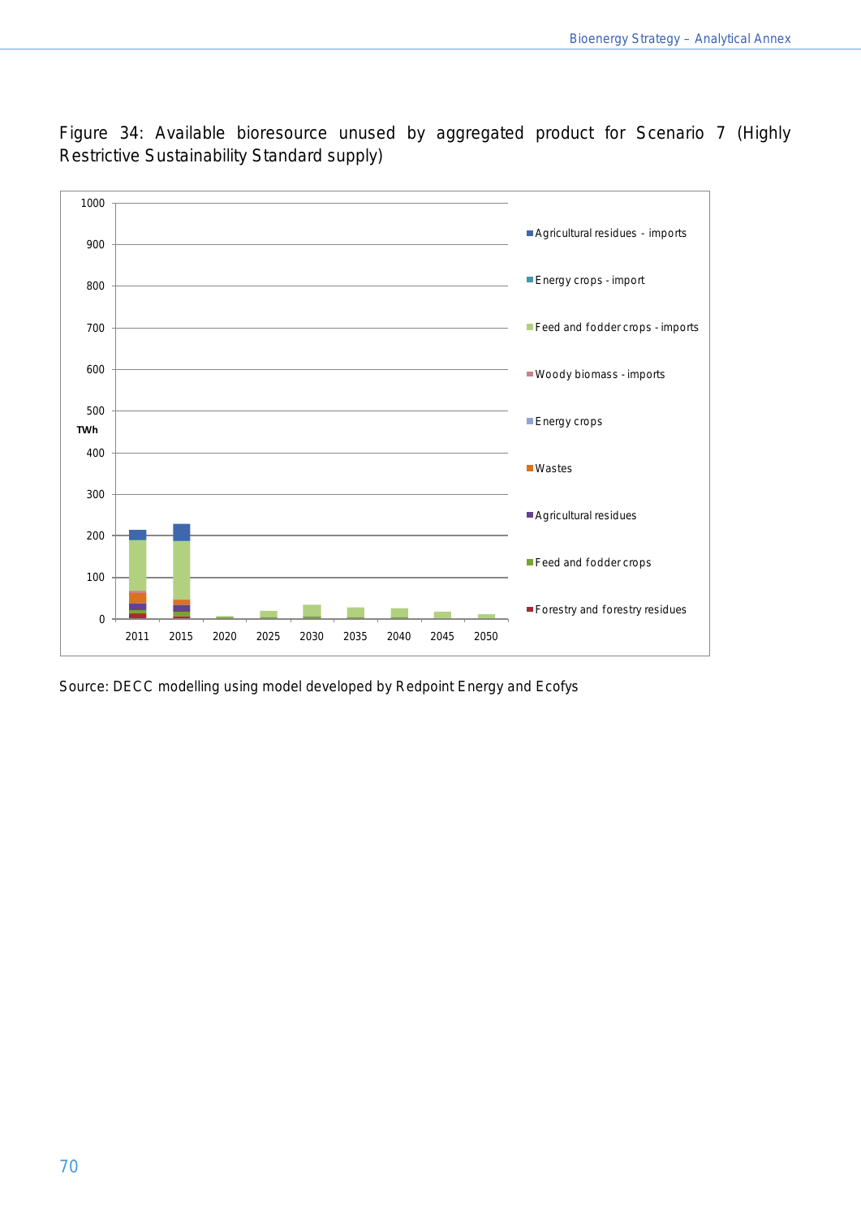Figure 34: Available bioresource unused by aggregated product for Scenario 7 (Highly Restrictive Sustainability Standard supply)

Source: DECC modelling using model developed by Redpoint Energy and Ecofys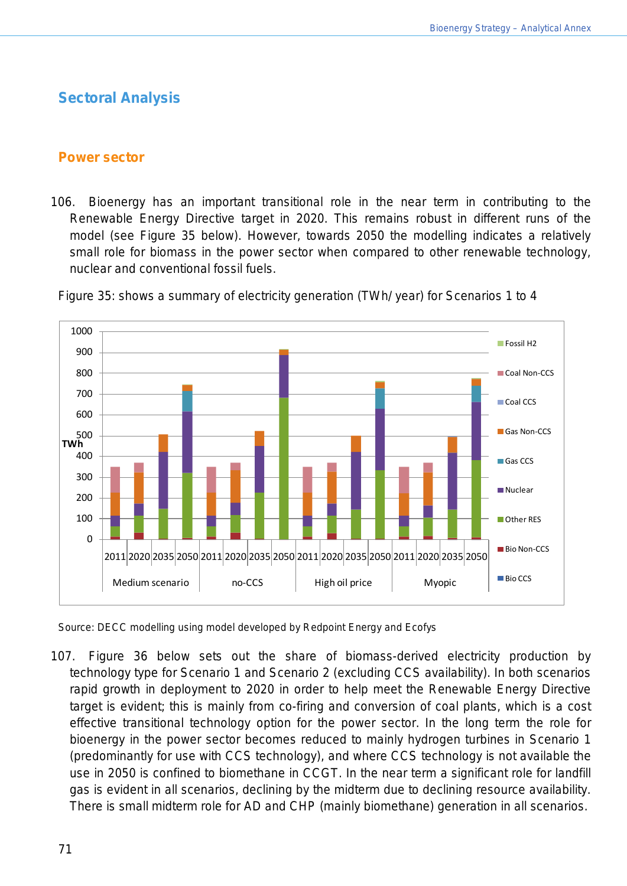## Sectoral Analysis

### Power sector

106. Bioenergy has an important transitional role in the near term in contributing to the Renewable Energy Directive target in 2020. This remains robust in different runs of the model (see Figure 35 below). However, towards 2050 the modelling indicates a relatively small role for biomass in the power sector when compared to other renewable technology, nuclear and conventional fossil fuels.

Figure 35: shows a summary of electricity generation (TWh/ year) for Scenarios 1 to 4

Source: DECC modelling using model developed by Redpoint Energy and Ecofys

107. Figure 36 below sets out the share of biomass-derived electricity production by technology type for Scenario 1 and Scenario 2 (excluding CCS availability). In both scenarios rapid growth in deployment to 2020 in order to help meet the Renewable Energy Directive target is evident; this is mainly from co-firing and conversion of coal plants, which is a cost effective transitional technology option for the power sector. In the long term the role for bioenergy in the power sector becomes reduced to mainly hydrogen turbines in Scenario 1 (predominantly for use with CCS technology), and where CCS technology is not available the use in 2050 is confined to biomethane in CCGT. In the near term a significant role for landfill gas is evident in all scenarios, declining by the midterm due to declining resource availability. There is small midterm role for AD and CHP (mainly biomethane) generation in all scenarios.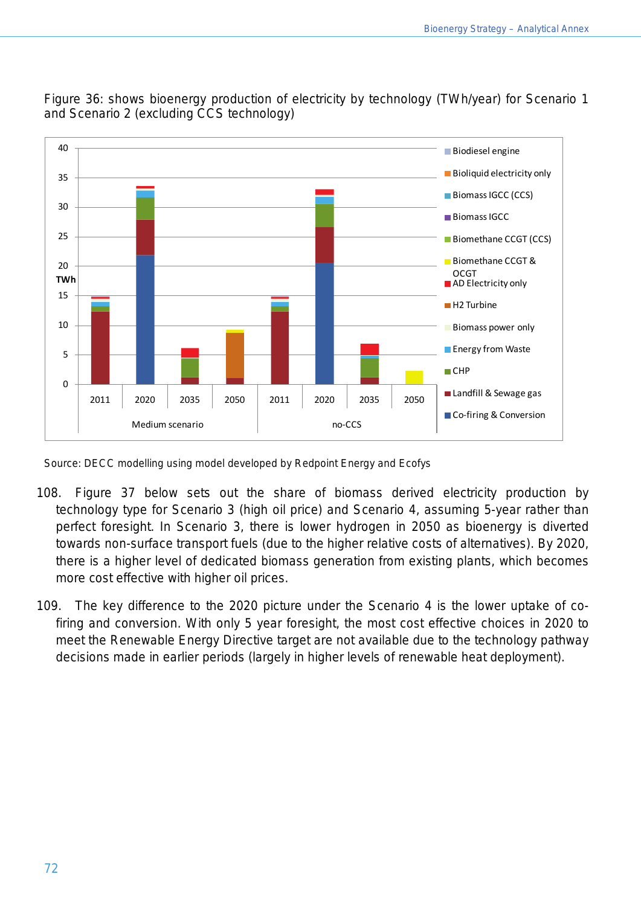Figure 36: shows bioenergy production of electricity by technology (TWh/year) for Scenario 1 and Scenario 2 (excluding CCS technology)

Source: DECC modelling using model developed by Redpoint Energy and Ecofys

108. Figure 37 below sets out the share of biomass derived electricity production by technology type for Scenario 3 (high oil price) and Scenario 4, assuming 5-year rather than perfect foresight. In Scenario 3, there is lower hydrogen in 2050 as bioenergy is diverted towards non-surface transport fuels (due to the higher relative costs of alternatives). By 2020, there is a higher level of dedicated biomass generation from existing plants, which becomes more cost effective with higher oil prices.

109. The key difference to the 2020 picture under the Scenario 4 is the lower uptake of co-firing and conversion. With only 5 year foresight, the most cost effective choices in 2020 to meet the Renewable Energy Directive target are not available due to the technology pathway decisions made in earlier periods (largely in higher levels of renewable heat deployment).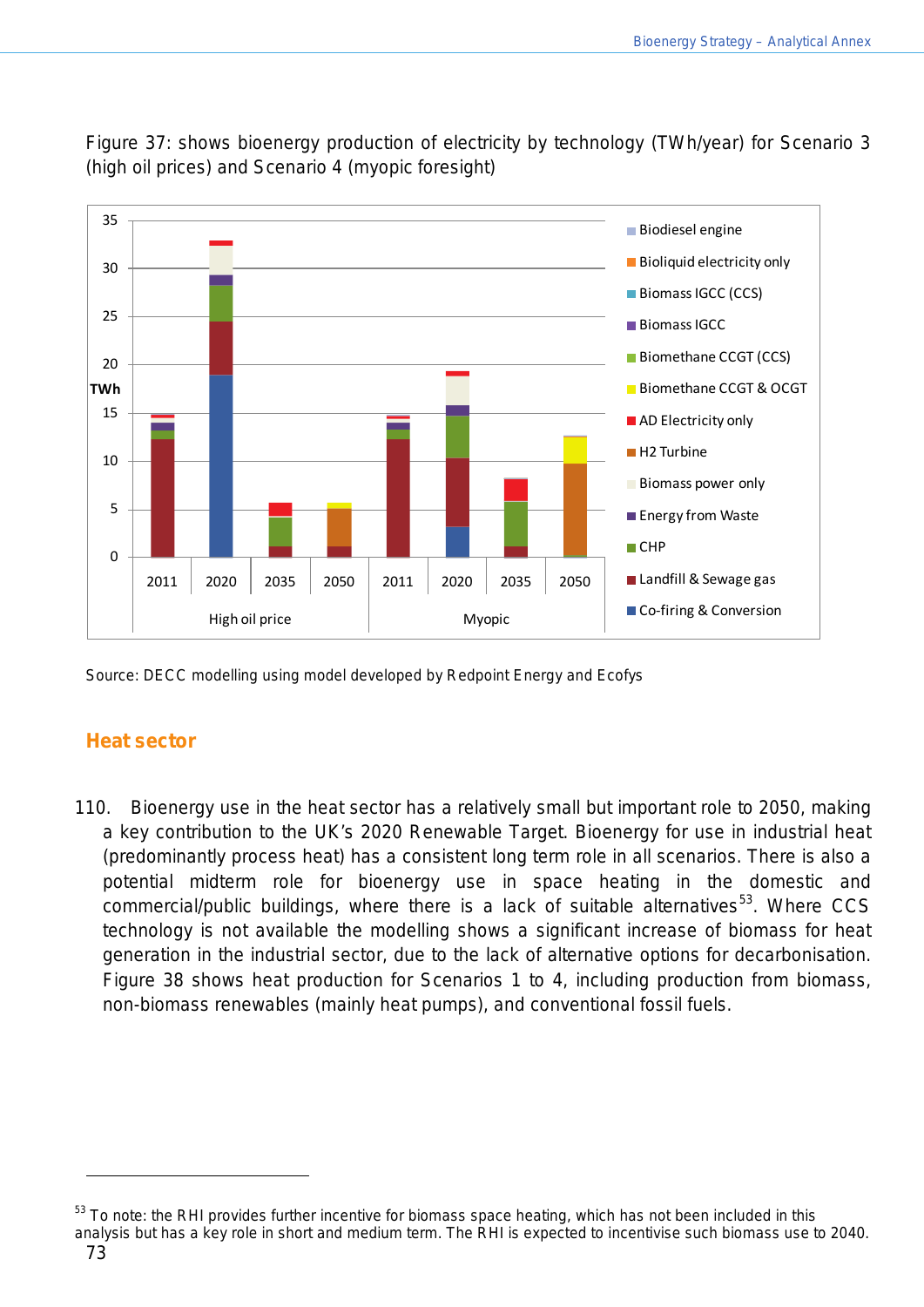Figure 37: shows bioenergy production of electricity by technology (TWh/year) for Scenario 3 (high oil prices) and Scenario 4 (myopic foresight)

Source: DECC modelling using model developed by Redpoint Energy and Ecofys

## Heat sector

110. Bioenergy use in the heat sector has a relatively small but important role to 2050, making a key contribution to the UK's 2020 Renewable Target. Bioenergy for use in industrial heat (predominantly process heat) has a consistent long term role in all scenarios. There is also a potential midterm role for bioenergy use in space heating in the domestic and commercial/public buildings, where there is a lack of suitable alternatives[53]. Where CCS technology is not available the modelling shows a significant increase of biomass for heat generation in the industrial sector, due to the lack of alternative options for decarbonisation. Figure 38 shows heat production for Scenarios 1 to 4, including production from biomass, non-biomass renewables (mainly heat pumps), and conventional fossil fuels.

---

[53] To note: the RHI provides further incentive for biomass space heating, which has not been included in this analysis but has a key role in short and medium term. The RHI is expected to incentivise such biomass use to 2040.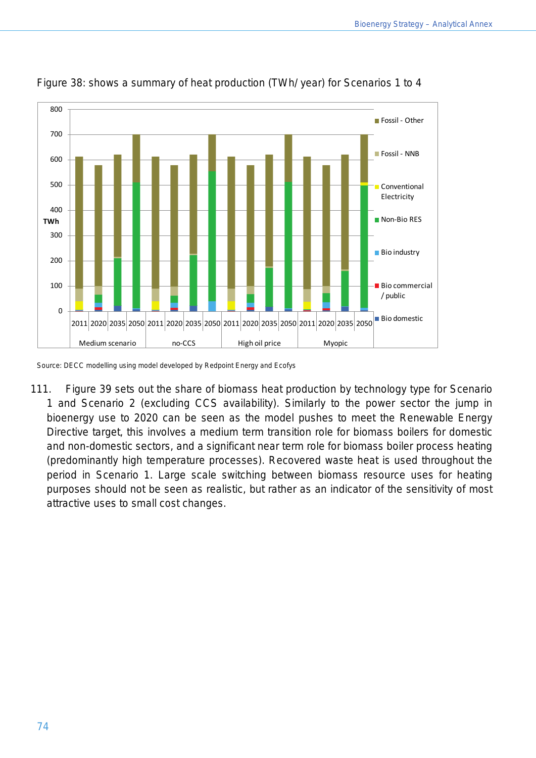Figure 38: shows a summary of heat production (TWh/year) for Scenarios 1 to 4

Source: DECC modelling using model developed by Redpoint Energy and Ecofys

111. Figure 39 sets out the share of biomass heat production by technology type for Scenario 1 and Scenario 2 (excluding CCS availability). Similarly to the power sector the jump in bioenergy use to 2020 can be seen as the model pushes to meet the Renewable Energy Directive target, this involves a medium term transition role for biomass boilers for domestic and non-domestic sectors, and a significant near term role for biomass boiler process heating (predominantly high temperature processes). Recovered waste heat is used throughout the period in Scenario 1. Large scale switching between biomass resource uses for heating purposes should not be seen as realistic, but rather as an indicator of the sensitivity of most attractive uses to small cost changes.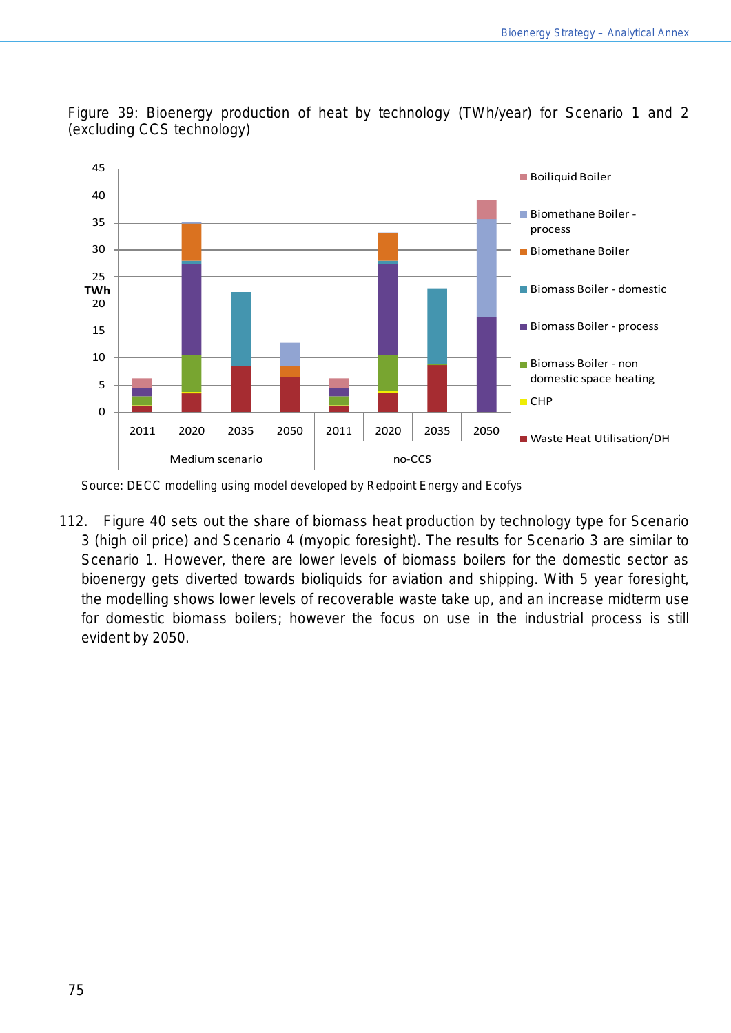Figure 39: Bioenergy production of heat by technology (TWh/year) for Scenario 1 and 2 (excluding CCS technology)

Source: DECC modelling using model developed by Redpoint Energy and Ecofys

112. Figure 40 sets out the share of biomass heat production by technology type for Scenario 3 (high oil price) and Scenario 4 (myopic foresight). The results for Scenario 3 are similar to Scenario 1. However, there are lower levels of biomass boilers for the domestic sector as bioenergy gets diverted towards bioliquids for aviation and shipping. With 5 year foresight, the modelling shows lower levels of recoverable waste take up, and an increase midterm use for domestic biomass boilers; however the focus on use in the industrial process is still evident by 2050.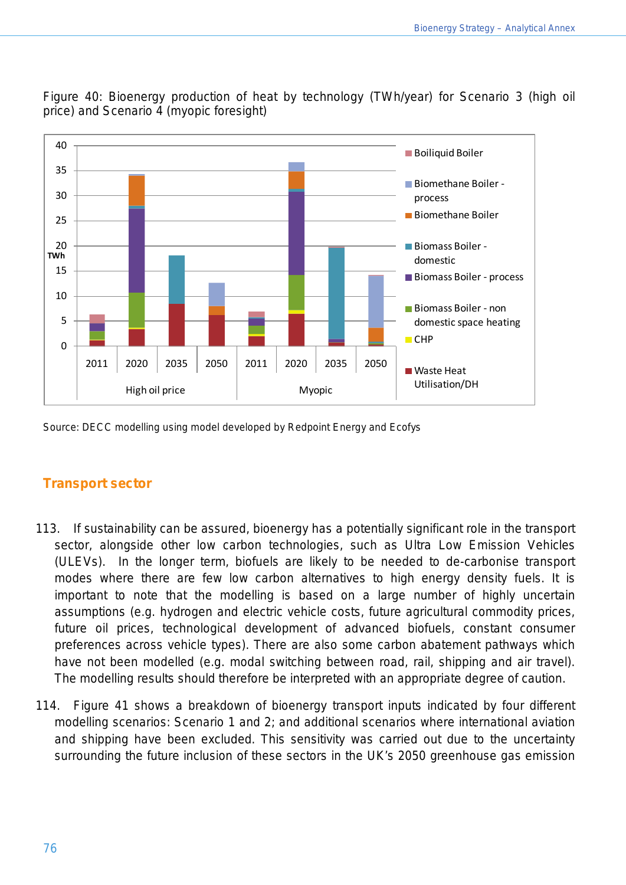Figure 40: Bioenergy production of heat by technology (TWh/year) for Scenario 3 (high oil price) and Scenario 4 (myopic foresight)

Source: DECC modelling using model developed by Redpoint Energy and Ecofys

## Transport sector

113. If sustainability can be assured, bioenergy has a potentially significant role in the transport sector, alongside other low carbon technologies, such as Ultra Low Emission Vehicles (ULEVs). In the longer term, biofuels are likely to be needed to de-carbonise transport modes where there are few low carbon alternatives to high energy density fuels. It is important to note that the modelling is based on a large number of highly uncertain assumptions (e.g. hydrogen and electric vehicle costs, future agricultural commodity prices, future oil prices, technological development of advanced biofuels, constant consumer preferences across vehicle types). There are also some carbon abatement pathways which have not been modelled (e.g. modal switching between road, rail, shipping and air travel). The modelling results should therefore be interpreted with an appropriate degree of caution.

114. Figure 41 shows a breakdown of bioenergy transport inputs indicated by four different modelling scenarios: Scenario 1 and 2; and additional scenarios where international aviation and shipping have been excluded. This sensitivity was carried out due to the uncertainty surrounding the future inclusion of these sectors in the UK's 2050 greenhouse gas emission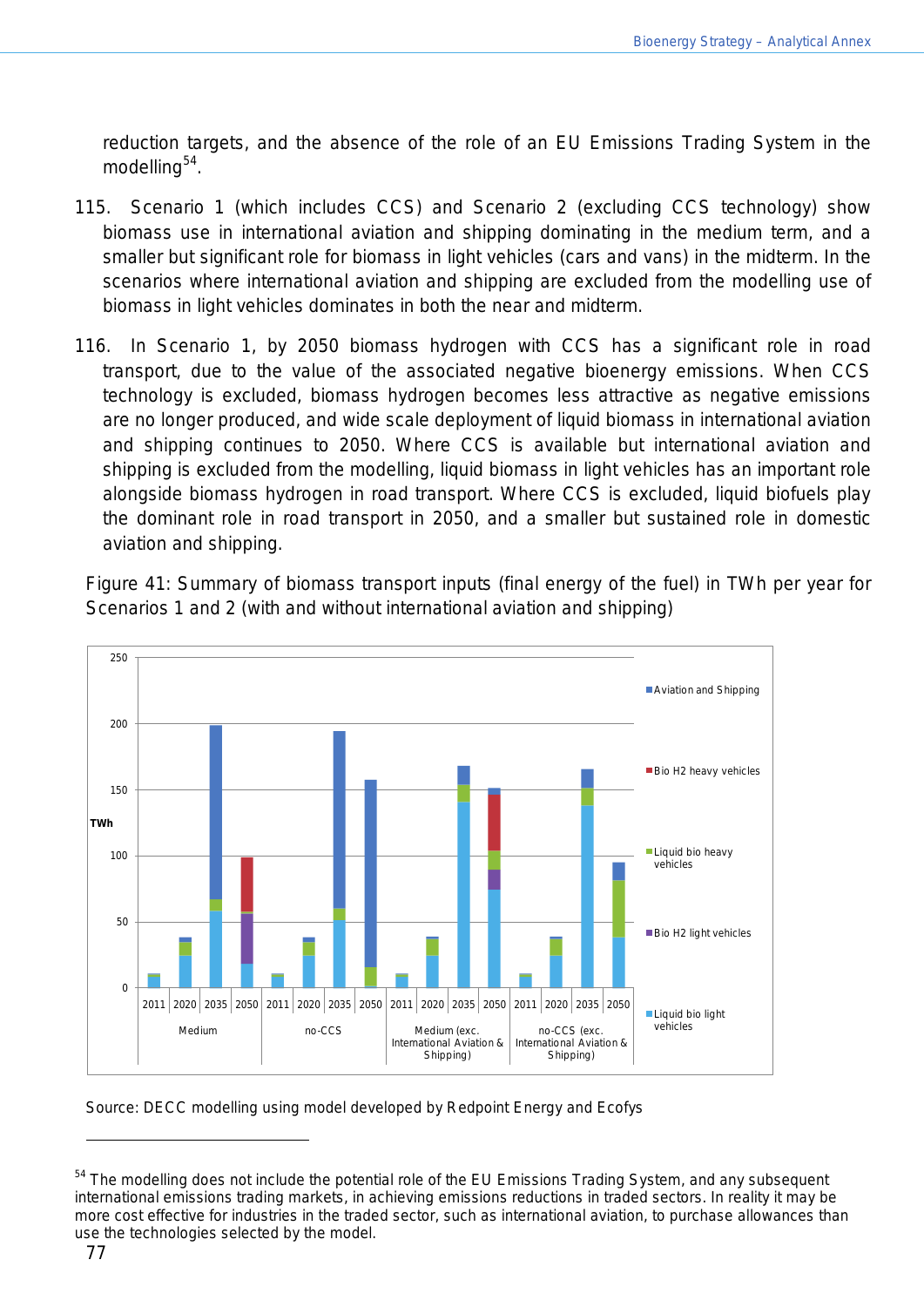reduction targets, and the absence of the role of an EU Emissions Trading System in the modelling[54].

115. Scenario 1 (which includes CCS) and Scenario 2 (excluding CCS technology) show biomass use in international aviation and shipping dominating in the medium term, and a smaller but significant role for biomass in light vehicles (cars and vans) in the midterm. In the scenarios where international aviation and shipping are excluded from the modelling use of biomass in light vehicles dominates in both the near and midterm.

116. In Scenario 1, by 2050 biomass hydrogen with CCS has a significant role in road transport, due to the value of the associated negative bioenergy emissions. When CCS technology is excluded, biomass hydrogen becomes less attractive as negative emissions are no longer produced, and wide scale deployment of liquid biomass in international aviation and shipping continues to 2050. Where CCS is available but international aviation and shipping is excluded from the modelling, liquid biomass in light vehicles has an important role alongside biomass hydrogen in road transport. Where CCS is excluded, liquid biofuels play the dominant role in road transport in 2050, and a smaller but sustained role in domestic aviation and shipping.

Figure 41: Summary of biomass transport inputs (final energy of the fuel) in TWh per year for Scenarios 1 and 2 (with and without international aviation and shipping)

Source: DECC modelling using model developed by Redpoint Energy and Ecofys

[54] The modelling does not include the potential role of the EU Emissions Trading System, and any subsequent international emissions trading markets, in achieving emissions reductions in traded sectors. In reality it may be more cost effective for industries in the traded sector, such as international aviation, to purchase allowances than use the technologies selected by the model.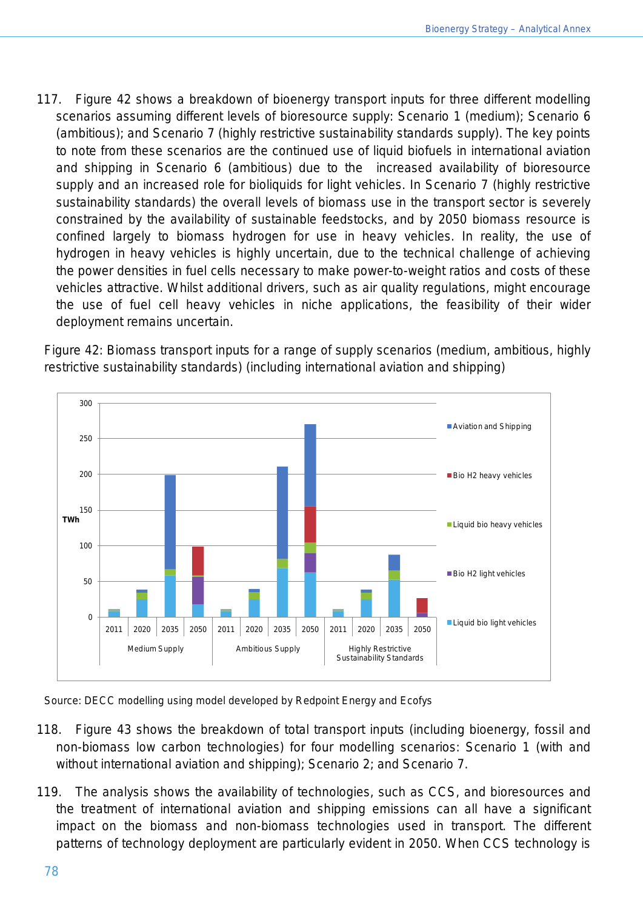117. Figure 42 shows a breakdown of bioenergy transport inputs for three different modelling scenarios assuming different levels of bioresource supply: Scenario 1 (medium); Scenario 6 (ambitious); and Scenario 7 (highly restrictive sustainability standards supply). The key points to note from these scenarios are the continued use of liquid biofuels in international aviation and shipping in Scenario 6 (ambitious) due to the increased availability of bioresource supply and an increased role for bioliquids for light vehicles. In Scenario 7 (highly restrictive sustainability standards) the overall levels of biomass use in the transport sector is severely constrained by the availability of sustainable feedstocks, and by 2050 biomass resource is confined largely to biomass hydrogen for use in heavy vehicles. In reality, the use of hydrogen in heavy vehicles is highly uncertain, due to the technical challenge of achieving the power densities in fuel cells necessary to make power-to-weight ratios and costs of these vehicles attractive. Whilst additional drivers, such as air quality regulations, might encourage the use of fuel cell heavy vehicles in niche applications, the feasibility of their wider deployment remains uncertain.

Figure 42: Biomass transport inputs for a range of supply scenarios (medium, ambitious, highly restrictive sustainability standards) (including international aviation and shipping)

Source: DECC modelling using model developed by Redpoint Energy and Ecofys

118. Figure 43 shows the breakdown of total transport inputs (including bioenergy, fossil and non-biomass low carbon technologies) for four modelling scenarios: Scenario 1 (with and without international aviation and shipping); Scenario 2; and Scenario 7.

119. The analysis shows the availability of technologies, such as CCS, and bioresources and the treatment of international aviation and shipping emissions can all have a significant impact on the biomass and non-biomass technologies used in transport. The different patterns of technology deployment are particularly evident in 2050. When CCS technology is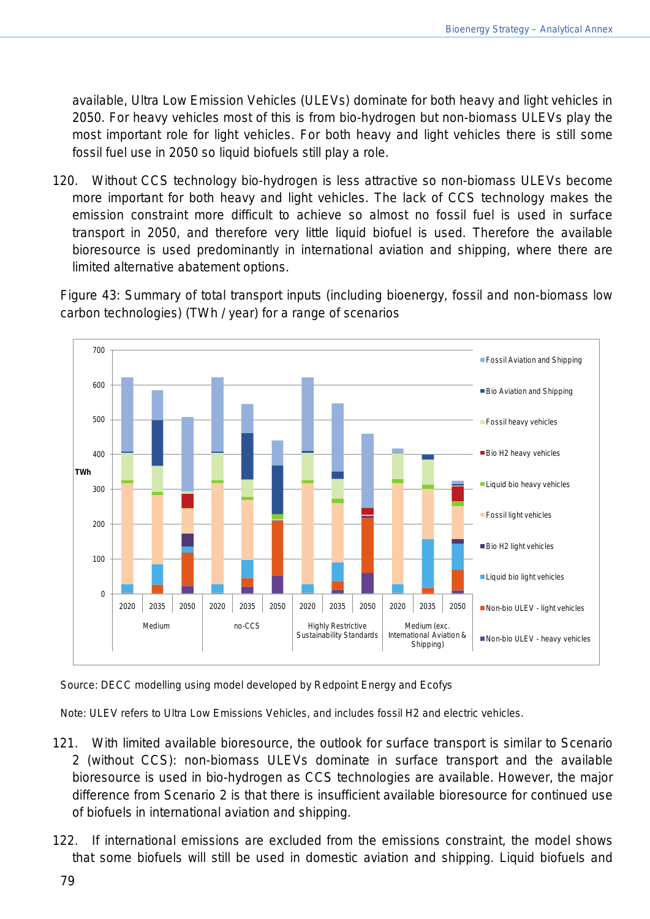available, Ultra Low Emission Vehicles (ULEVs) dominate for both heavy and light vehicles in 2050. For heavy vehicles most of this is from bio-hydrogen but non-biomass ULEVs play the most important role for light vehicles. For both heavy and light vehicles there is still some fossil fuel use in 2050 so liquid biofuels still play a role.

120. Without CCS technology bio-hydrogen is less attractive so non-biomass ULEVs become more important for both heavy and light vehicles. The lack of CCS technology makes the emission constraint more difficult to achieve so almost no fossil fuel is used in surface transport in 2050, and therefore very little liquid biofuel is used. Therefore the available bioresource is used predominantly in international aviation and shipping, where there are limited alternative abatement options.

Figure 43: Summary of total transport inputs (including bioenergy, fossil and non-biomass low carbon technologies) (TWh / year) for a range of scenarios

Source: DECC modelling using model developed by Redpoint Energy and Ecofys

Note: ULEV refers to Ultra Low Emissions Vehicles, and includes fossil H2 and electric vehicles.

121. With limited available bioresource, the outlook for surface transport is similar to Scenario 2 (without CCS): non-biomass ULEVs dominate in surface transport and the available bioresource is used in bio-hydrogen as CCS technologies are available. However, the major difference from Scenario 2 is that there is insufficient available bioresource for continued use of biofuels in international aviation and shipping.

122. If international emissions are excluded from the emissions constraint, the model shows that some biofuels will still be used in domestic aviation and shipping. Liquid biofuels and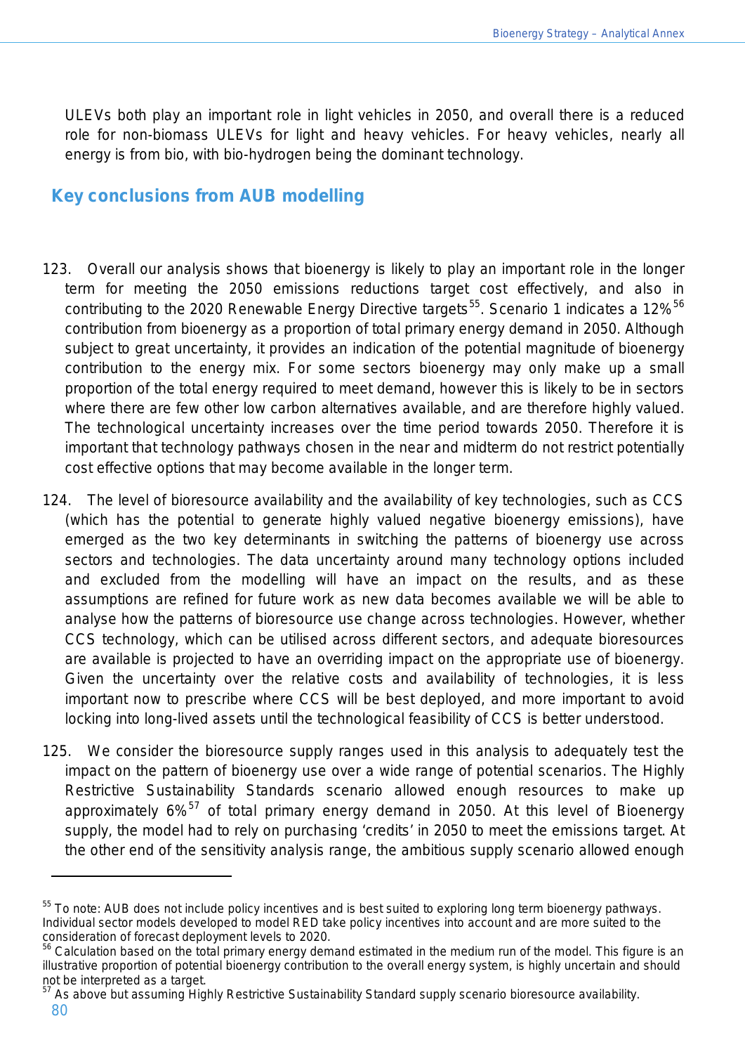ULEVs both play an important role in light vehicles in 2050, and overall there is a reduced role for non-biomass ULEVs for light and heavy vehicles. For heavy vehicles, nearly all energy is from bio, with bio-hydrogen being the dominant technology.

## Key conclusions from AUB modelling

123. Overall our analysis shows that bioenergy is likely to play an important role in the longer term for meeting the 2050 emissions reductions target cost effectively, and also in contributing to the 2020 Renewable Energy Directive targets[55]. Scenario 1 indicates a 12%[56] contribution from bioenergy as a proportion of total primary energy demand in 2050. Although subject to great uncertainty, it provides an indication of the potential magnitude of bioenergy contribution to the energy mix. For some sectors bioenergy may only make up a small proportion of the total energy required to meet demand, however this is likely to be in sectors where there are few other low carbon alternatives available, and are therefore highly valued. The technological uncertainty increases over the time period towards 2050. Therefore it is important that technology pathways chosen in the near and midterm do not restrict potentially cost effective options that may become available in the longer term.

124. The level of bioresource availability and the availability of key technologies, such as CCS (which has the potential to generate highly valued negative bioenergy emissions), have emerged as the two key determinants in switching the patterns of bioenergy use across sectors and technologies. The data uncertainty around many technology options included and excluded from the modelling will have an impact on the results, and as these assumptions are refined for future work as new data becomes available we will be able to analyse how the patterns of bioresource use change across technologies. However, whether CCS technology, which can be utilised across different sectors, and adequate bioresources are available is projected to have an overriding impact on the appropriate use of bioenergy. Given the uncertainty over the relative costs and availability of technologies, it is less important now to prescribe where CCS will be best deployed, and more important to avoid locking into long-lived assets until the technological feasibility of CCS is better understood.

125. We consider the bioresource supply ranges used in this analysis to adequately test the impact on the pattern of bioenergy use over a wide range of potential scenarios. The Highly Restrictive Sustainability Standards scenario allowed enough resources to make up approximately 6%[57] of total primary energy demand in 2050. At this level of Bioenergy supply, the model had to rely on purchasing 'credits' in 2050 to meet the emissions target. At the other end of the sensitivity analysis range, the ambitious supply scenario allowed enough

---

[55] To note: AUB does not include policy incentives and is best suited to exploring long term bioenergy pathways. Individual sector models developed to model RED take policy incentives into account and are more suited to the consideration of forecast deployment levels to 2020.

[56] Calculation based on the total primary energy demand estimated in the medium run of the model. This figure is an illustrative proportion of potential bioenergy contribution to the overall energy system, is highly uncertain and should not be interpreted as a target.

[57] As above but assuming Highly Restrictive Sustainability Standard supply scenario bioresource availability.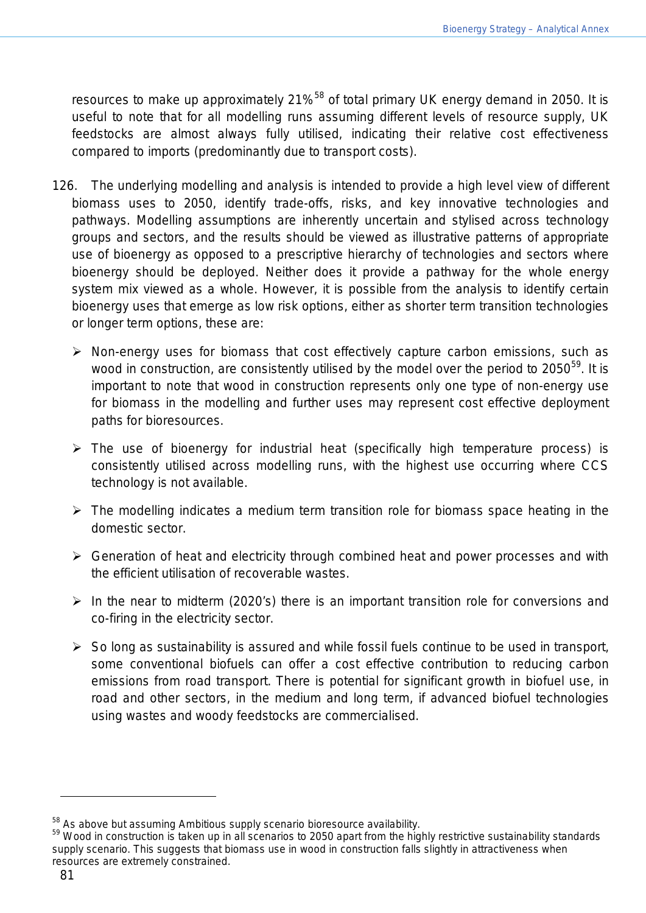resources to make up approximately 21%[58] of total primary UK energy demand in 2050. It is useful to note that for all modelling runs assuming different levels of resource supply, UK feedstocks are almost always fully utilised, indicating their relative cost effectiveness compared to imports (predominantly due to transport costs).

126. The underlying modelling and analysis is intended to provide a high level view of different biomass uses to 2050, identify trade-offs, risks, and key innovative technologies and pathways. Modelling assumptions are inherently uncertain and stylised across technology groups and sectors, and the results should be viewed as illustrative patterns of appropriate use of bioenergy as opposed to a prescriptive hierarchy of technologies and sectors where bioenergy should be deployed. Neither does it provide a pathway for the whole energy system mix viewed as a whole. However, it is possible from the analysis to identify certain bioenergy uses that emerge as low risk options, either as shorter term transition technologies or longer term options, these are:

- Non-energy uses for biomass that cost effectively capture carbon emissions, such as wood in construction, are consistently utilised by the model over the period to 2050[59]. It is important to note that wood in construction represents only one type of non-energy use for biomass in the modelling and further uses may represent cost effective deployment paths for bioresources.
- The use of bioenergy for industrial heat (specifically high temperature process) is consistently utilised across modelling runs, with the highest use occurring where CCS technology is not available.
- The modelling indicates a medium term transition role for biomass space heating in the domestic sector.
- Generation of heat and electricity through combined heat and power processes and with the efficient utilisation of recoverable wastes.
- In the near to midterm (2020's) there is an important transition role for conversions and co-firing in the electricity sector.
- So long as sustainability is assured and while fossil fuels continue to be used in transport, some conventional biofuels can offer a cost effective contribution to reducing carbon emissions from road transport. There is potential for significant growth in biofuel use, in road and other sectors, in the medium and long term, if advanced biofuel technologies using wastes and woody feedstocks are commercialised.

---

[58] As above but assuming Ambitious supply scenario bioresource availability.

[59] Wood in construction is taken up in all scenarios to 2050 apart from the highly restrictive sustainability standards supply scenario. This suggests that biomass use in wood in construction falls slightly in attractiveness when resources are extremely constrained.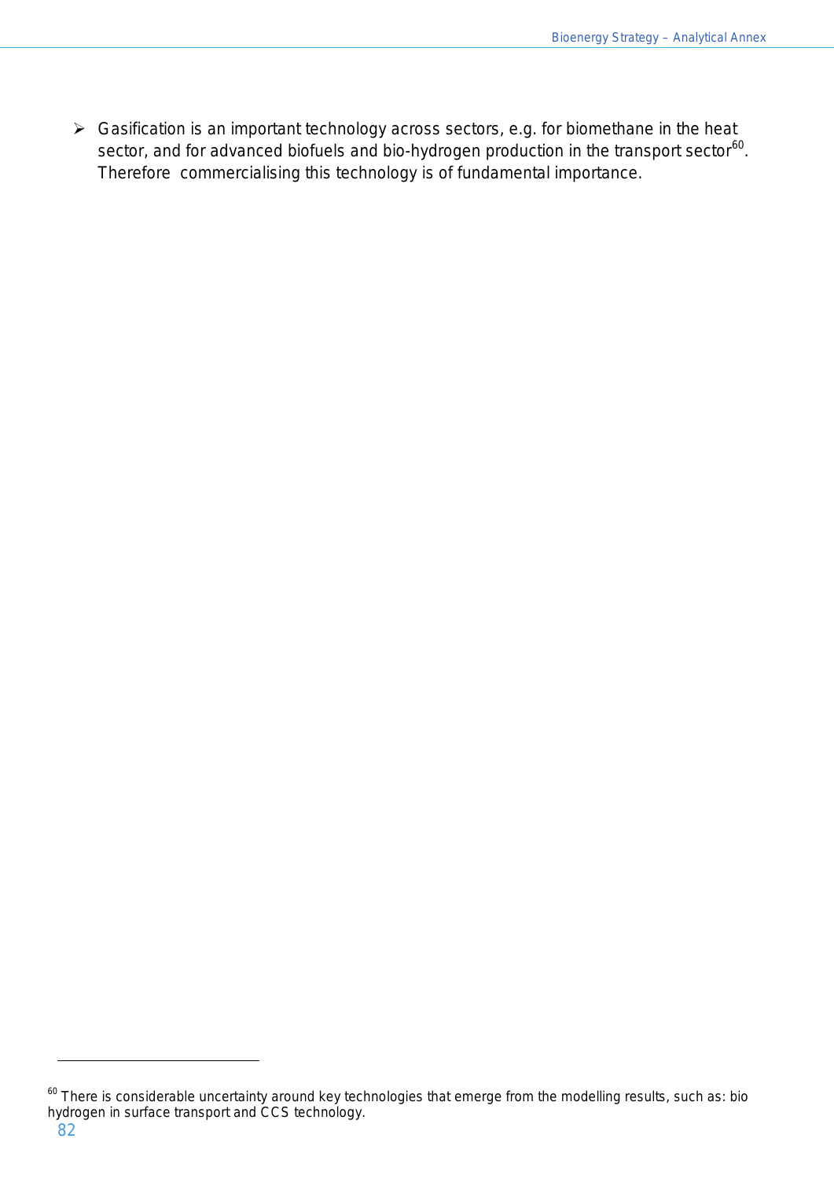- Gasification is an important technology across sectors, e.g. for biomethane in the heat sector, and for advanced biofuels and bio-hydrogen production in the transport sector[60]. Therefore commercialising this technology is of fundamental importance.

[60] There is considerable uncertainty around key technologies that emerge from the modelling results, such as: bio hydrogen in surface transport and CCS technology.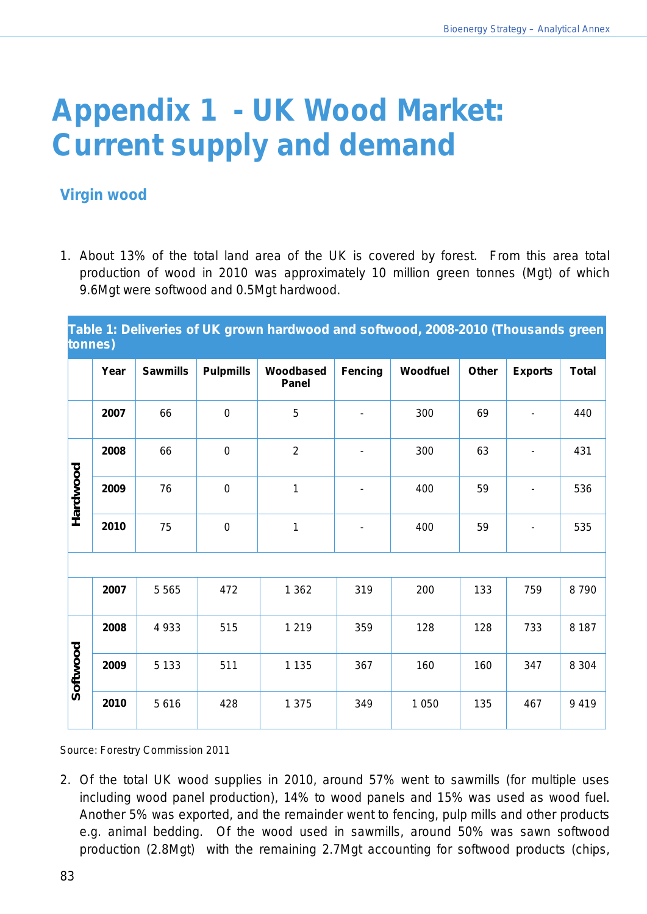# Appendix 1 - UK Wood Market: Current supply and demand

## Virgin wood

1. About 13% of the total land area of the UK is covered by forest. From this area total production of wood in 2010 was approximately 10 million green tonnes (Mgt) of which 9.6Mgt were softwood and 0.5Mgt hardwood.

**Table 1: Deliveries of UK grown hardwood and softwood, 2008-2010 (Thousands green tonnes)**

| | Year | Sawmills | Pulpmills | Woodbased Panel | Fencing | Woodfuel | Other | Exports | Total |
|---|---|---|---|---|---|---|---|---|---|
| | 2007 | 66 | 0 | 5 | - | 300 | 69 | - | 440 |
| Hardwood | 2008 | 66 | 0 | 2 | - | 300 | 63 | - | 431 |
| | 2009 | 76 | 0 | 1 | - | 400 | 59 | - | 536 |
| | 2010 | 75 | 0 | 1 | - | 400 | 59 | - | 535 |
| | | | | | | | | | |
| | 2007 | 5 565 | 472 | 1 362 | 319 | 200 | 133 | 759 | 8 790 |
| Softwood | 2008 | 4 933 | 515 | 1 219 | 359 | 128 | 128 | 733 | 8 187 |
| | 2009 | 5 133 | 511 | 1 135 | 367 | 160 | 160 | 347 | 8 304 |
| | 2010 | 5 616 | 428 | 1 375 | 349 | 1 050 | 135 | 467 | 9 419 |

Source: Forestry Commission 2011

2. Of the total UK wood supplies in 2010, around 57% went to sawmills (for multiple uses including wood panel production), 14% to wood panels and 15% was used as wood fuel. Another 5% was exported, and the remainder went to fencing, pulp mills and other products e.g. animal bedding. Of the wood used in sawmills, around 50% was sawn softwood production (2.8Mgt) with the remaining 2.7Mgt accounting for softwood products (chips,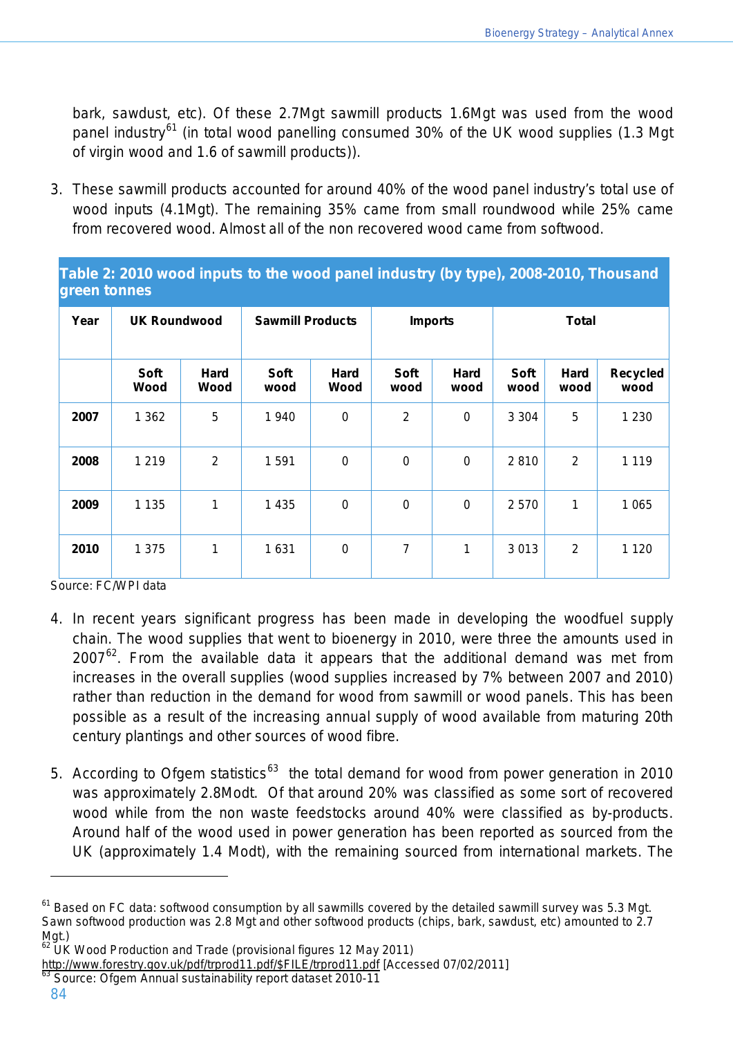bark, sawdust, etc). Of these 2.7Mgt sawmill products 1.6Mgt was used from the wood panel industry[61] (in total wood panelling consumed 30% of the UK wood supplies (1.3 Mgt of virgin wood and 1.6 of sawmill products)).

3. These sawmill products accounted for around 40% of the wood panel industry's total use of wood inputs (4.1Mgt). The remaining 35% came from small roundwood while 25% came from recovered wood. Almost all of the non recovered wood came from softwood.

**Table 2: 2010 wood inputs to the wood panel industry (by type), 2008-2010, Thousand green tonnes**

| Year | UK Roundwood | | Sawmill Products | | Imports | | Total | | |
|---|---|---|---|---|---|---|---|---|---|
| | Soft Wood | Hard Wood | Soft wood | Hard Wood | Soft wood | Hard wood | Soft wood | Hard wood | Recycled wood |
| **2007** | 1 362 | 5 | 1 940 | 0 | 2 | 0 | 3 304 | 5 | 1 230 |
| **2008** | 1 219 | 2 | 1 591 | 0 | 0 | 0 | 2 810 | 2 | 1 119 |
| **2009** | 1 135 | 1 | 1 435 | 0 | 0 | 0 | 2 570 | 1 | 1 065 |
| **2010** | 1 375 | 1 | 1 631 | 0 | 7 | 1 | 3 013 | 2 | 1 120 |

Source: FC/WPI data

4. In recent years significant progress has been made in developing the woodfuel supply chain. The wood supplies that went to bioenergy in 2010, were three the amounts used in 2007[62]. From the available data it appears that the additional demand was met from increases in the overall supplies (wood supplies increased by 7% between 2007 and 2010) rather than reduction in the demand for wood from sawmill or wood panels. This has been possible as a result of the increasing annual supply of wood available from maturing 20th century plantings and other sources of wood fibre.

5. According to Ofgem statistics[63] the total demand for wood from power generation in 2010 was approximately 2.8Modt. Of that around 20% was classified as some sort of recovered wood while from the non waste feedstocks around 40% were classified as by-products. Around half of the wood used in power generation has been reported as sourced from the UK (approximately 1.4 Modt), with the remaining sourced from international markets. The

---

[61] Based on FC data: softwood consumption by all sawmills covered by the detailed sawmill survey was 5.3 Mgt. Sawn softwood production was 2.8 Mgt and other softwood products (chips, bark, sawdust, etc) amounted to 2.7 Mgt.)

[62] UK Wood Production and Trade (provisional figures 12 May 2011) http://www.forestry.gov.uk/pdf/trprod11.pdf/$FILE/trprod11.pdf [Accessed 07/02/2011]

[63] Source: Ofgem Annual sustainability report dataset 2010-11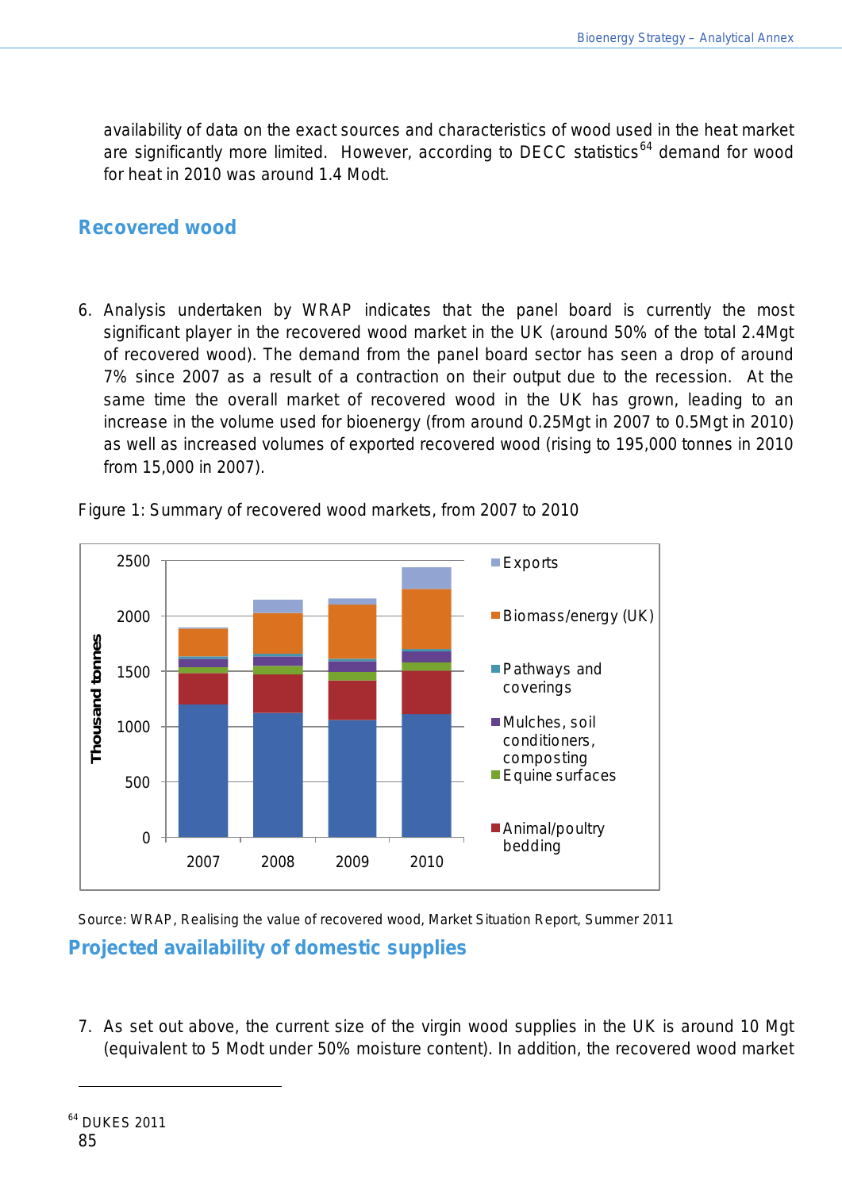availability of data on the exact sources and characteristics of wood used in the heat market are significantly more limited. However, according to DECC statistics[64] demand for wood for heat in 2010 was around 1.4 Modt.

## Recovered wood

6. Analysis undertaken by WRAP indicates that the panel board is currently the most significant player in the recovered wood market in the UK (around 50% of the total 2.4Mgt of recovered wood). The demand from the panel board sector has seen a drop of around 7% since 2007 as a result of a contraction on their output due to the recession. At the same time the overall market of recovered wood in the UK has grown, leading to an increase in the volume used for bioenergy (from around 0.25Mgt in 2007 to 0.5Mgt in 2010) as well as increased volumes of exported recovered wood (rising to 195,000 tonnes in 2010 from 15,000 in 2007).

Figure 1: Summary of recovered wood markets, from 2007 to 2010

Source: WRAP, Realising the value of recovered wood, Market Situation Report, Summer 2011

## Projected availability of domestic supplies

7. As set out above, the current size of the virgin wood supplies in the UK is around 10 Mgt (equivalent to 5 Modt under 50% moisture content). In addition, the recovered wood market

---

[64] DUKES 2011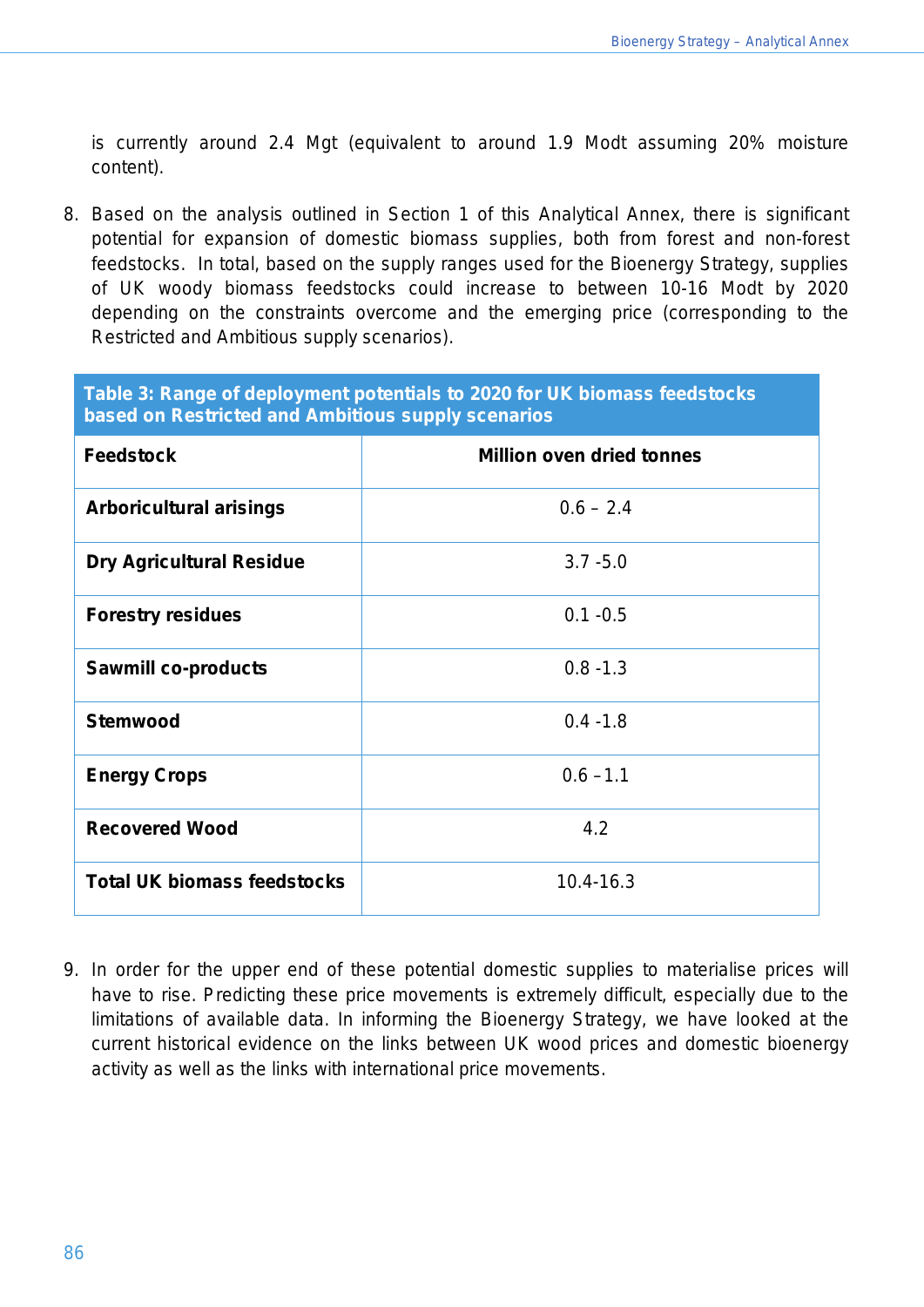is currently around 2.4 Mgt (equivalent to around 1.9 Modt assuming 20% moisture content).

8. Based on the analysis outlined in Section 1 of this Analytical Annex, there is significant potential for expansion of domestic biomass supplies, both from forest and non-forest feedstocks. In total, based on the supply ranges used for the Bioenergy Strategy, supplies of UK woody biomass feedstocks could increase to between 10-16 Modt by 2020 depending on the constraints overcome and the emerging price (corresponding to the Restricted and Ambitious supply scenarios).

**Table 3: Range of deployment potentials to 2020 for UK biomass feedstocks based on Restricted and Ambitious supply scenarios**

| Feedstock | Million oven dried tonnes |
|---|---|
| **Arboricultural arisings** | 0.6 – 2.4 |
| **Dry Agricultural Residue** | 3.7 -5.0 |
| **Forestry residues** | 0.1 -0.5 |
| **Sawmill co-products** | 0.8 -1.3 |
| **Stemwood** | 0.4 -1.8 |
| **Energy Crops** | 0.6 – 1.1 |
| **Recovered Wood** | 4.2 |
| **Total UK biomass feedstocks** | 10.4-16.3 |

9. In order for the upper end of these potential domestic supplies to materialise prices will have to rise. Predicting these price movements is extremely difficult, especially due to the limitations of available data. In informing the Bioenergy Strategy, we have looked at the current historical evidence on the links between UK wood prices and domestic bioenergy activity as well as the links with international price movements.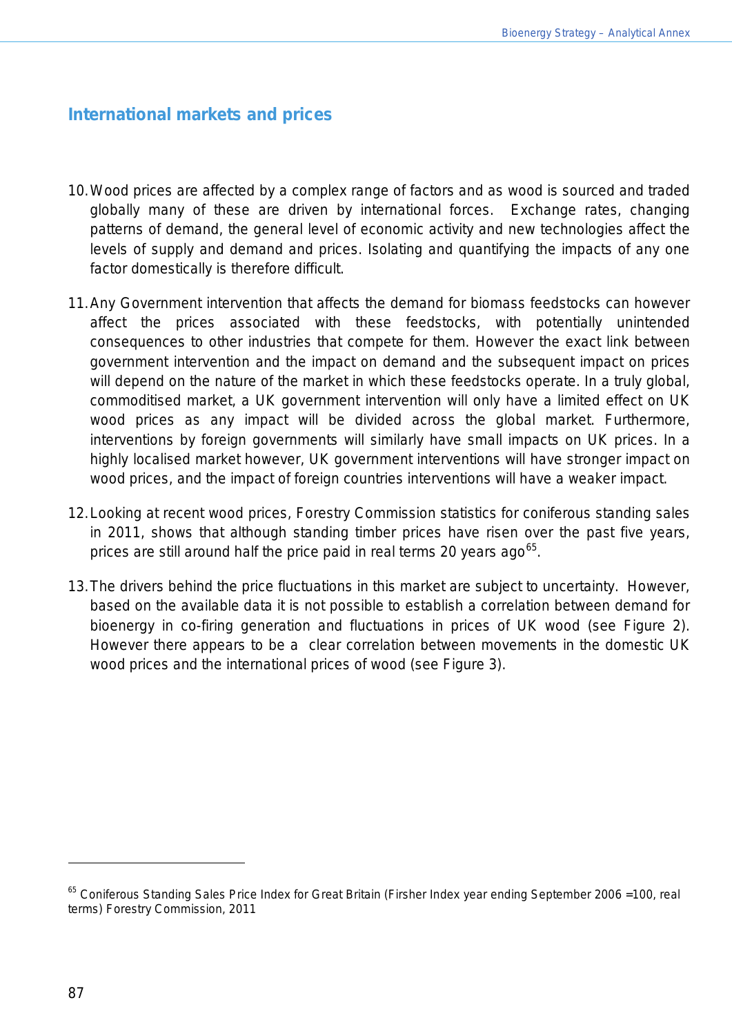## International markets and prices

10. Wood prices are affected by a complex range of factors and as wood is sourced and traded globally many of these are driven by international forces. Exchange rates, changing patterns of demand, the general level of economic activity and new technologies affect the levels of supply and demand and prices. Isolating and quantifying the impacts of any one factor domestically is therefore difficult.

11. Any Government intervention that affects the demand for biomass feedstocks can however affect the prices associated with these feedstocks, with potentially unintended consequences to other industries that compete for them. However the exact link between government intervention and the impact on demand and the subsequent impact on prices will depend on the nature of the market in which these feedstocks operate. In a truly global, commoditised market, a UK government intervention will only have a limited effect on UK wood prices as any impact will be divided across the global market. Furthermore, interventions by foreign governments will similarly have small impacts on UK prices. In a highly localised market however, UK government interventions will have stronger impact on wood prices, and the impact of foreign countries interventions will have a weaker impact.

12. Looking at recent wood prices, Forestry Commission statistics for coniferous standing sales in 2011, shows that although standing timber prices have risen over the past five years, prices are still around half the price paid in real terms 20 years ago[65].

13. The drivers behind the price fluctuations in this market are subject to uncertainty. However, based on the available data it is not possible to establish a correlation between demand for bioenergy in co-firing generation and fluctuations in prices of UK wood (see Figure 2). However there appears to be a clear correlation between movements in the domestic UK wood prices and the international prices of wood (see Figure 3).

---

[65] Coniferous Standing Sales Price Index for Great Britain (Firsher Index year ending September 2006 =100, real terms) Forestry Commission, 2011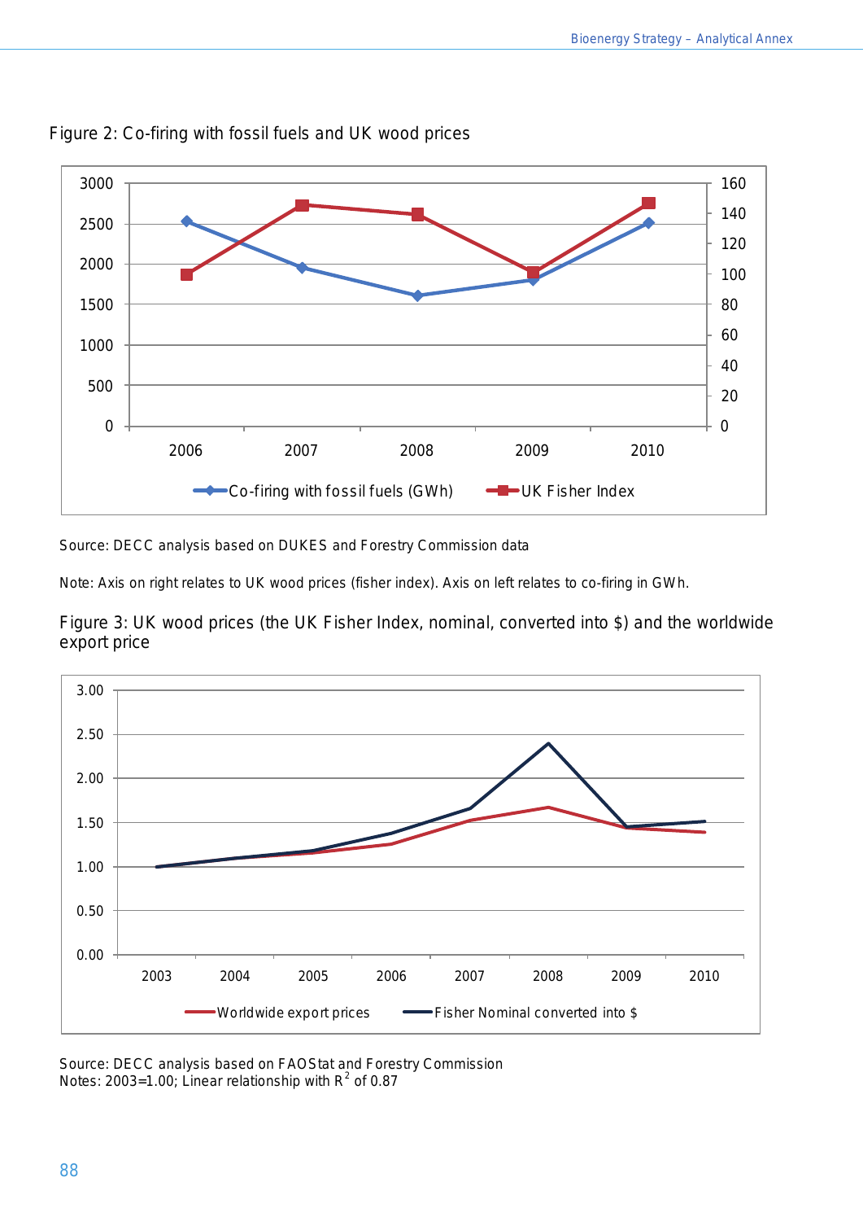Figure 2: Co-firing with fossil fuels and UK wood prices

Source: DECC analysis based on DUKES and Forestry Commission data

Note: Axis on right relates to UK wood prices (fisher index). Axis on left relates to co-firing in GWh.

Figure 3: UK wood prices (the UK Fisher Index, nominal, converted into $) and the worldwide export price

Source: DECC analysis based on FAOStat and Forestry Commission
Notes: 2003=1.00; Linear relationship with $R^2$ of 0.87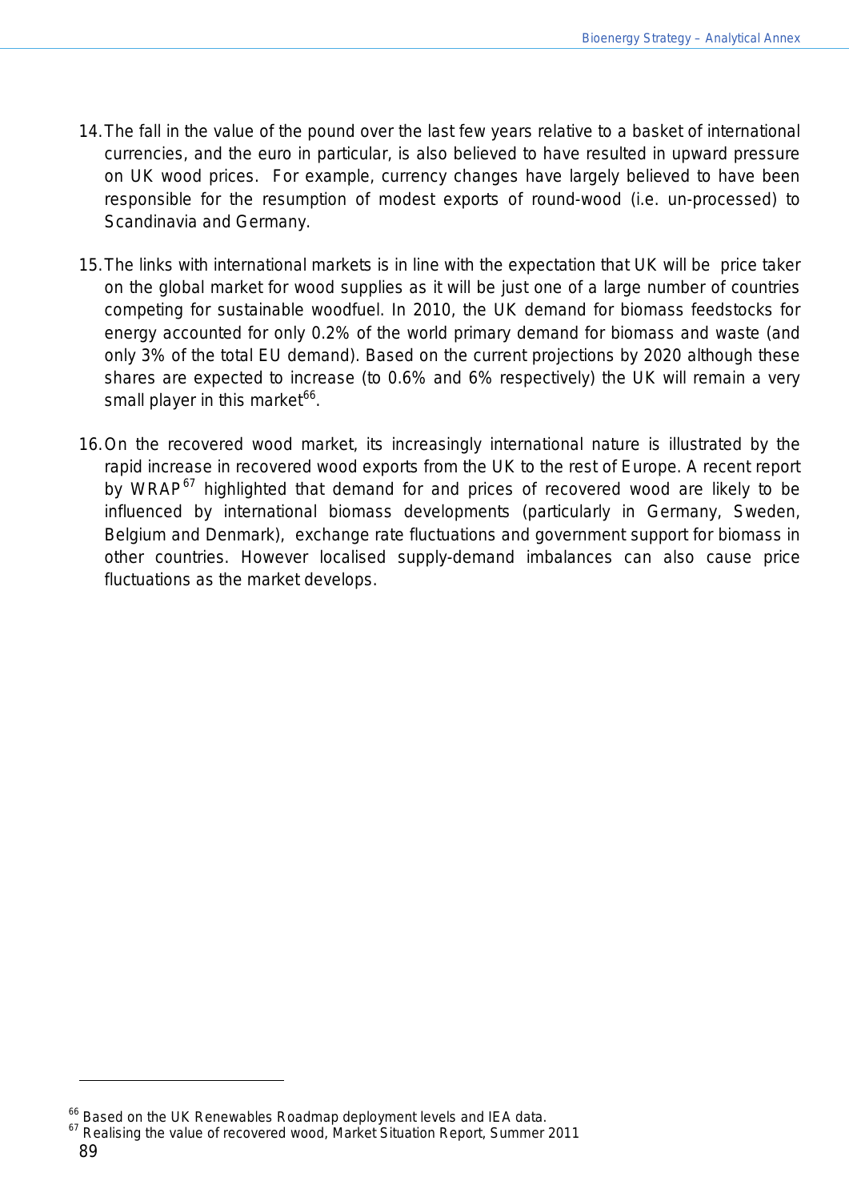14. The fall in the value of the pound over the last few years relative to a basket of international currencies, and the euro in particular, is also believed to have resulted in upward pressure on UK wood prices. For example, currency changes have largely believed to have been responsible for the resumption of modest exports of round-wood (i.e. un-processed) to Scandinavia and Germany.

15. The links with international markets is in line with the expectation that UK will be price taker on the global market for wood supplies as it will be just one of a large number of countries competing for sustainable woodfuel. In 2010, the UK demand for biomass feedstocks for energy accounted for only 0.2% of the world primary demand for biomass and waste (and only 3% of the total EU demand). Based on the current projections by 2020 although these shares are expected to increase (to 0.6% and 6% respectively) the UK will remain a very small player in this market[66].

16. On the recovered wood market, its increasingly international nature is illustrated by the rapid increase in recovered wood exports from the UK to the rest of Europe. A recent report by WRAP[67] highlighted that demand for and prices of recovered wood are likely to be influenced by international biomass developments (particularly in Germany, Sweden, Belgium and Denmark), exchange rate fluctuations and government support for biomass in other countries. However localised supply-demand imbalances can also cause price fluctuations as the market develops.

---

[66] Based on the UK Renewables Roadmap deployment levels and IEA data.

[67] Realising the value of recovered wood, Market Situation Report, Summer 2011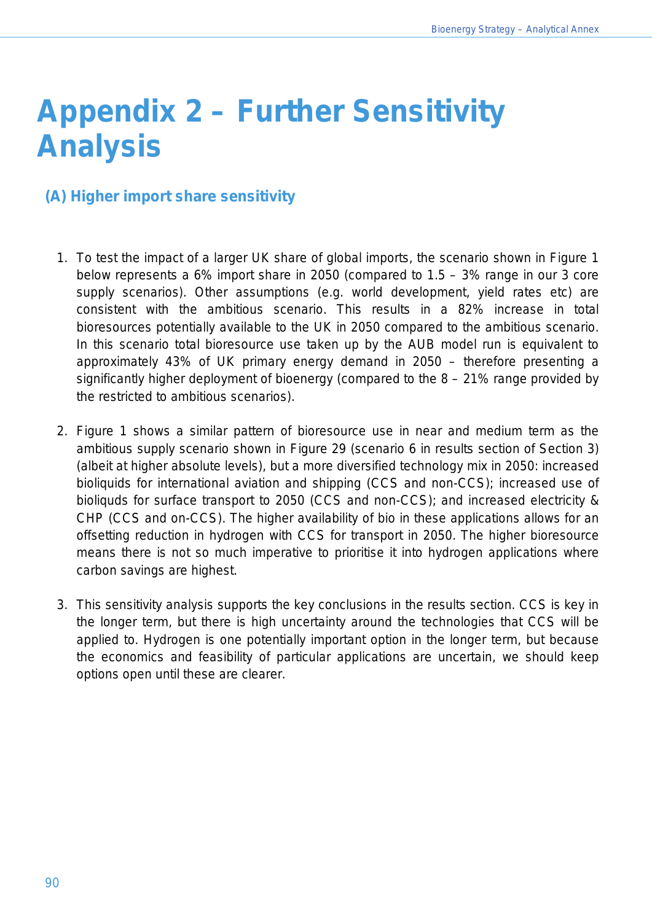# Appendix 2 – Further Sensitivity Analysis

## (A) Higher import share sensitivity

1. To test the impact of a larger UK share of global imports, the scenario shown in Figure 1 below represents a 6% import share in 2050 (compared to 1.5 – 3% range in our 3 core supply scenarios). Other assumptions (e.g. world development, yield rates etc) are consistent with the ambitious scenario. This results in a 82% increase in total bioresources potentially available to the UK in 2050 compared to the ambitious scenario. In this scenario total bioresource use taken up by the AUB model run is equivalent to approximately 43% of UK primary energy demand in 2050 – therefore presenting a significantly higher deployment of bioenergy (compared to the 8 – 21% range provided by the restricted to ambitious scenarios).

2. Figure 1 shows a similar pattern of bioresource use in near and medium term as the ambitious supply scenario shown in Figure 29 (scenario 6 in results section of Section 3) (albeit at higher absolute levels), but a more diversified technology mix in 2050: increased bioliquids for international aviation and shipping (CCS and non-CCS); increased use of bioliquds for surface transport to 2050 (CCS and non-CCS); and increased electricity & CHP (CCS and on-CCS). The higher availability of bio in these applications allows for an offsetting reduction in hydrogen with CCS for transport in 2050. The higher bioresource means there is not so much imperative to prioritise it into hydrogen applications where carbon savings are highest.

3. This sensitivity analysis supports the key conclusions in the results section. CCS is key in the longer term, but there is high uncertainty around the technologies that CCS will be applied to. Hydrogen is one potentially important option in the longer term, but because the economics and feasibility of particular applications are uncertain, we should keep options open until these are clearer.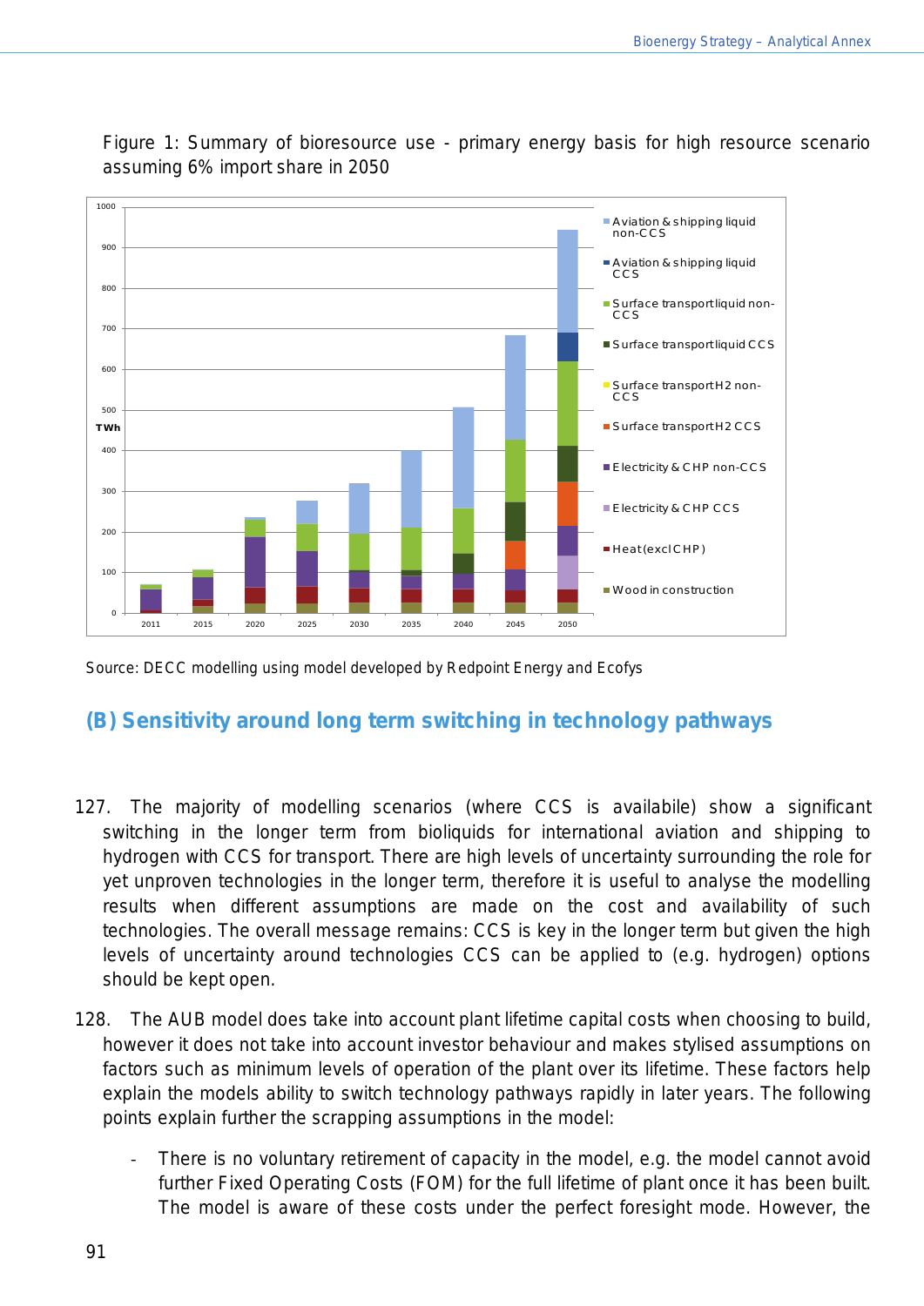Figure 1: Summary of bioresource use - primary energy basis for high resource scenario assuming 6% import share in 2050

Source: DECC modelling using model developed by Redpoint Energy and Ecofys

## (B) Sensitivity around long term switching in technology pathways

127. The majority of modelling scenarios (where CCS is availabile) show a significant switching in the longer term from bioliquids for international aviation and shipping to hydrogen with CCS for transport. There are high levels of uncertainty surrounding the role for yet unproven technologies in the longer term, therefore it is useful to analyse the modelling results when different assumptions are made on the cost and availability of such technologies. The overall message remains: CCS is key in the longer term but given the high levels of uncertainty around technologies CCS can be applied to (e.g. hydrogen) options should be kept open.

128. The AUB model does take into account plant lifetime capital costs when choosing to build, however it does not take into account investor behaviour and makes stylised assumptions on factors such as minimum levels of operation of the plant over its lifetime. These factors help explain the models ability to switch technology pathways rapidly in later years. The following points explain further the scrapping assumptions in the model:

- There is no voluntary retirement of capacity in the model, e.g. the model cannot avoid further Fixed Operating Costs (FOM) for the full lifetime of plant once it has been built. The model is aware of these costs under the perfect foresight mode. However, the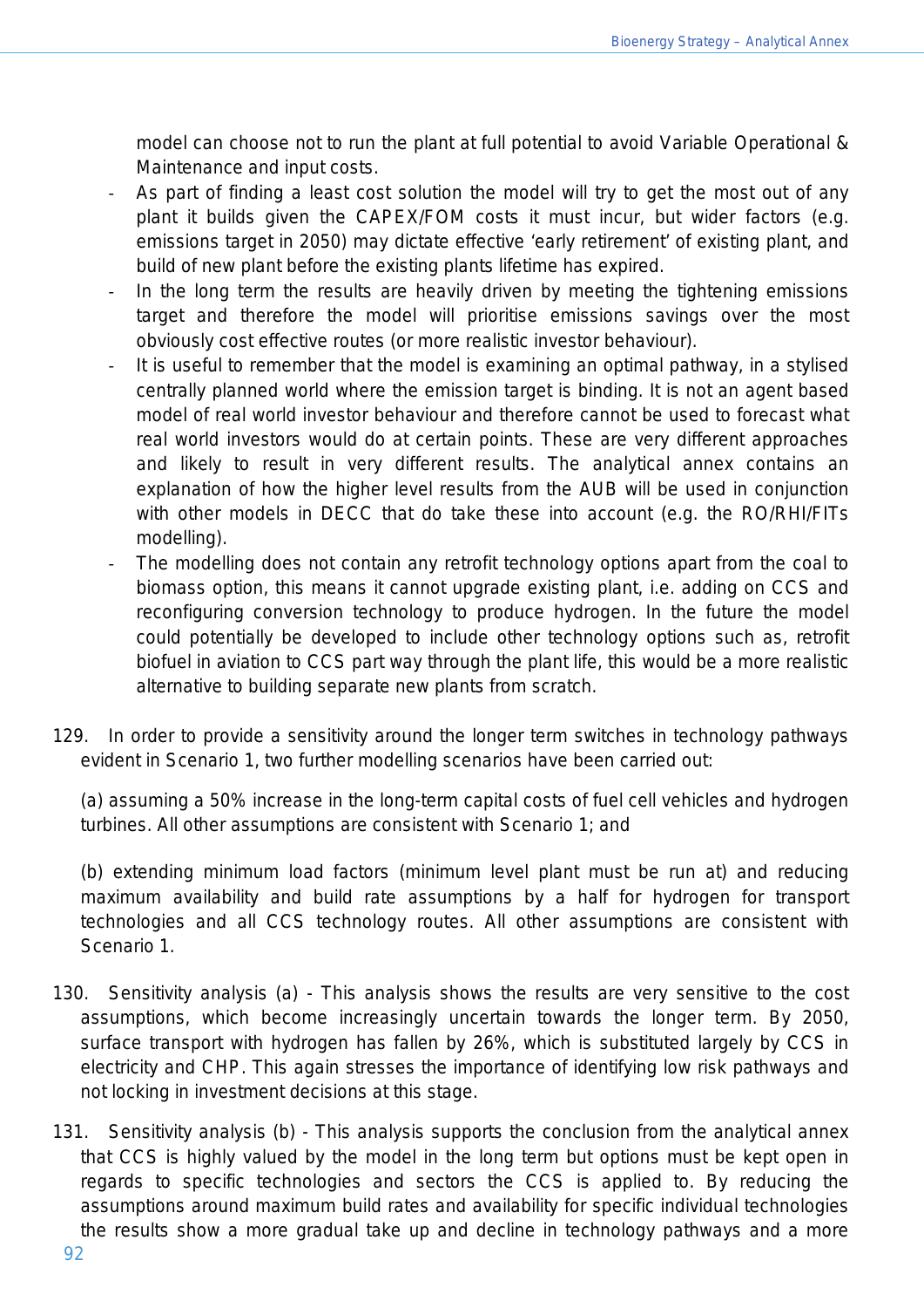model can choose not to run the plant at full potential to avoid Variable Operational & Maintenance and input costs.

- As part of finding a least cost solution the model will try to get the most out of any plant it builds given the CAPEX/FOM costs it must incur, but wider factors (e.g. emissions target in 2050) may dictate effective 'early retirement' of existing plant, and build of new plant before the existing plants lifetime has expired.
- In the long term the results are heavily driven by meeting the tightening emissions target and therefore the model will prioritise emissions savings over the most obviously cost effective routes (or more realistic investor behaviour).
- It is useful to remember that the model is examining an optimal pathway, in a stylised centrally planned world where the emission target is binding. It is not an agent based model of real world investor behaviour and therefore cannot be used to forecast what real world investors would do at certain points. These are very different approaches and likely to result in very different results. The analytical annex contains an explanation of how the higher level results from the AUB will be used in conjunction with other models in DECC that do take these into account (e.g. the RO/RHI/FITs modelling).
- The modelling does not contain any retrofit technology options apart from the coal to biomass option, this means it cannot upgrade existing plant, i.e. adding on CCS and reconfiguring conversion technology to produce hydrogen. In the future the model could potentially be developed to include other technology options such as, retrofit biofuel in aviation to CCS part way through the plant life, this would be a more realistic alternative to building separate new plants from scratch.

129. In order to provide a sensitivity around the longer term switches in technology pathways evident in Scenario 1, two further modelling scenarios have been carried out:

(a) assuming a 50% increase in the long-term capital costs of fuel cell vehicles and hydrogen turbines. All other assumptions are consistent with Scenario 1; and

(b) extending minimum load factors (minimum level plant must be run at) and reducing maximum availability and build rate assumptions by a half for hydrogen for transport technologies and all CCS technology routes. All other assumptions are consistent with Scenario 1.

130. Sensitivity analysis (a) - This analysis shows the results are very sensitive to the cost assumptions, which become increasingly uncertain towards the longer term. By 2050, surface transport with hydrogen has fallen by 26%, which is substituted largely by CCS in electricity and CHP. This again stresses the importance of identifying low risk pathways and not locking in investment decisions at this stage.

131. Sensitivity analysis (b) - This analysis supports the conclusion from the analytical annex that CCS is highly valued by the model in the long term but options must be kept open in regards to specific technologies and sectors the CCS is applied to. By reducing the assumptions around maximum build rates and availability for specific individual technologies the results show a more gradual take up and decline in technology pathways and a more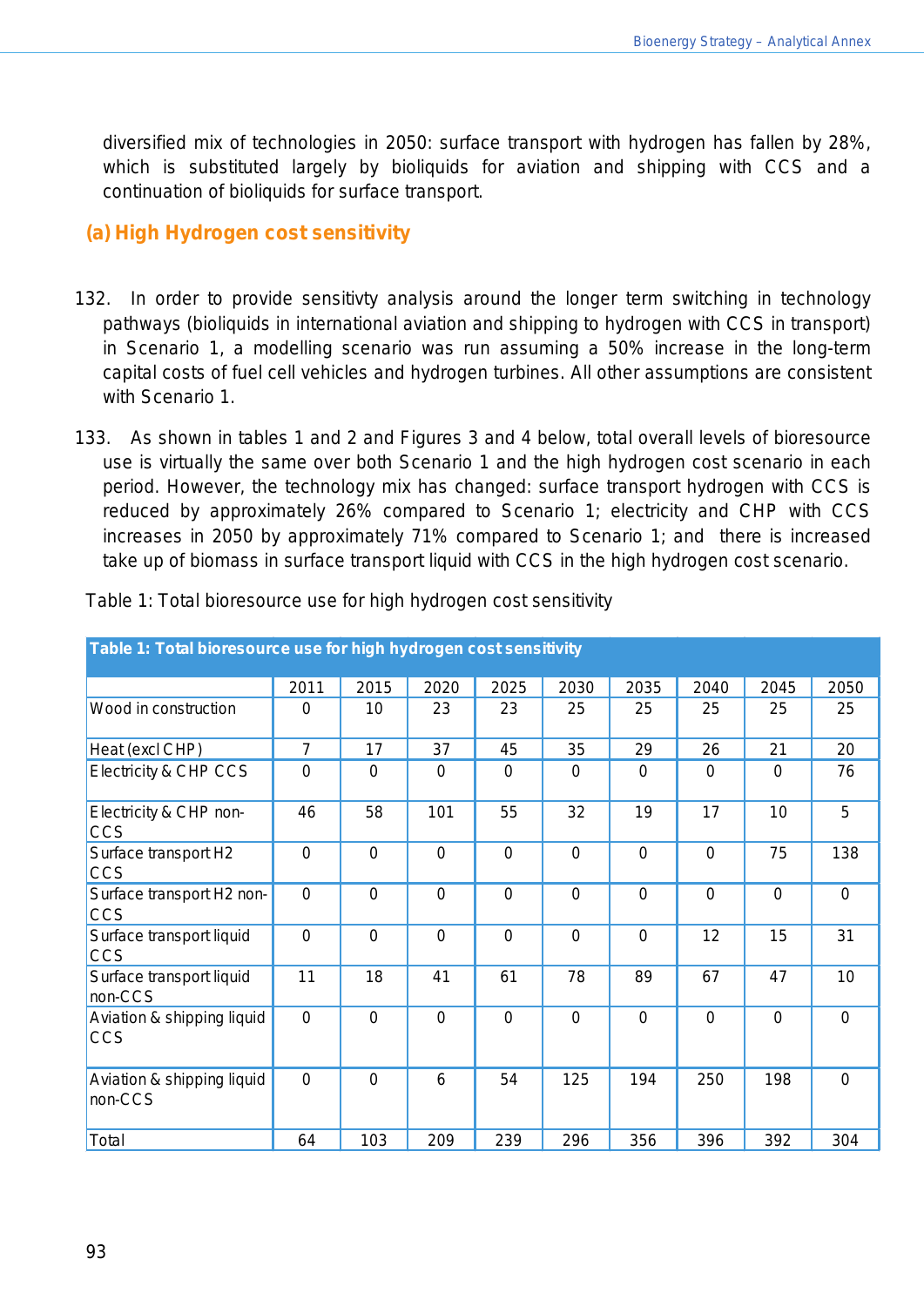diversified mix of technologies in 2050: surface transport with hydrogen has fallen by 28%, which is substituted largely by bioliquids for aviation and shipping with CCS and a continuation of bioliquids for surface transport.

### (a) High Hydrogen cost sensitivity

132. In order to provide sensitivty analysis around the longer term switching in technology pathways (bioliquids in international aviation and shipping to hydrogen with CCS in transport) in Scenario 1, a modelling scenario was run assuming a 50% increase in the long-term capital costs of fuel cell vehicles and hydrogen turbines. All other assumptions are consistent with Scenario 1.

133. As shown in tables 1 and 2 and Figures 3 and 4 below, total overall levels of bioresource use is virtually the same over both Scenario 1 and the high hydrogen cost scenario in each period. However, the technology mix has changed: surface transport hydrogen with CCS is reduced by approximately 26% compared to Scenario 1; electricity and CHP with CCS increases in 2050 by approximately 71% compared to Scenario 1; and there is increased take up of biomass in surface transport liquid with CCS in the high hydrogen cost scenario.

Table 1: Total bioresource use for high hydrogen cost sensitivity

| Table 1: Total bioresource use for high hydrogen cost sensitivity | 2011 | 2015 | 2020 | 2025 | 2030 | 2035 | 2040 | 2045 | 2050 |
|---|---|---|---|---|---|---|---|---|---|
| Wood in construction | 0 | 10 | 23 | 23 | 25 | 25 | 25 | 25 | 25 |
| Heat (excl CHP) | 7 | 17 | 37 | 45 | 35 | 29 | 26 | 21 | 20 |
| Electricity & CHP CCS | 0 | 0 | 0 | 0 | 0 | 0 | 0 | 0 | 76 |
| Electricity & CHP non-CCS | 46 | 58 | 101 | 55 | 32 | 19 | 17 | 10 | 5 |
| Surface transport H2 CCS | 0 | 0 | 0 | 0 | 0 | 0 | 0 | 75 | 138 |
| Surface transport H2 non-CCS | 0 | 0 | 0 | 0 | 0 | 0 | 0 | 0 | 0 |
| Surface transport liquid CCS | 0 | 0 | 0 | 0 | 0 | 0 | 12 | 15 | 31 |
| Surface transport liquid non-CCS | 11 | 18 | 41 | 61 | 78 | 89 | 67 | 47 | 10 |
| Aviation & shipping liquid CCS | 0 | 0 | 0 | 0 | 0 | 0 | 0 | 0 | 0 |
| Aviation & shipping liquid non-CCS | 0 | 0 | 6 | 54 | 125 | 194 | 250 | 198 | 0 |
| Total | 64 | 103 | 209 | 239 | 296 | 356 | 396 | 392 | 304 |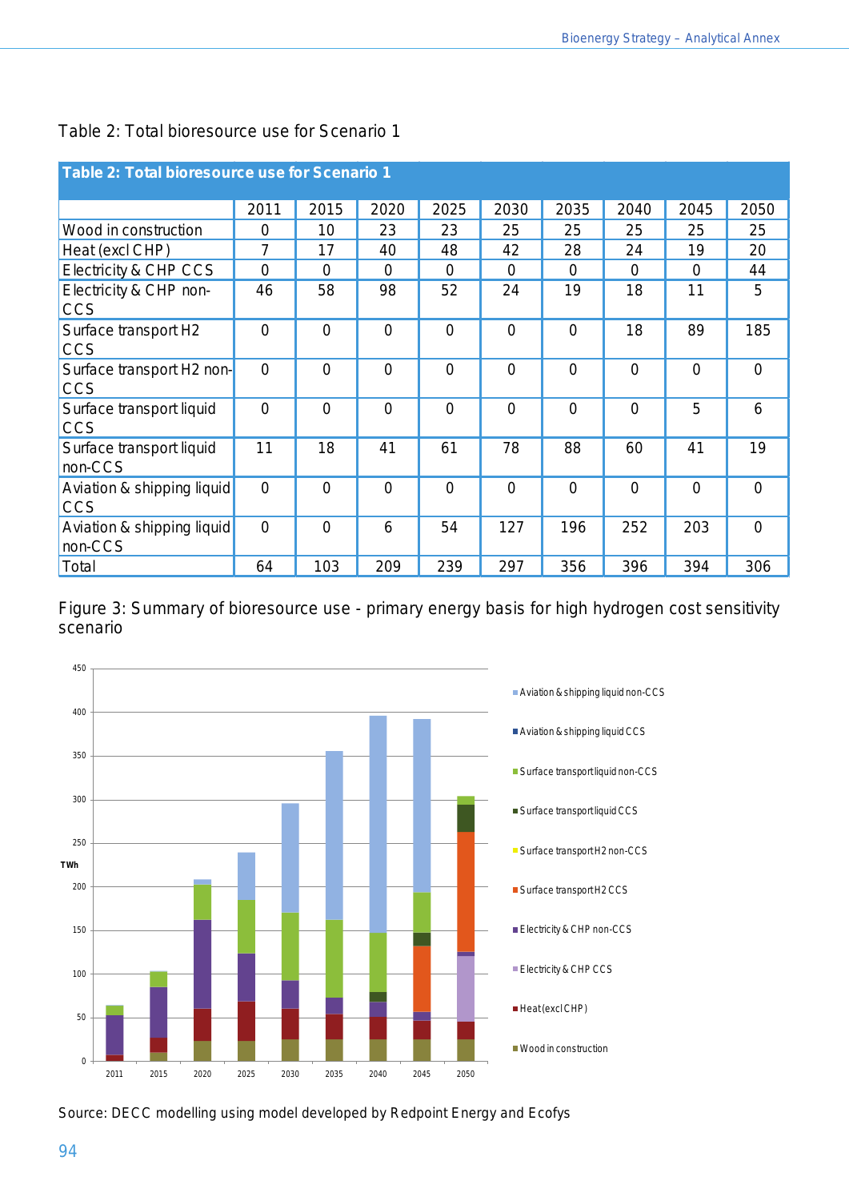Table 2: Total bioresource use for Scenario 1

**Table 2: Total bioresource use for Scenario 1**

| | 2011 | 2015 | 2020 | 2025 | 2030 | 2035 | 2040 | 2045 | 2050 |
|---|---|---|---|---|---|---|---|---|---|
| Wood in construction | 0 | 10 | 23 | 23 | 25 | 25 | 25 | 25 | 25 |
| Heat (excl CHP) | 7 | 17 | 40 | 48 | 42 | 28 | 24 | 19 | 20 |
| Electricity & CHP CCS | 0 | 0 | 0 | 0 | 0 | 0 | 0 | 0 | 44 |
| Electricity & CHP non-CCS | 46 | 58 | 98 | 52 | 24 | 19 | 18 | 11 | 5 |
| Surface transport H2 CCS | 0 | 0 | 0 | 0 | 0 | 0 | 18 | 89 | 185 |
| Surface transport H2 non-CCS | 0 | 0 | 0 | 0 | 0 | 0 | 0 | 0 | 0 |
| Surface transport liquid CCS | 0 | 0 | 0 | 0 | 0 | 0 | 0 | 5 | 6 |
| Surface transport liquid non-CCS | 11 | 18 | 41 | 61 | 78 | 88 | 60 | 41 | 19 |
| Aviation & shipping liquid CCS | 0 | 0 | 0 | 0 | 0 | 0 | 0 | 0 | 0 |
| Aviation & shipping liquid non-CCS | 0 | 0 | 6 | 54 | 127 | 196 | 252 | 203 | 0 |
| Total | 64 | 103 | 209 | 239 | 297 | 356 | 396 | 394 | 306 |

Figure 3: Summary of bioresource use - primary energy basis for high hydrogen cost sensitivity scenario

Source: DECC modelling using model developed by Redpoint Energy and Ecofys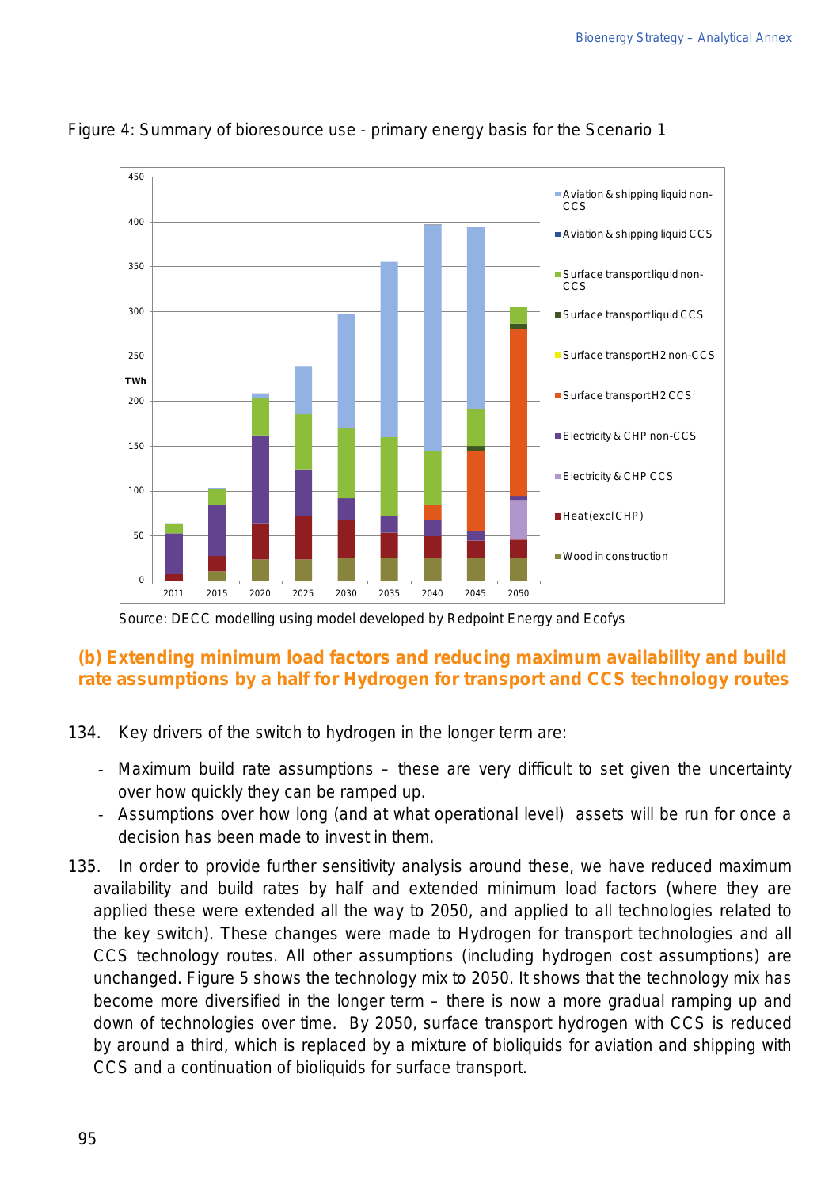Figure 4: Summary of bioresource use - primary energy basis for the Scenario 1

Source: DECC modelling using model developed by Redpoint Energy and Ecofys

## (b) Extending minimum load factors and reducing maximum availability and build rate assumptions by a half for Hydrogen for transport and CCS technology routes

134. Key drivers of the switch to hydrogen in the longer term are:

- Maximum build rate assumptions – these are very difficult to set given the uncertainty over how quickly they can be ramped up.
- Assumptions over how long (and at what operational level) assets will be run for once a decision has been made to invest in them.

135. In order to provide further sensitivity analysis around these, we have reduced maximum availability and build rates by half and extended minimum load factors (where they are applied these were extended all the way to 2050, and applied to all technologies related to the key switch). These changes were made to Hydrogen for transport technologies and all CCS technology routes. All other assumptions (including hydrogen cost assumptions) are unchanged. Figure 5 shows the technology mix to 2050. It shows that the technology mix has become more diversified in the longer term – there is now a more gradual ramping up and down of technologies over time. By 2050, surface transport hydrogen with CCS is reduced by around a third, which is replaced by a mixture of bioliquids for aviation and shipping with CCS and a continuation of bioliquids for surface transport.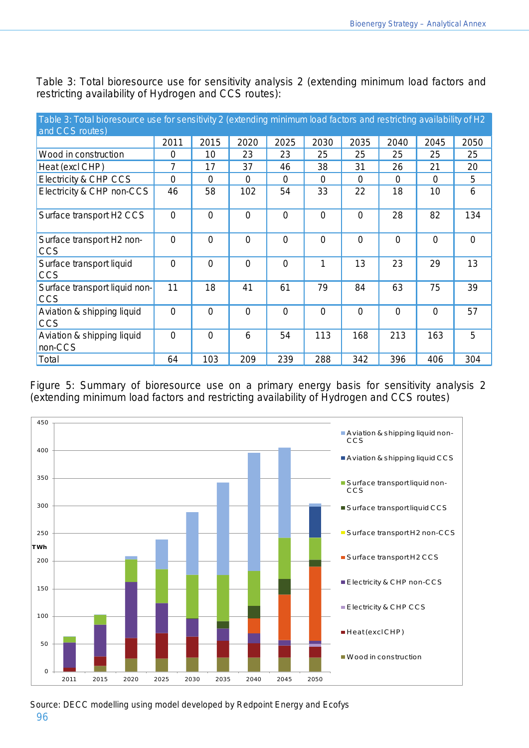Table 3: Total bioresource use for sensitivity analysis 2 (extending minimum load factors and restricting availability of Hydrogen and CCS routes):

| Table 3: Total bioresource use for sensitivity 2 (extending minimum load factors and restricting availability of H2 and CCS routes) | 2011 | 2015 | 2020 | 2025 | 2030 | 2035 | 2040 | 2045 | 2050 |
|---|---|---|---|---|---|---|---|---|---|
| Wood in construction | 0 | 10 | 23 | 23 | 25 | 25 | 25 | 25 | 25 |
| Heat (excl CHP) | 7 | 17 | 37 | 46 | 38 | 31 | 26 | 21 | 20 |
| Electricity & CHP CCS | 0 | 0 | 0 | 0 | 0 | 0 | 0 | 0 | 5 |
| Electricity & CHP non-CCS | 46 | 58 | 102 | 54 | 33 | 22 | 18 | 10 | 6 |
| Surface transport H2 CCS | 0 | 0 | 0 | 0 | 0 | 0 | 28 | 82 | 134 |
| Surface transport H2 non-CCS | 0 | 0 | 0 | 0 | 0 | 0 | 0 | 0 | 0 |
| Surface transport liquid CCS | 0 | 0 | 0 | 0 | 1 | 13 | 23 | 29 | 13 |
| Surface transport liquid non-CCS | 11 | 18 | 41 | 61 | 79 | 84 | 63 | 75 | 39 |
| Aviation & shipping liquid CCS | 0 | 0 | 0 | 0 | 0 | 0 | 0 | 0 | 57 |
| Aviation & shipping liquid non-CCS | 0 | 0 | 6 | 54 | 113 | 168 | 213 | 163 | 5 |
| Total | 64 | 103 | 209 | 239 | 288 | 342 | 396 | 406 | 304 |

Figure 5: Summary of bioresource use on a primary energy basis for sensitivity analysis 2 (extending minimum load factors and restricting availability of Hydrogen and CCS routes)

Source: DECC modelling using model developed by Redpoint Energy and Ecofys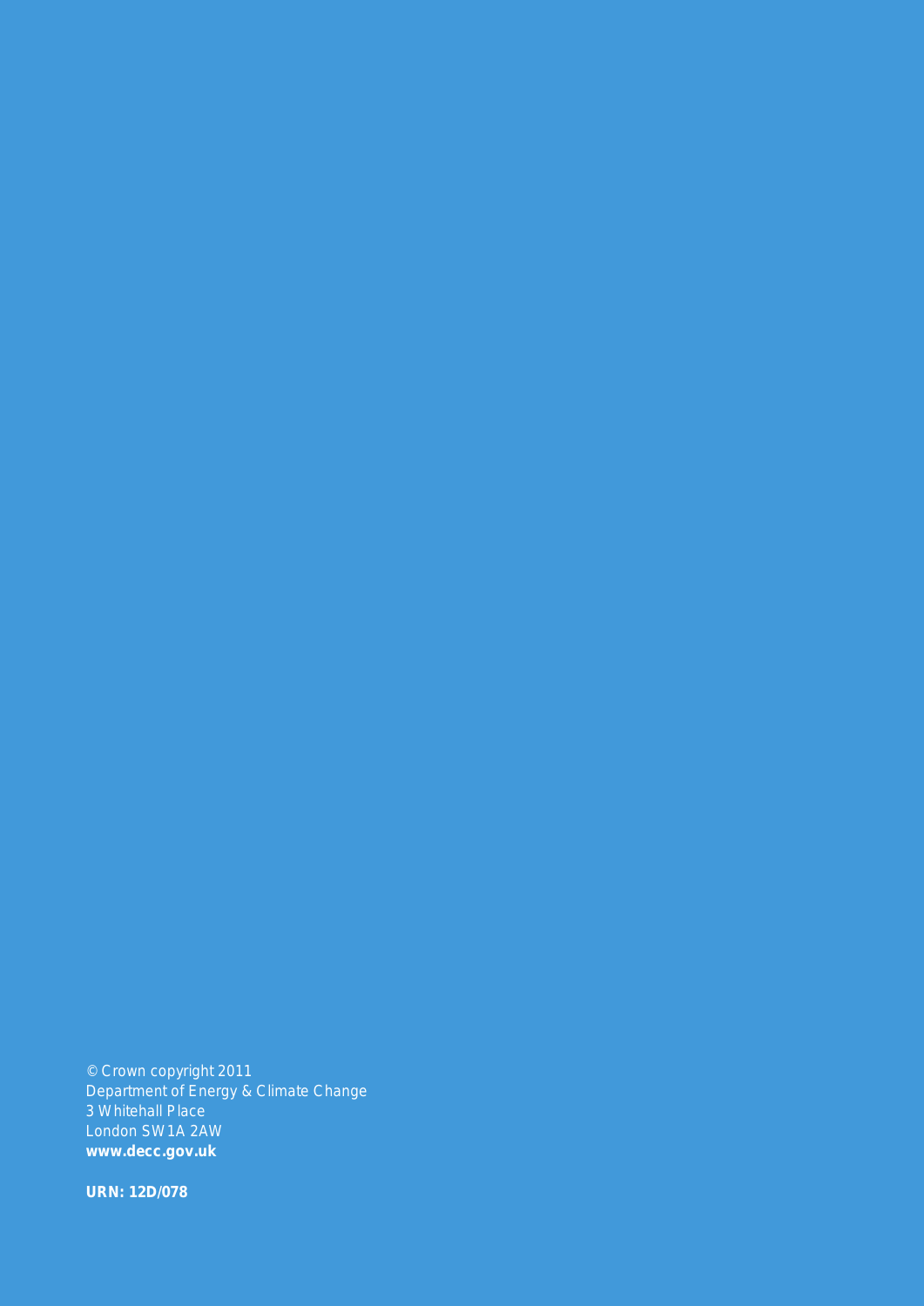© Crown copyright 2011
Department of Energy & Climate Change
3 Whitehall Place
London SW1A 2AW
**www.decc.gov.uk**

**URN: 12D/078**